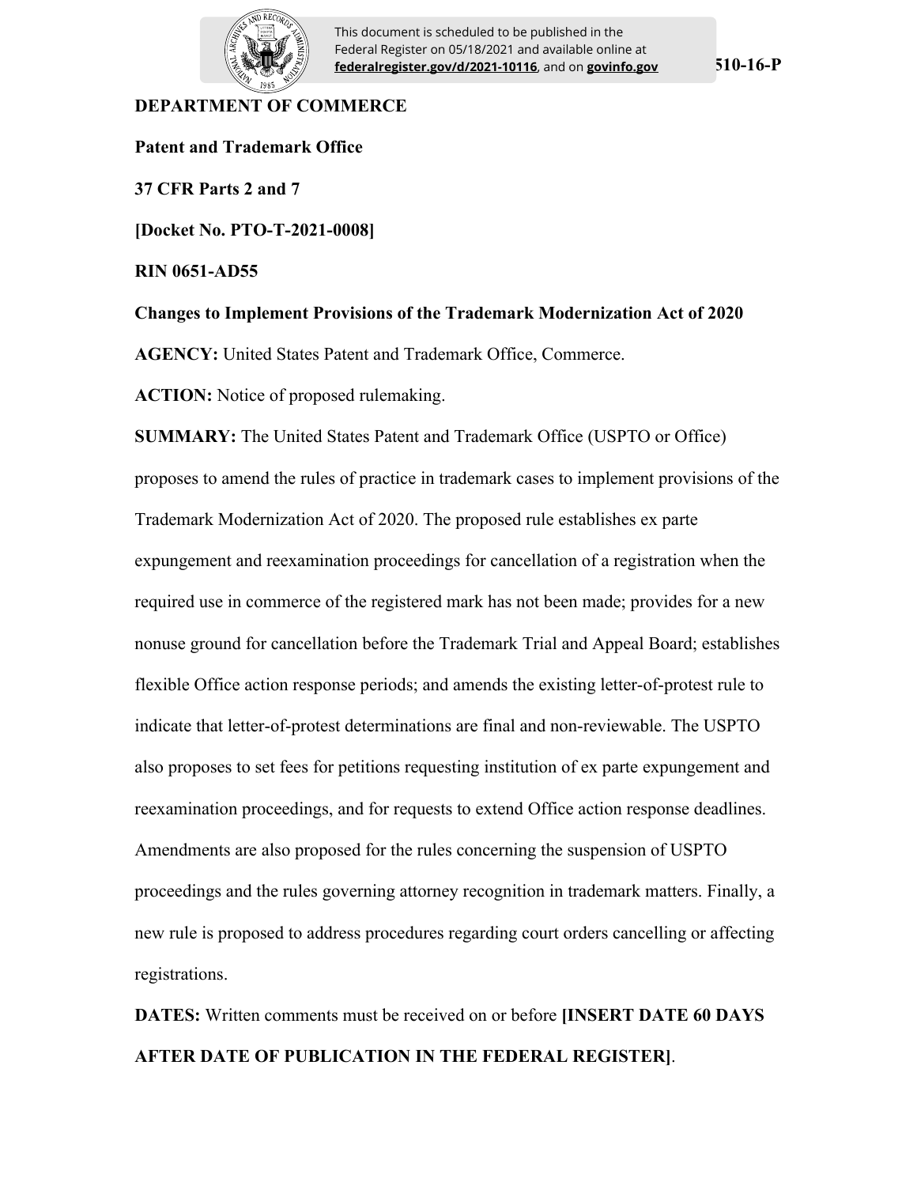This document is scheduled to be published in the Federal Register on 05/18/2021 and available online at **federalregister.gov/d/2021-10116**, and on **govinfo.gov**

**510-16-P**

**DEPARTMENT OF COMMERCE**

**Patent and Trademark Office**

**37 CFR Parts 2 and 7**

**[Docket No. PTO-T-2021-0008]**

**RIN 0651-AD55**

**Changes to Implement Provisions of the Trademark Modernization Act of 2020**

**AGENCY:** United States Patent and Trademark Office, Commerce.

**ACTION:** Notice of proposed rulemaking.

**SUMMARY:** The United States Patent and Trademark Office (USPTO or Office) proposes to amend the rules of practice in trademark cases to implement provisions of the Trademark Modernization Act of 2020. The proposed rule establishes ex parte expungement and reexamination proceedings for cancellation of a registration when the required use in commerce of the registered mark has not been made; provides for a new nonuse ground for cancellation before the Trademark Trial and Appeal Board; establishes flexible Office action response periods; and amends the existing letter-of-protest rule to indicate that letter-of-protest determinations are final and non-reviewable. The USPTO also proposes to set fees for petitions requesting institution of ex parte expungement and reexamination proceedings, and for requests to extend Office action response deadlines. Amendments are also proposed for the rules concerning the suspension of USPTO proceedings and the rules governing attorney recognition in trademark matters. Finally, a new rule is proposed to address procedures regarding court orders cancelling or affecting registrations.

**DATES:** Written comments must be received on or before **[INSERT DATE 60 DAYS AFTER DATE OF PUBLICATION IN THE FEDERAL REGISTER]**.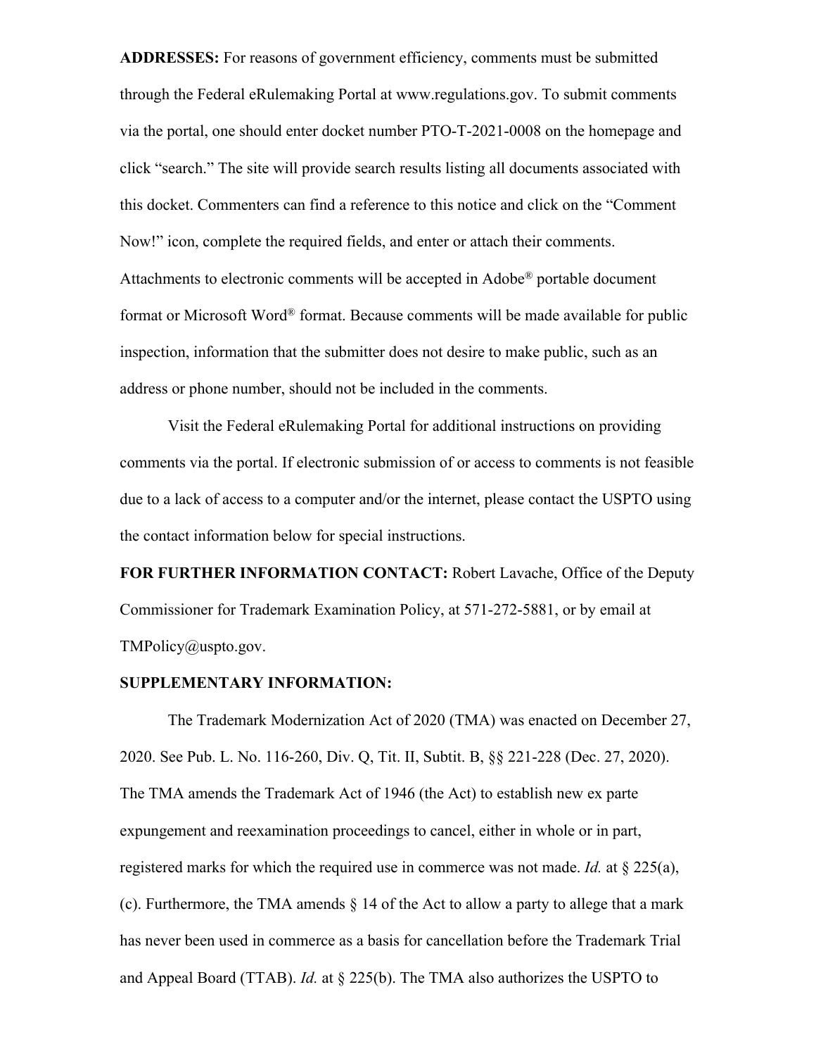**ADDRESSES:** For reasons of government efficiency, comments must be submitted through the Federal eRulemaking Portal at www.regulations.gov. To submit comments via the portal, one should enter docket number PTO-T-2021-0008 on the homepage and click "search." The site will provide search results listing all documents associated with this docket. Commenters can find a reference to this notice and click on the "Comment Now!" icon, complete the required fields, and enter or attach their comments. Attachments to electronic comments will be accepted in Adobe® portable document format or Microsoft Word® format. Because comments will be made available for public inspection, information that the submitter does not desire to make public, such as an address or phone number, should not be included in the comments.

Visit the Federal eRulemaking Portal for additional instructions on providing comments via the portal. If electronic submission of or access to comments is not feasible due to a lack of access to a computer and/or the internet, please contact the USPTO using the contact information below for special instructions.

**FOR FURTHER INFORMATION CONTACT:** Robert Lavache, Office of the Deputy Commissioner for Trademark Examination Policy, at 571-272-5881, or by email at TMPolicy@uspto.gov.

**SUPPLEMENTARY INFORMATION:**

The Trademark Modernization Act of 2020 (TMA) was enacted on December 27, 2020. See Pub. L. No. 116-260, Div. Q, Tit. II, Subtit. B, §§ 221-228 (Dec. 27, 2020). The TMA amends the Trademark Act of 1946 (the Act) to establish new ex parte expungement and reexamination proceedings to cancel, either in whole or in part, registered marks for which the required use in commerce was not made. *Id.* at § 225(a), (c). Furthermore, the TMA amends § 14 of the Act to allow a party to allege that a mark has never been used in commerce as a basis for cancellation before the Trademark Trial and Appeal Board (TTAB). *Id.* at § 225(b). The TMA also authorizes the USPTO to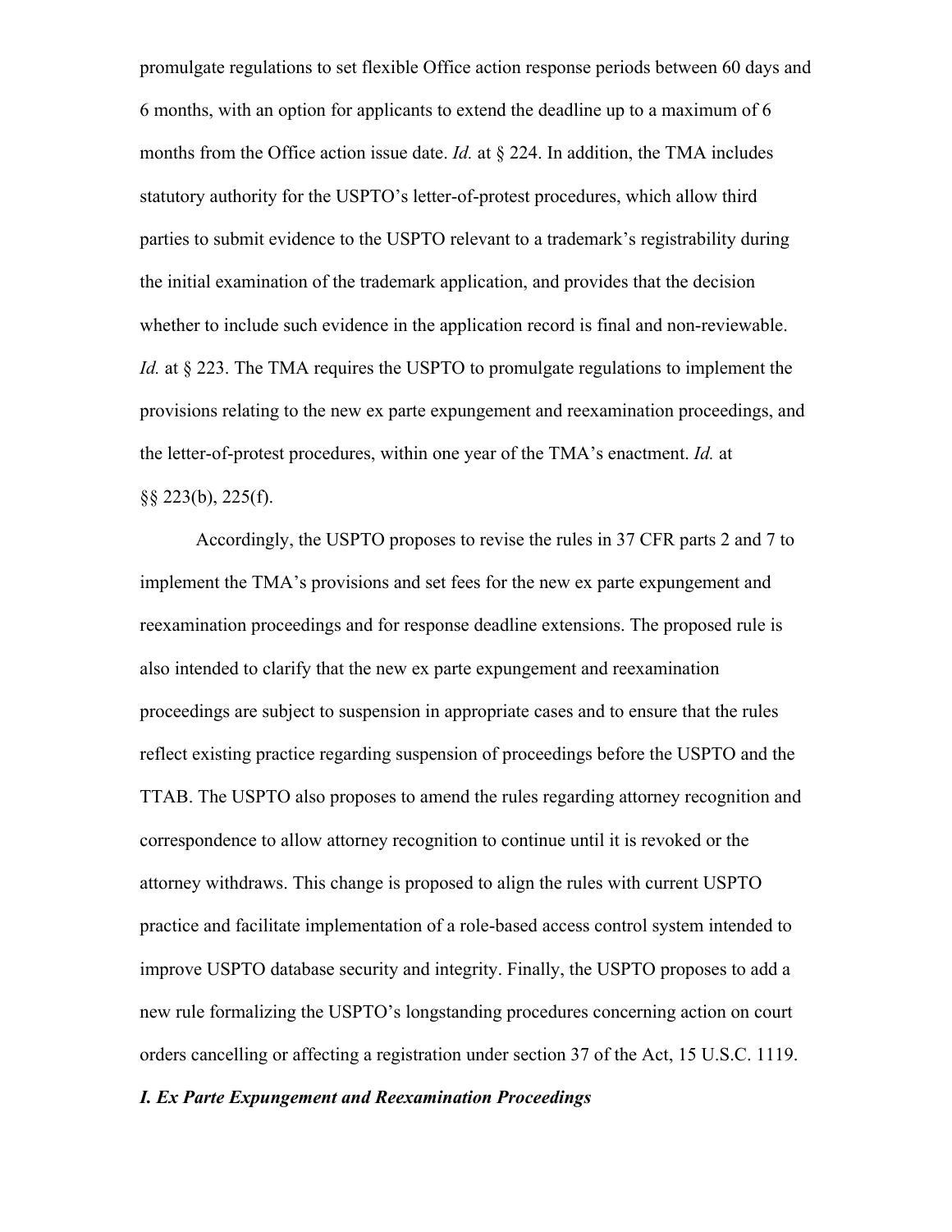promulgate regulations to set flexible Office action response periods between 60 days and 6 months, with an option for applicants to extend the deadline up to a maximum of 6 months from the Office action issue date. *Id.* at § 224. In addition, the TMA includes statutory authority for the USPTO's letter-of-protest procedures, which allow third parties to submit evidence to the USPTO relevant to a trademark's registrability during the initial examination of the trademark application, and provides that the decision whether to include such evidence in the application record is final and non-reviewable. *Id.* at § 223. The TMA requires the USPTO to promulgate regulations to implement the provisions relating to the new ex parte expungement and reexamination proceedings, and the letter-of-protest procedures, within one year of the TMA's enactment. *Id.* at §§ 223(b), 225(f).

Accordingly, the USPTO proposes to revise the rules in 37 CFR parts 2 and 7 to implement the TMA's provisions and set fees for the new ex parte expungement and reexamination proceedings and for response deadline extensions. The proposed rule is also intended to clarify that the new ex parte expungement and reexamination proceedings are subject to suspension in appropriate cases and to ensure that the rules reflect existing practice regarding suspension of proceedings before the USPTO and the TTAB. The USPTO also proposes to amend the rules regarding attorney recognition and correspondence to allow attorney recognition to continue until it is revoked or the attorney withdraws. This change is proposed to align the rules with current USPTO practice and facilitate implementation of a role-based access control system intended to improve USPTO database security and integrity. Finally, the USPTO proposes to add a new rule formalizing the USPTO's longstanding procedures concerning action on court orders cancelling or affecting a registration under section 37 of the Act, 15 U.S.C. 1119.

***I. Ex Parte Expungement and Reexamination Proceedings***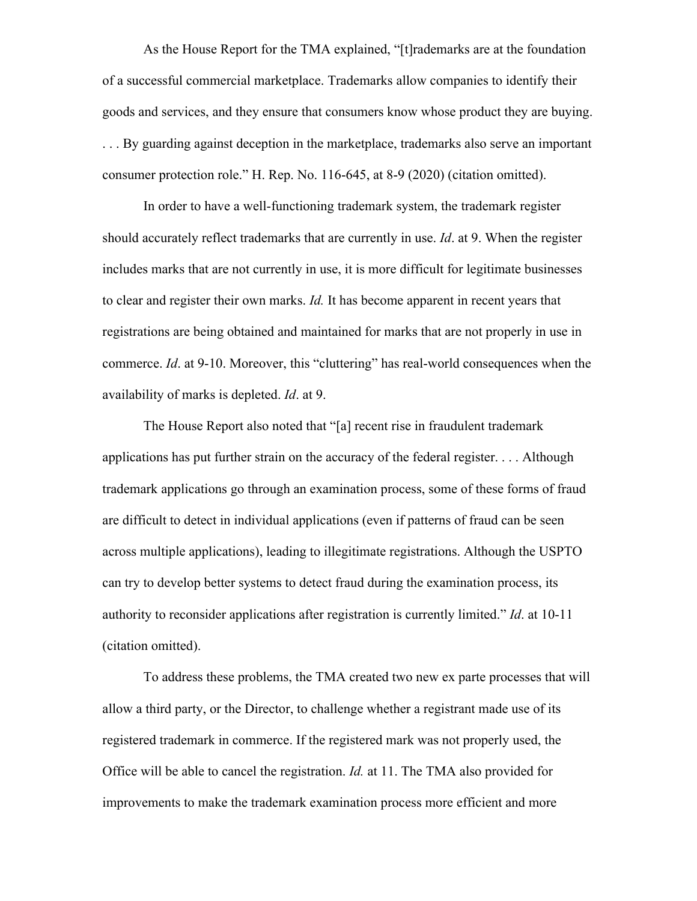As the House Report for the TMA explained, "[t]rademarks are at the foundation of a successful commercial marketplace. Trademarks allow companies to identify their goods and services, and they ensure that consumers know whose product they are buying. . . . By guarding against deception in the marketplace, trademarks also serve an important consumer protection role." H. Rep. No. 116-645, at 8-9 (2020) (citation omitted).

In order to have a well-functioning trademark system, the trademark register should accurately reflect trademarks that are currently in use. *Id*. at 9. When the register includes marks that are not currently in use, it is more difficult for legitimate businesses to clear and register their own marks. *Id.* It has become apparent in recent years that registrations are being obtained and maintained for marks that are not properly in use in commerce. *Id*. at 9-10. Moreover, this "cluttering" has real-world consequences when the availability of marks is depleted. *Id*. at 9.

The House Report also noted that "[a] recent rise in fraudulent trademark applications has put further strain on the accuracy of the federal register. . . . Although trademark applications go through an examination process, some of these forms of fraud are difficult to detect in individual applications (even if patterns of fraud can be seen across multiple applications), leading to illegitimate registrations. Although the USPTO can try to develop better systems to detect fraud during the examination process, its authority to reconsider applications after registration is currently limited." *Id*. at 10-11 (citation omitted).

To address these problems, the TMA created two new ex parte processes that will allow a third party, or the Director, to challenge whether a registrant made use of its registered trademark in commerce. If the registered mark was not properly used, the Office will be able to cancel the registration. *Id.* at 11. The TMA also provided for improvements to make the trademark examination process more efficient and more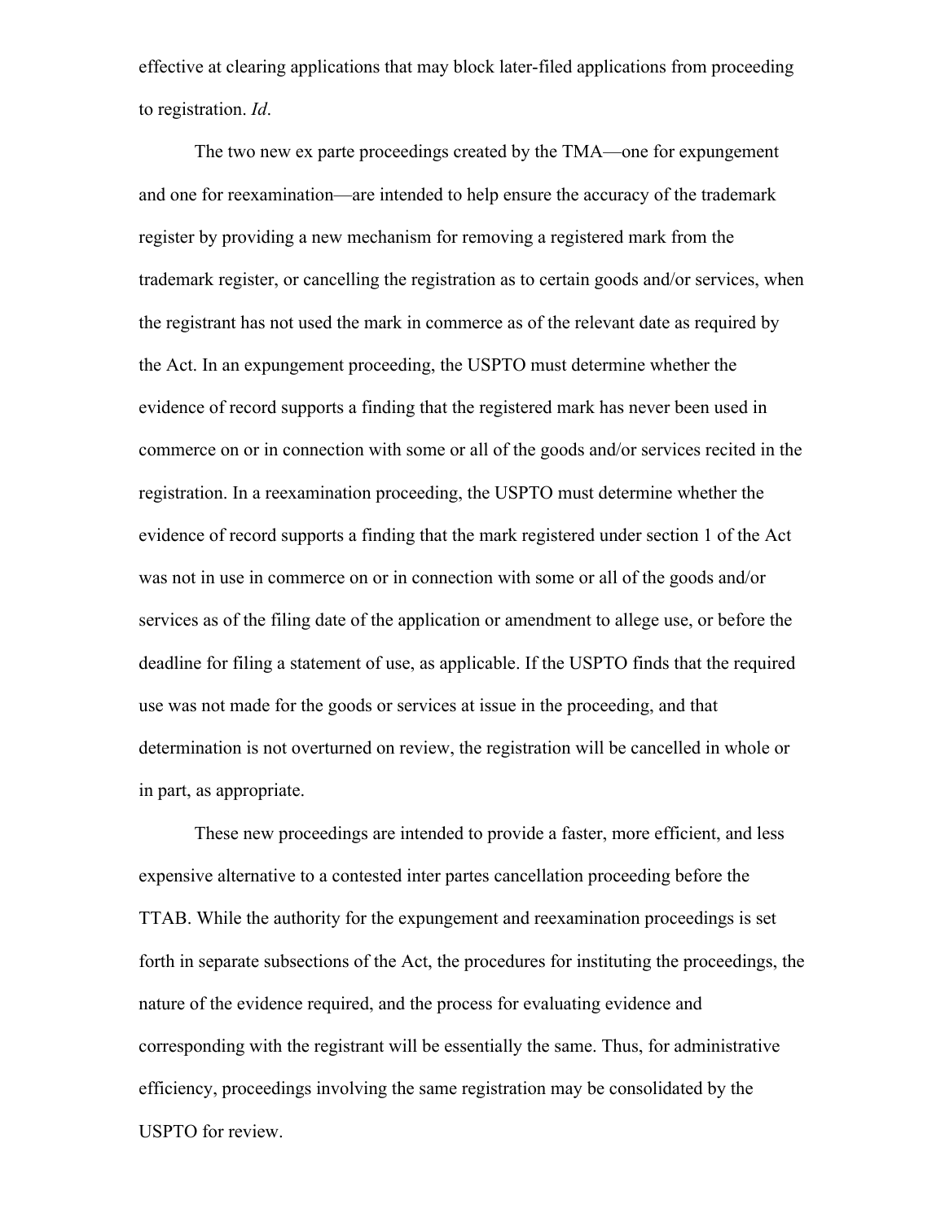effective at clearing applications that may block later-filed applications from proceeding to registration. *Id*.

The two new ex parte proceedings created by the TMA—one for expungement and one for reexamination—are intended to help ensure the accuracy of the trademark register by providing a new mechanism for removing a registered mark from the trademark register, or cancelling the registration as to certain goods and/or services, when the registrant has not used the mark in commerce as of the relevant date as required by the Act. In an expungement proceeding, the USPTO must determine whether the evidence of record supports a finding that the registered mark has never been used in commerce on or in connection with some or all of the goods and/or services recited in the registration. In a reexamination proceeding, the USPTO must determine whether the evidence of record supports a finding that the mark registered under section 1 of the Act was not in use in commerce on or in connection with some or all of the goods and/or services as of the filing date of the application or amendment to allege use, or before the deadline for filing a statement of use, as applicable. If the USPTO finds that the required use was not made for the goods or services at issue in the proceeding, and that determination is not overturned on review, the registration will be cancelled in whole or in part, as appropriate.

These new proceedings are intended to provide a faster, more efficient, and less expensive alternative to a contested inter partes cancellation proceeding before the TTAB. While the authority for the expungement and reexamination proceedings is set forth in separate subsections of the Act, the procedures for instituting the proceedings, the nature of the evidence required, and the process for evaluating evidence and corresponding with the registrant will be essentially the same. Thus, for administrative efficiency, proceedings involving the same registration may be consolidated by the USPTO for review.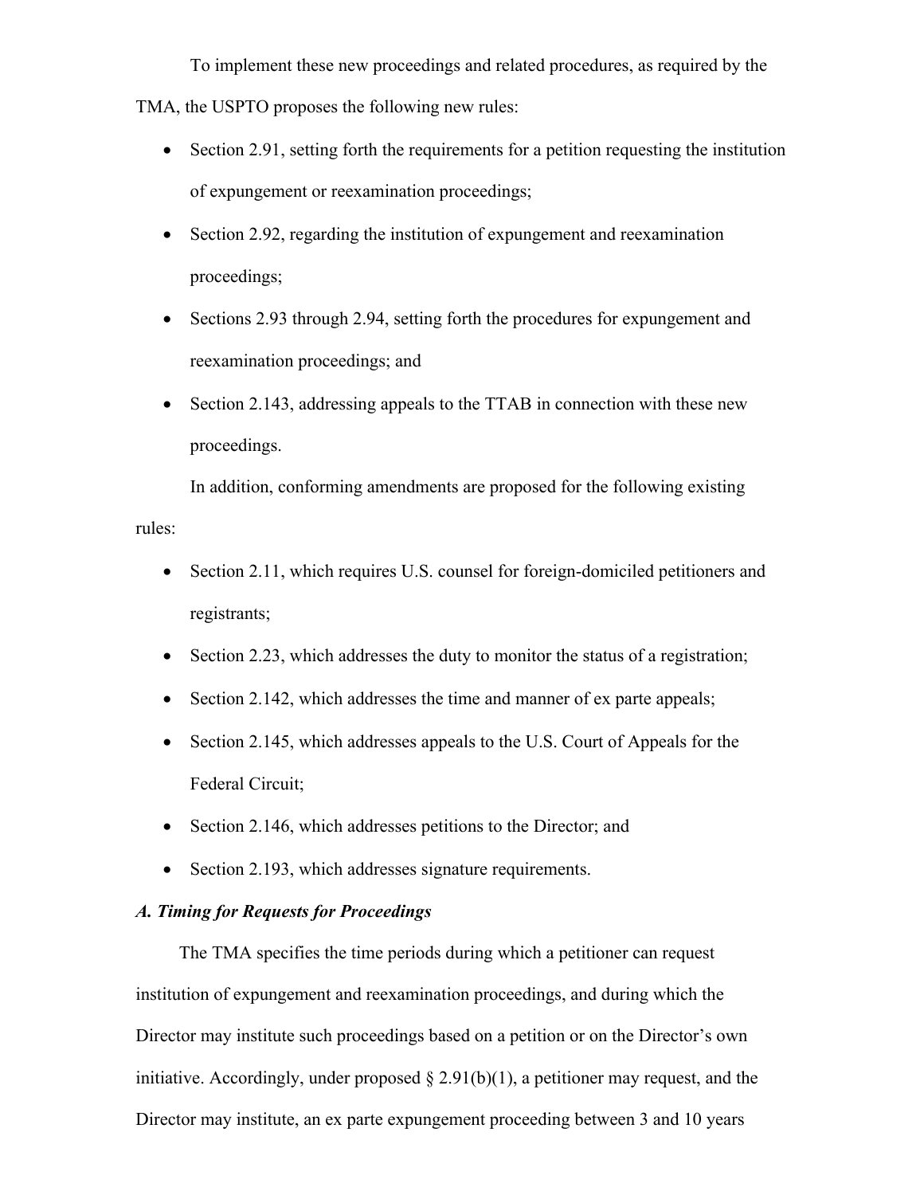To implement these new proceedings and related procedures, as required by the TMA, the USPTO proposes the following new rules:

- Section 2.91, setting forth the requirements for a petition requesting the institution of expungement or reexamination proceedings;
- Section 2.92, regarding the institution of expungement and reexamination proceedings;
- Sections 2.93 through 2.94, setting forth the procedures for expungement and reexamination proceedings; and
- Section 2.143, addressing appeals to the TTAB in connection with these new proceedings.

In addition, conforming amendments are proposed for the following existing rules:

- Section 2.11, which requires U.S. counsel for foreign-domiciled petitioners and registrants;
- Section 2.23, which addresses the duty to monitor the status of a registration;
- Section 2.142, which addresses the time and manner of ex parte appeals;
- Section 2.145, which addresses appeals to the U.S. Court of Appeals for the Federal Circuit;
- Section 2.146, which addresses petitions to the Director; and
- Section 2.193, which addresses signature requirements.

### *A. Timing for Requests for Proceedings*

The TMA specifies the time periods during which a petitioner can request institution of expungement and reexamination proceedings, and during which the Director may institute such proceedings based on a petition or on the Director's own initiative. Accordingly, under proposed § 2.91(b)(1), a petitioner may request, and the Director may institute, an ex parte expungement proceeding between 3 and 10 years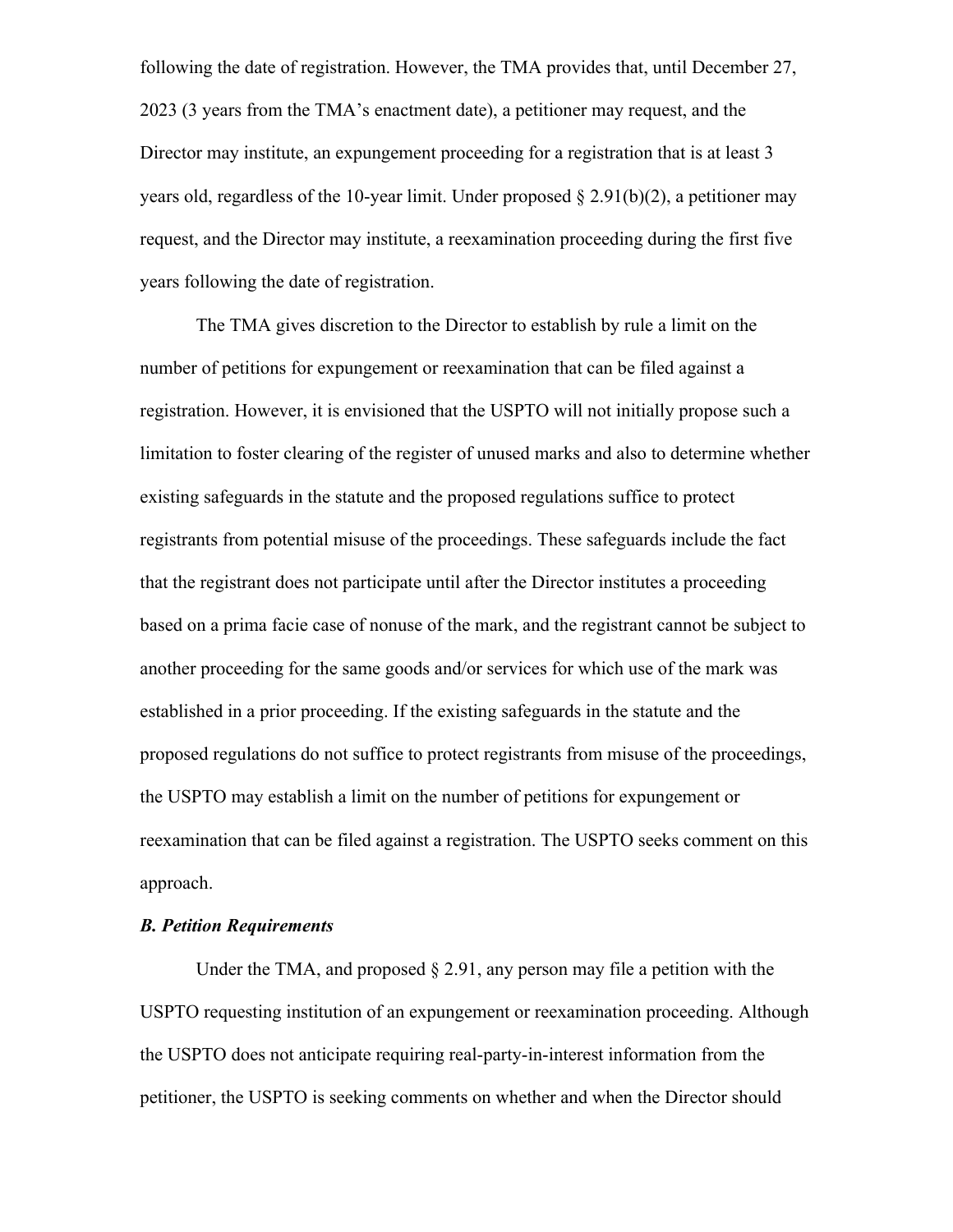following the date of registration. However, the TMA provides that, until December 27, 2023 (3 years from the TMA's enactment date), a petitioner may request, and the Director may institute, an expungement proceeding for a registration that is at least 3 years old, regardless of the 10-year limit. Under proposed § 2.91(b)(2), a petitioner may request, and the Director may institute, a reexamination proceeding during the first five years following the date of registration.

The TMA gives discretion to the Director to establish by rule a limit on the number of petitions for expungement or reexamination that can be filed against a registration. However, it is envisioned that the USPTO will not initially propose such a limitation to foster clearing of the register of unused marks and also to determine whether existing safeguards in the statute and the proposed regulations suffice to protect registrants from potential misuse of the proceedings. These safeguards include the fact that the registrant does not participate until after the Director institutes a proceeding based on a prima facie case of nonuse of the mark, and the registrant cannot be subject to another proceeding for the same goods and/or services for which use of the mark was established in a prior proceeding. If the existing safeguards in the statute and the proposed regulations do not suffice to protect registrants from misuse of the proceedings, the USPTO may establish a limit on the number of petitions for expungement or reexamination that can be filed against a registration. The USPTO seeks comment on this approach.

***B. Petition Requirements***

Under the TMA, and proposed § 2.91, any person may file a petition with the USPTO requesting institution of an expungement or reexamination proceeding. Although the USPTO does not anticipate requiring real-party-in-interest information from the petitioner, the USPTO is seeking comments on whether and when the Director should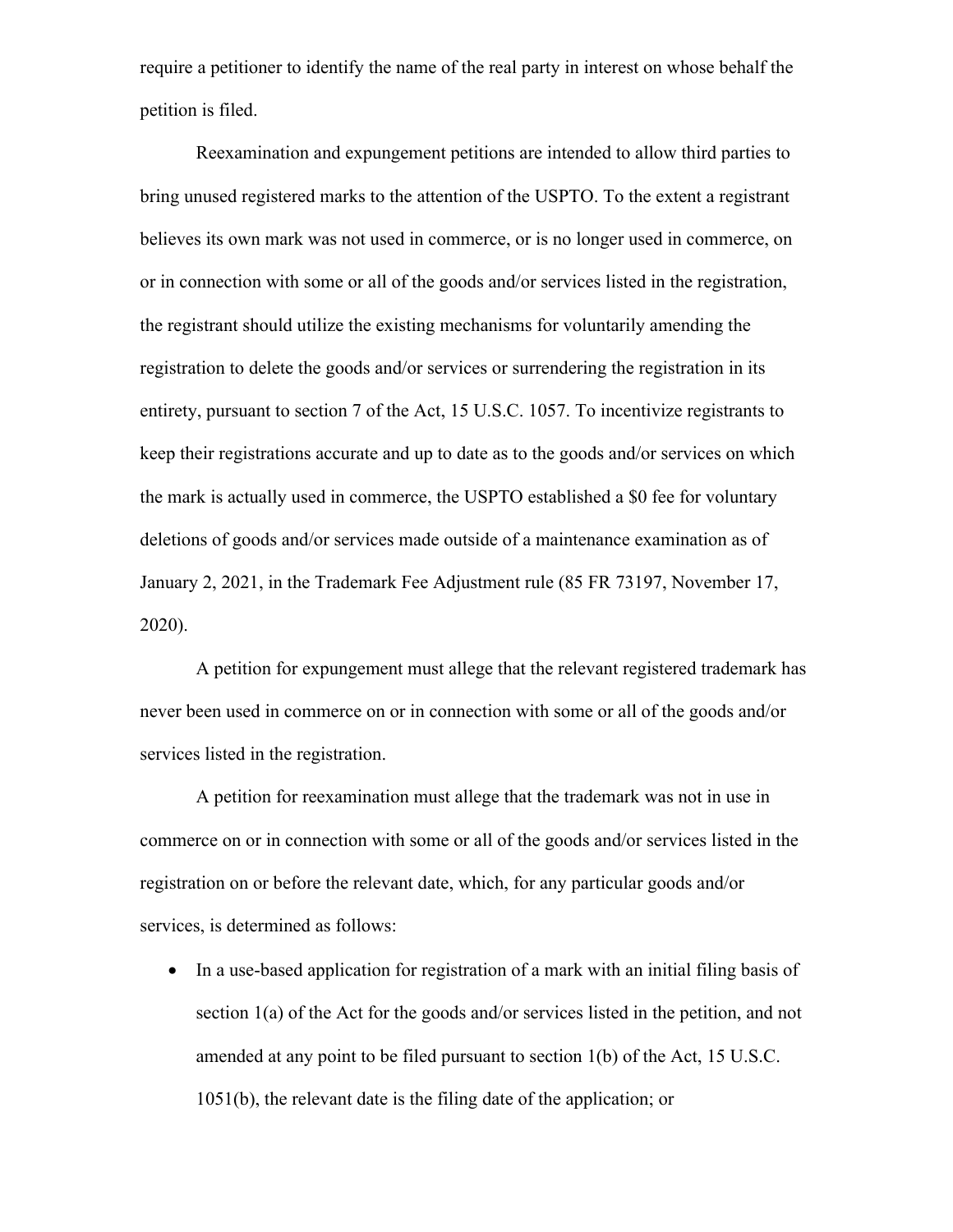require a petitioner to identify the name of the real party in interest on whose behalf the petition is filed.

Reexamination and expungement petitions are intended to allow third parties to bring unused registered marks to the attention of the USPTO. To the extent a registrant believes its own mark was not used in commerce, or is no longer used in commerce, on or in connection with some or all of the goods and/or services listed in the registration, the registrant should utilize the existing mechanisms for voluntarily amending the registration to delete the goods and/or services or surrendering the registration in its entirety, pursuant to section 7 of the Act, 15 U.S.C. 1057. To incentivize registrants to keep their registrations accurate and up to date as to the goods and/or services on which the mark is actually used in commerce, the USPTO established a $0 fee for voluntary deletions of goods and/or services made outside of a maintenance examination as of January 2, 2021, in the Trademark Fee Adjustment rule (85 FR 73197, November 17, 2020).

A petition for expungement must allege that the relevant registered trademark has never been used in commerce on or in connection with some or all of the goods and/or services listed in the registration.

A petition for reexamination must allege that the trademark was not in use in commerce on or in connection with some or all of the goods and/or services listed in the registration on or before the relevant date, which, for any particular goods and/or services, is determined as follows:

- In a use-based application for registration of a mark with an initial filing basis of section 1(a) of the Act for the goods and/or services listed in the petition, and not amended at any point to be filed pursuant to section 1(b) of the Act, 15 U.S.C. 1051(b), the relevant date is the filing date of the application; or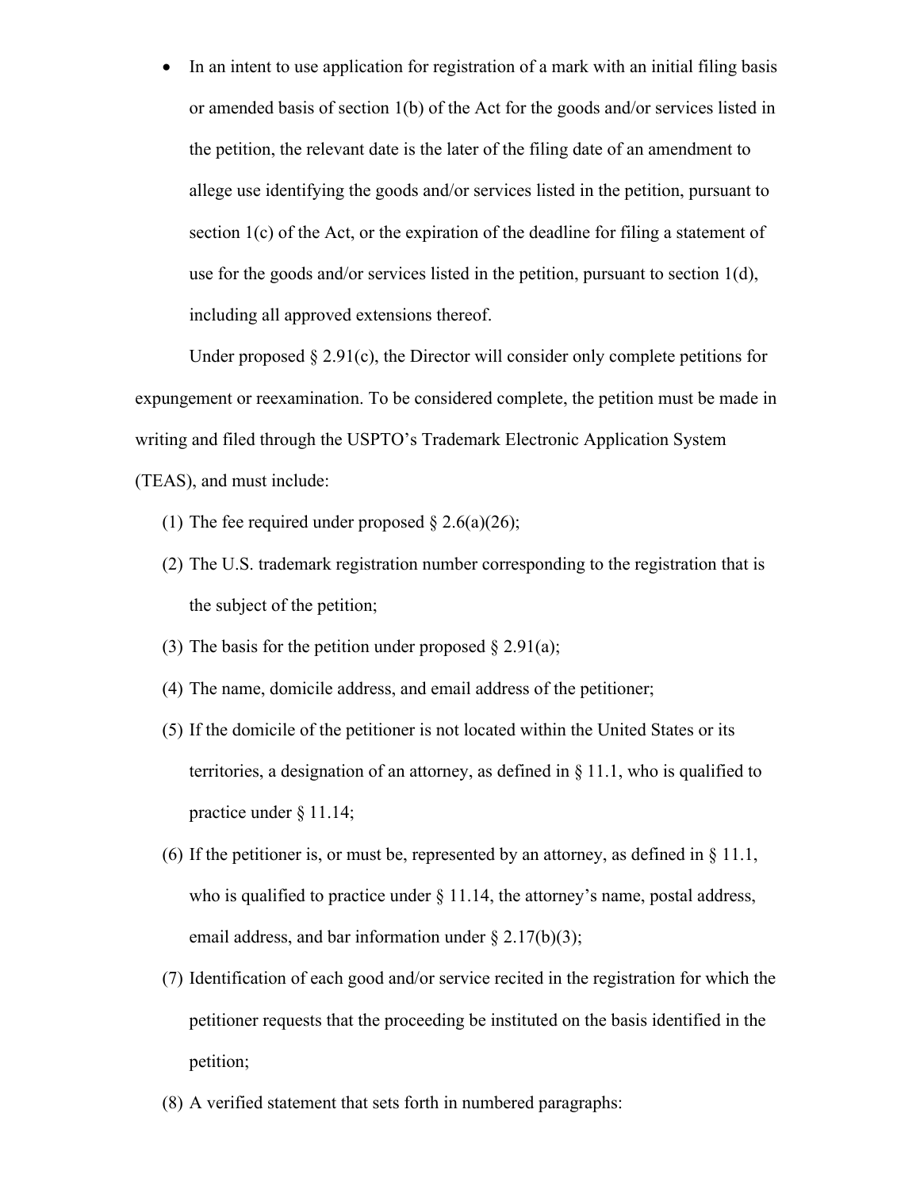- In an intent to use application for registration of a mark with an initial filing basis or amended basis of section 1(b) of the Act for the goods and/or services listed in the petition, the relevant date is the later of the filing date of an amendment to allege use identifying the goods and/or services listed in the petition, pursuant to section 1(c) of the Act, or the expiration of the deadline for filing a statement of use for the goods and/or services listed in the petition, pursuant to section 1(d), including all approved extensions thereof.

Under proposed § 2.91(c), the Director will consider only complete petitions for expungement or reexamination. To be considered complete, the petition must be made in writing and filed through the USPTO's Trademark Electronic Application System (TEAS), and must include:

1. The fee required under proposed § 2.6(a)(26);
2. The U.S. trademark registration number corresponding to the registration that is the subject of the petition;
3. The basis for the petition under proposed § 2.91(a);
4. The name, domicile address, and email address of the petitioner;
5. If the domicile of the petitioner is not located within the United States or its territories, a designation of an attorney, as defined in § 11.1, who is qualified to practice under § 11.14;
6. If the petitioner is, or must be, represented by an attorney, as defined in § 11.1, who is qualified to practice under § 11.14, the attorney's name, postal address, email address, and bar information under § 2.17(b)(3);
7. Identification of each good and/or service recited in the registration for which the petitioner requests that the proceeding be instituted on the basis identified in the petition;
8. A verified statement that sets forth in numbered paragraphs: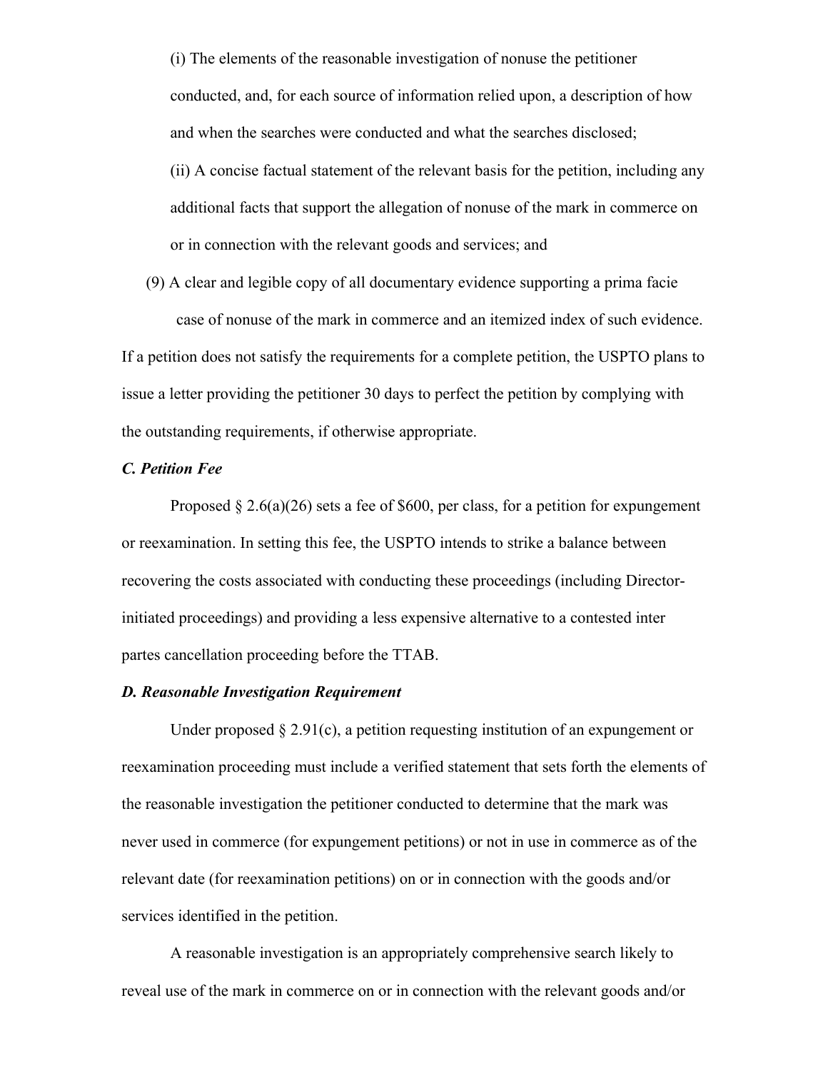(i) The elements of the reasonable investigation of nonuse the petitioner conducted, and, for each source of information relied upon, a description of how and when the searches were conducted and what the searches disclosed;

(ii) A concise factual statement of the relevant basis for the petition, including any additional facts that support the allegation of nonuse of the mark in commerce on or in connection with the relevant goods and services; and

(9) A clear and legible copy of all documentary evidence supporting a prima facie case of nonuse of the mark in commerce and an itemized index of such evidence.

If a petition does not satisfy the requirements for a complete petition, the USPTO plans to issue a letter providing the petitioner 30 days to perfect the petition by complying with the outstanding requirements, if otherwise appropriate.

***C. Petition Fee***

Proposed § 2.6(a)(26) sets a fee of $600, per class, for a petition for expungement or reexamination. In setting this fee, the USPTO intends to strike a balance between recovering the costs associated with conducting these proceedings (including Director-initiated proceedings) and providing a less expensive alternative to a contested inter partes cancellation proceeding before the TTAB.

***D. Reasonable Investigation Requirement***

Under proposed § 2.91(c), a petition requesting institution of an expungement or reexamination proceeding must include a verified statement that sets forth the elements of the reasonable investigation the petitioner conducted to determine that the mark was never used in commerce (for expungement petitions) or not in use in commerce as of the relevant date (for reexamination petitions) on or in connection with the goods and/or services identified in the petition.

A reasonable investigation is an appropriately comprehensive search likely to reveal use of the mark in commerce on or in connection with the relevant goods and/or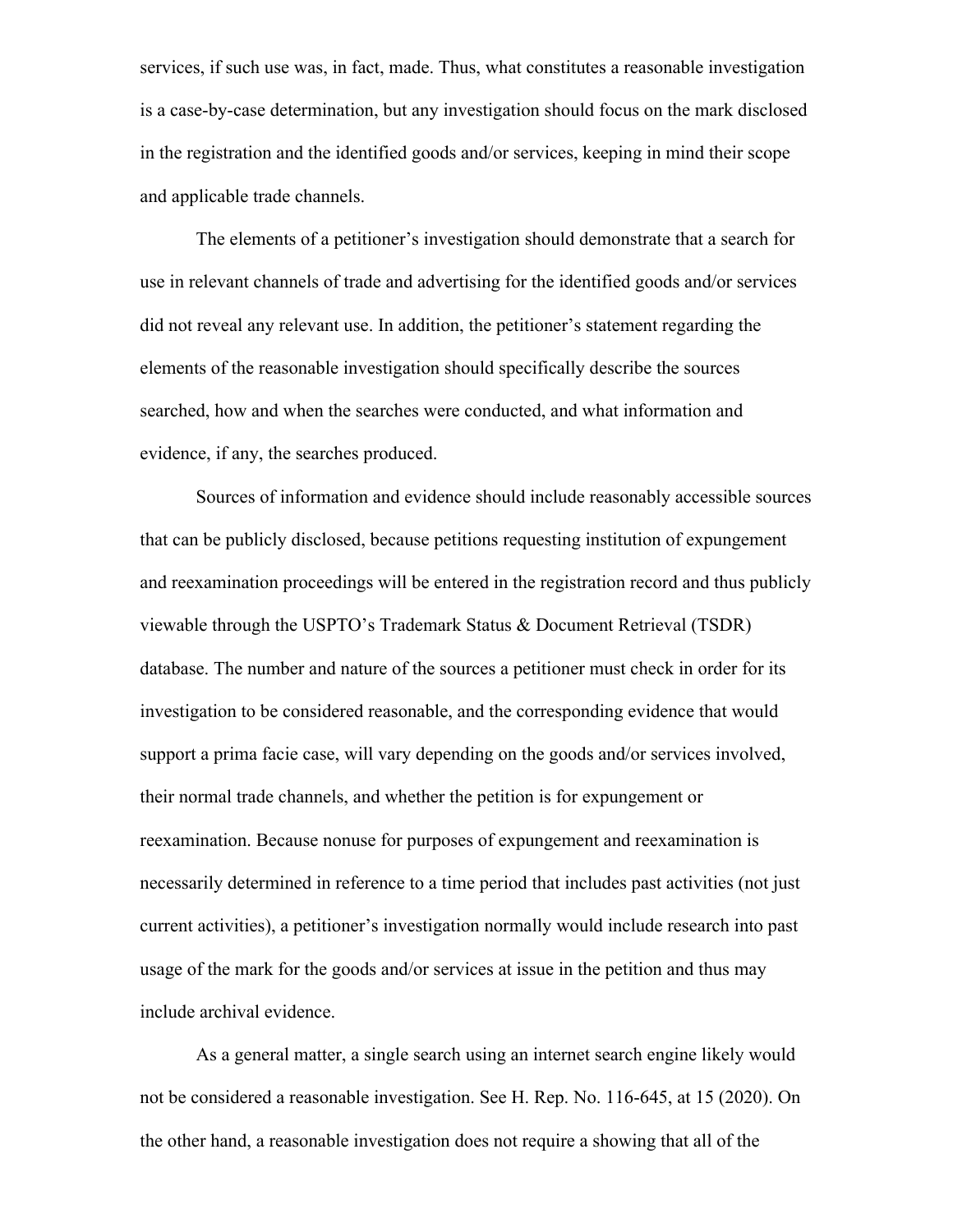services, if such use was, in fact, made. Thus, what constitutes a reasonable investigation is a case-by-case determination, but any investigation should focus on the mark disclosed in the registration and the identified goods and/or services, keeping in mind their scope and applicable trade channels.

The elements of a petitioner's investigation should demonstrate that a search for use in relevant channels of trade and advertising for the identified goods and/or services did not reveal any relevant use. In addition, the petitioner's statement regarding the elements of the reasonable investigation should specifically describe the sources searched, how and when the searches were conducted, and what information and evidence, if any, the searches produced.

Sources of information and evidence should include reasonably accessible sources that can be publicly disclosed, because petitions requesting institution of expungement and reexamination proceedings will be entered in the registration record and thus publicly viewable through the USPTO's Trademark Status & Document Retrieval (TSDR) database. The number and nature of the sources a petitioner must check in order for its investigation to be considered reasonable, and the corresponding evidence that would support a prima facie case, will vary depending on the goods and/or services involved, their normal trade channels, and whether the petition is for expungement or reexamination. Because nonuse for purposes of expungement and reexamination is necessarily determined in reference to a time period that includes past activities (not just current activities), a petitioner's investigation normally would include research into past usage of the mark for the goods and/or services at issue in the petition and thus may include archival evidence.

As a general matter, a single search using an internet search engine likely would not be considered a reasonable investigation. See H. Rep. No. 116-645, at 15 (2020). On the other hand, a reasonable investigation does not require a showing that all of the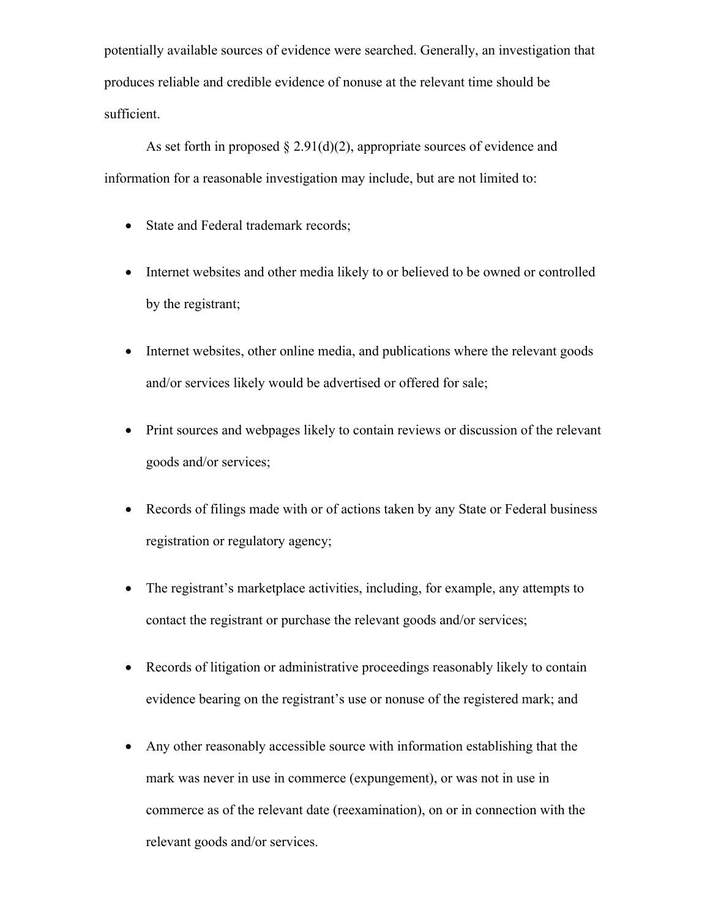potentially available sources of evidence were searched. Generally, an investigation that produces reliable and credible evidence of nonuse at the relevant time should be sufficient.

As set forth in proposed § 2.91(d)(2), appropriate sources of evidence and information for a reasonable investigation may include, but are not limited to:

- State and Federal trademark records;
- Internet websites and other media likely to or believed to be owned or controlled by the registrant;
- Internet websites, other online media, and publications where the relevant goods and/or services likely would be advertised or offered for sale;
- Print sources and webpages likely to contain reviews or discussion of the relevant goods and/or services;
- Records of filings made with or of actions taken by any State or Federal business registration or regulatory agency;
- The registrant's marketplace activities, including, for example, any attempts to contact the registrant or purchase the relevant goods and/or services;
- Records of litigation or administrative proceedings reasonably likely to contain evidence bearing on the registrant's use or nonuse of the registered mark; and
- Any other reasonably accessible source with information establishing that the mark was never in use in commerce (expungement), or was not in use in commerce as of the relevant date (reexamination), on or in connection with the relevant goods and/or services.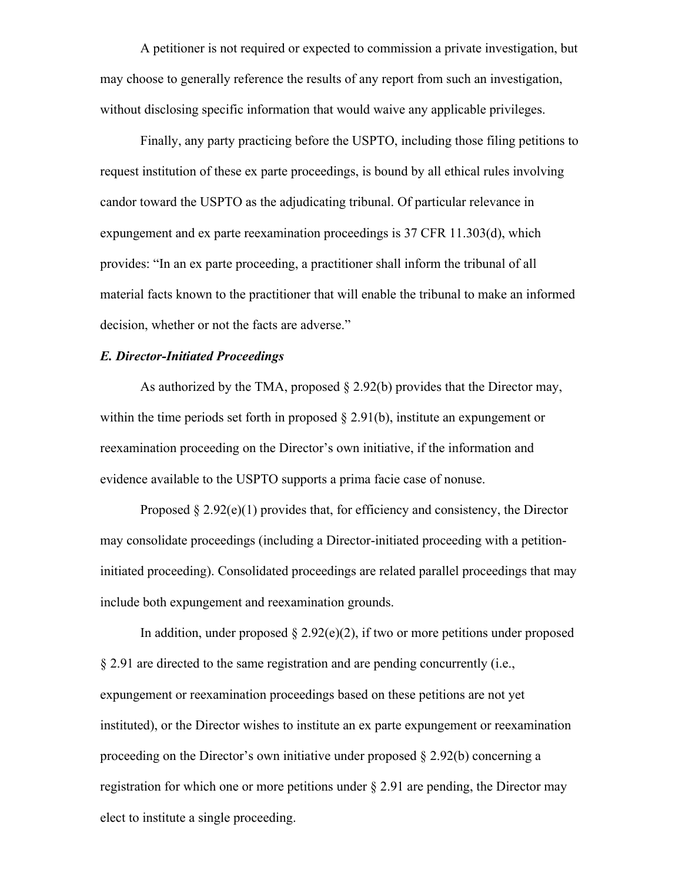A petitioner is not required or expected to commission a private investigation, but may choose to generally reference the results of any report from such an investigation, without disclosing specific information that would waive any applicable privileges.

Finally, any party practicing before the USPTO, including those filing petitions to request institution of these ex parte proceedings, is bound by all ethical rules involving candor toward the USPTO as the adjudicating tribunal. Of particular relevance in expungement and ex parte reexamination proceedings is 37 CFR 11.303(d), which provides: "In an ex parte proceeding, a practitioner shall inform the tribunal of all material facts known to the practitioner that will enable the tribunal to make an informed decision, whether or not the facts are adverse."

***E. Director-Initiated Proceedings***

As authorized by the TMA, proposed § 2.92(b) provides that the Director may, within the time periods set forth in proposed § 2.91(b), institute an expungement or reexamination proceeding on the Director's own initiative, if the information and evidence available to the USPTO supports a prima facie case of nonuse.

Proposed § 2.92(e)(1) provides that, for efficiency and consistency, the Director may consolidate proceedings (including a Director-initiated proceeding with a petition-initiated proceeding). Consolidated proceedings are related parallel proceedings that may include both expungement and reexamination grounds.

In addition, under proposed § 2.92(e)(2), if two or more petitions under proposed § 2.91 are directed to the same registration and are pending concurrently (i.e., expungement or reexamination proceedings based on these petitions are not yet instituted), or the Director wishes to institute an ex parte expungement or reexamination proceeding on the Director's own initiative under proposed § 2.92(b) concerning a registration for which one or more petitions under § 2.91 are pending, the Director may elect to institute a single proceeding.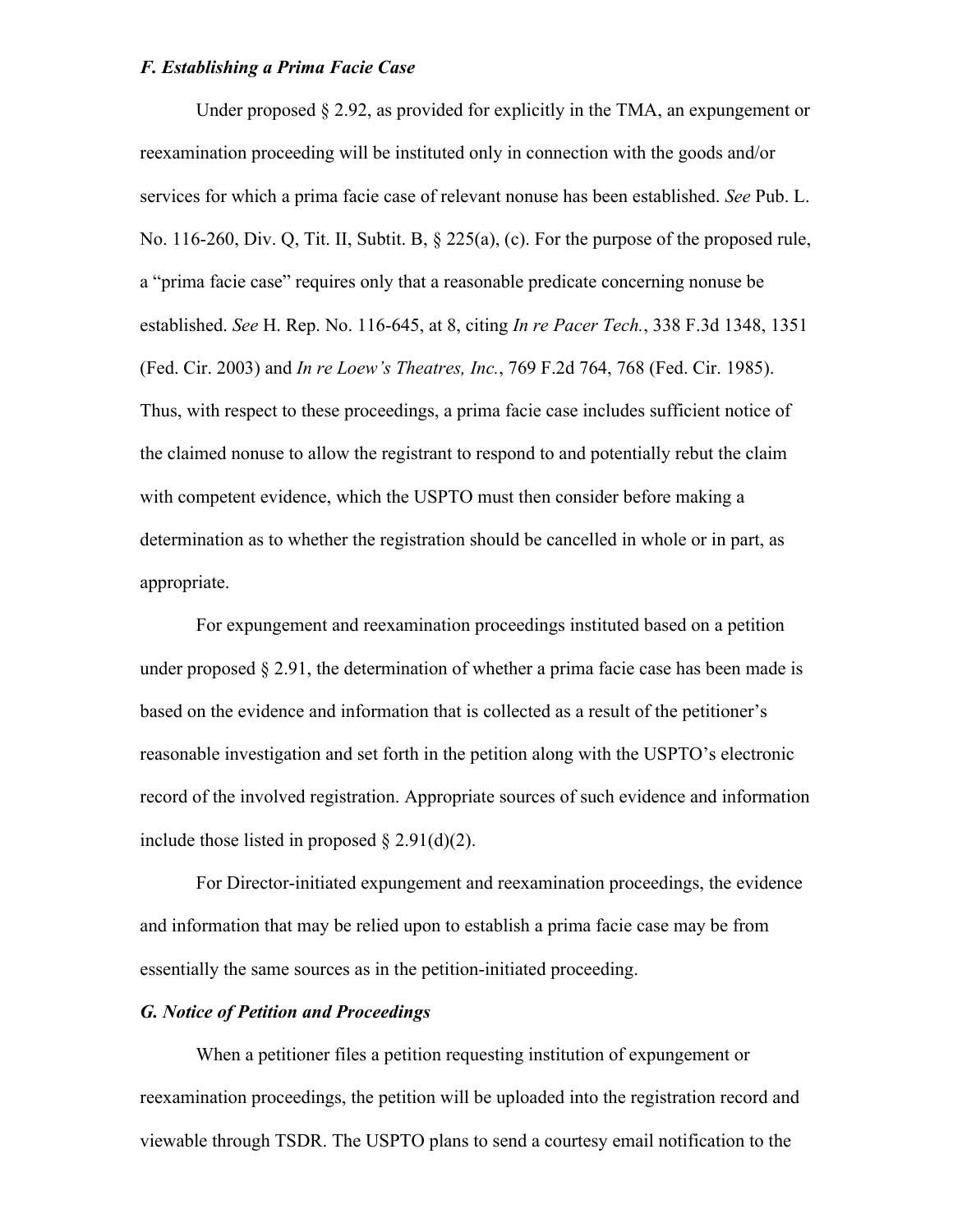### *F. Establishing a Prima Facie Case*

Under proposed § 2.92, as provided for explicitly in the TMA, an expungement or reexamination proceeding will be instituted only in connection with the goods and/or services for which a prima facie case of relevant nonuse has been established. *See* Pub. L. No. 116-260, Div. Q, Tit. II, Subtit. B, § 225(a), (c). For the purpose of the proposed rule, a "prima facie case" requires only that a reasonable predicate concerning nonuse be established. *See* H. Rep. No. 116-645, at 8, citing *In re Pacer Tech.*, 338 F.3d 1348, 1351 (Fed. Cir. 2003) and *In re Loew's Theatres, Inc.*, 769 F.2d 764, 768 (Fed. Cir. 1985). Thus, with respect to these proceedings, a prima facie case includes sufficient notice of the claimed nonuse to allow the registrant to respond to and potentially rebut the claim with competent evidence, which the USPTO must then consider before making a determination as to whether the registration should be cancelled in whole or in part, as appropriate.

For expungement and reexamination proceedings instituted based on a petition under proposed § 2.91, the determination of whether a prima facie case has been made is based on the evidence and information that is collected as a result of the petitioner's reasonable investigation and set forth in the petition along with the USPTO's electronic record of the involved registration. Appropriate sources of such evidence and information include those listed in proposed § 2.91(d)(2).

For Director-initiated expungement and reexamination proceedings, the evidence and information that may be relied upon to establish a prima facie case may be from essentially the same sources as in the petition-initiated proceeding.

### *G. Notice of Petition and Proceedings*

When a petitioner files a petition requesting institution of expungement or reexamination proceedings, the petition will be uploaded into the registration record and viewable through TSDR. The USPTO plans to send a courtesy email notification to the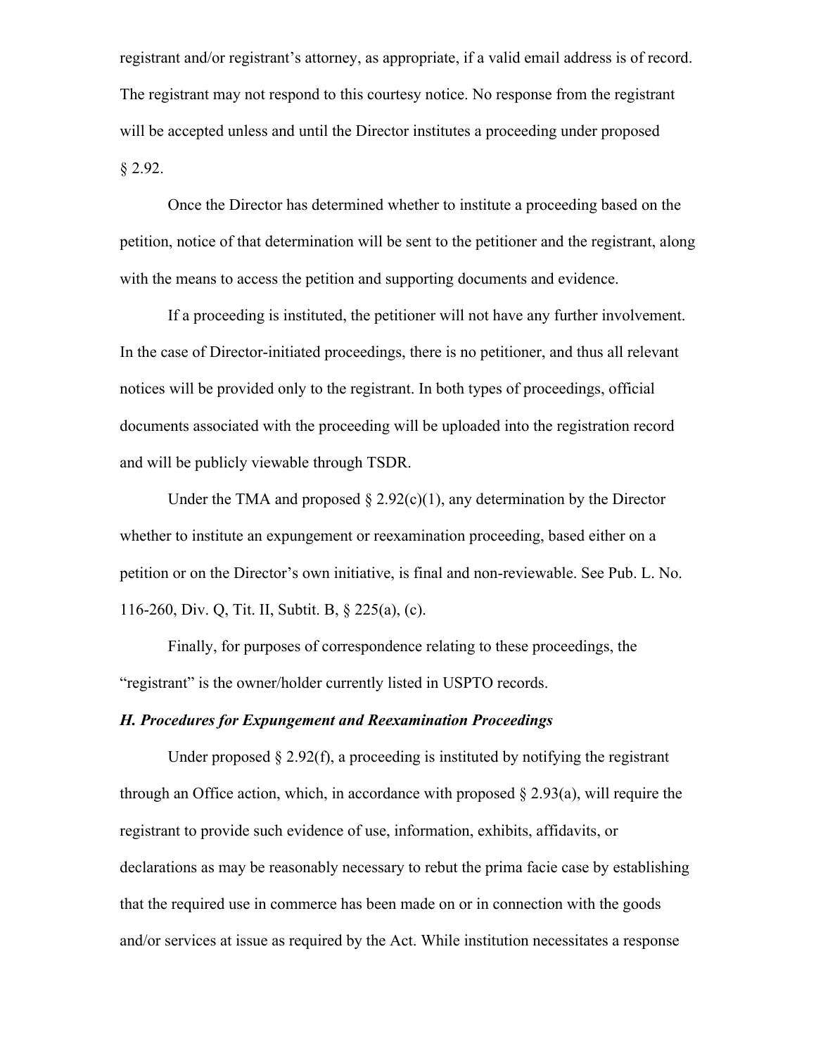registrant and/or registrant's attorney, as appropriate, if a valid email address is of record. The registrant may not respond to this courtesy notice. No response from the registrant will be accepted unless and until the Director institutes a proceeding under proposed § 2.92.

Once the Director has determined whether to institute a proceeding based on the petition, notice of that determination will be sent to the petitioner and the registrant, along with the means to access the petition and supporting documents and evidence.

If a proceeding is instituted, the petitioner will not have any further involvement. In the case of Director-initiated proceedings, there is no petitioner, and thus all relevant notices will be provided only to the registrant. In both types of proceedings, official documents associated with the proceeding will be uploaded into the registration record and will be publicly viewable through TSDR.

Under the TMA and proposed § 2.92(c)(1), any determination by the Director whether to institute an expungement or reexamination proceeding, based either on a petition or on the Director's own initiative, is final and non-reviewable. See Pub. L. No. 116-260, Div. Q, Tit. II, Subtit. B, § 225(a), (c).

Finally, for purposes of correspondence relating to these proceedings, the "registrant" is the owner/holder currently listed in USPTO records.

### *H. Procedures for Expungement and Reexamination Proceedings*

Under proposed § 2.92(f), a proceeding is instituted by notifying the registrant through an Office action, which, in accordance with proposed § 2.93(a), will require the registrant to provide such evidence of use, information, exhibits, affidavits, or declarations as may be reasonably necessary to rebut the prima facie case by establishing that the required use in commerce has been made on or in connection with the goods and/or services at issue as required by the Act. While institution necessitates a response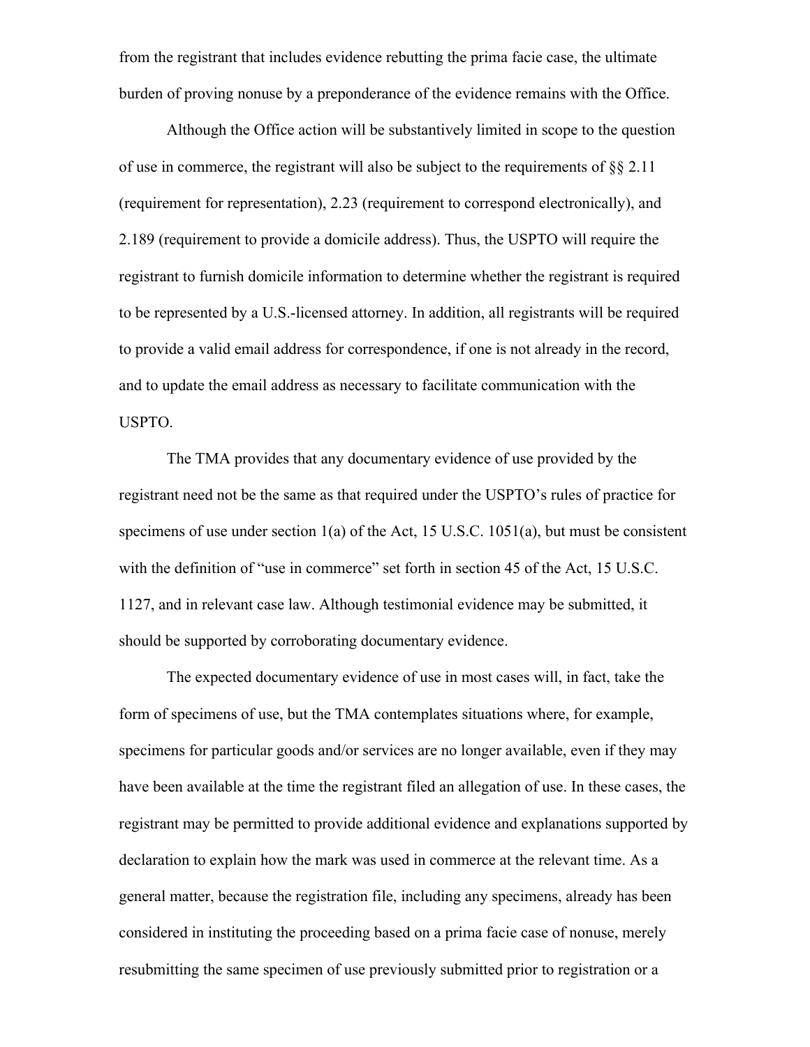from the registrant that includes evidence rebutting the prima facie case, the ultimate burden of proving nonuse by a preponderance of the evidence remains with the Office.

Although the Office action will be substantively limited in scope to the question of use in commerce, the registrant will also be subject to the requirements of §§ 2.11 (requirement for representation), 2.23 (requirement to correspond electronically), and 2.189 (requirement to provide a domicile address). Thus, the USPTO will require the registrant to furnish domicile information to determine whether the registrant is required to be represented by a U.S.-licensed attorney. In addition, all registrants will be required to provide a valid email address for correspondence, if one is not already in the record, and to update the email address as necessary to facilitate communication with the USPTO.

The TMA provides that any documentary evidence of use provided by the registrant need not be the same as that required under the USPTO's rules of practice for specimens of use under section 1(a) of the Act, 15 U.S.C. 1051(a), but must be consistent with the definition of "use in commerce" set forth in section 45 of the Act, 15 U.S.C. 1127, and in relevant case law. Although testimonial evidence may be submitted, it should be supported by corroborating documentary evidence.

The expected documentary evidence of use in most cases will, in fact, take the form of specimens of use, but the TMA contemplates situations where, for example, specimens for particular goods and/or services are no longer available, even if they may have been available at the time the registrant filed an allegation of use. In these cases, the registrant may be permitted to provide additional evidence and explanations supported by declaration to explain how the mark was used in commerce at the relevant time. As a general matter, because the registration file, including any specimens, already has been considered in instituting the proceeding based on a prima facie case of nonuse, merely resubmitting the same specimen of use previously submitted prior to registration or a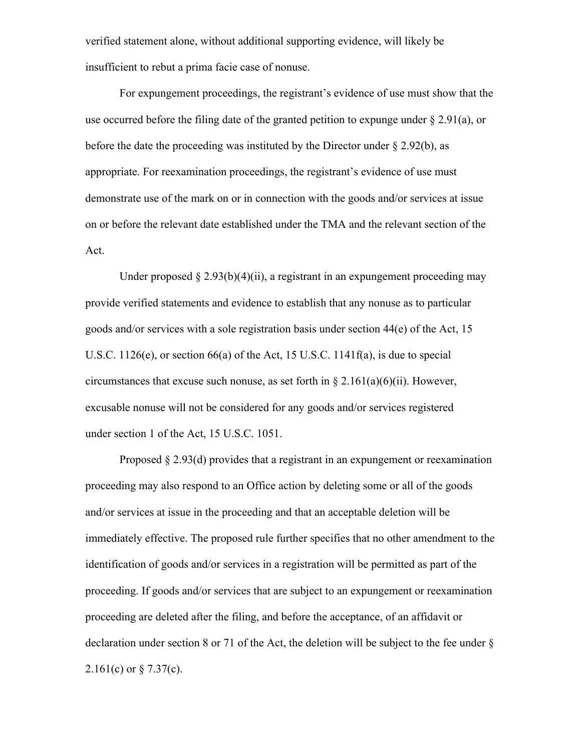verified statement alone, without additional supporting evidence, will likely be insufficient to rebut a prima facie case of nonuse.

For expungement proceedings, the registrant's evidence of use must show that the use occurred before the filing date of the granted petition to expunge under § 2.91(a), or before the date the proceeding was instituted by the Director under § 2.92(b), as appropriate. For reexamination proceedings, the registrant's evidence of use must demonstrate use of the mark on or in connection with the goods and/or services at issue on or before the relevant date established under the TMA and the relevant section of the Act.

Under proposed § 2.93(b)(4)(ii), a registrant in an expungement proceeding may provide verified statements and evidence to establish that any nonuse as to particular goods and/or services with a sole registration basis under section 44(e) of the Act, 15 U.S.C. 1126(e), or section 66(a) of the Act, 15 U.S.C. 1141f(a), is due to special circumstances that excuse such nonuse, as set forth in § 2.161(a)(6)(ii). However, excusable nonuse will not be considered for any goods and/or services registered under section 1 of the Act, 15 U.S.C. 1051.

Proposed § 2.93(d) provides that a registrant in an expungement or reexamination proceeding may also respond to an Office action by deleting some or all of the goods and/or services at issue in the proceeding and that an acceptable deletion will be immediately effective. The proposed rule further specifies that no other amendment to the identification of goods and/or services in a registration will be permitted as part of the proceeding. If goods and/or services that are subject to an expungement or reexamination proceeding are deleted after the filing, and before the acceptance, of an affidavit or declaration under section 8 or 71 of the Act, the deletion will be subject to the fee under § 2.161(c) or § 7.37(c).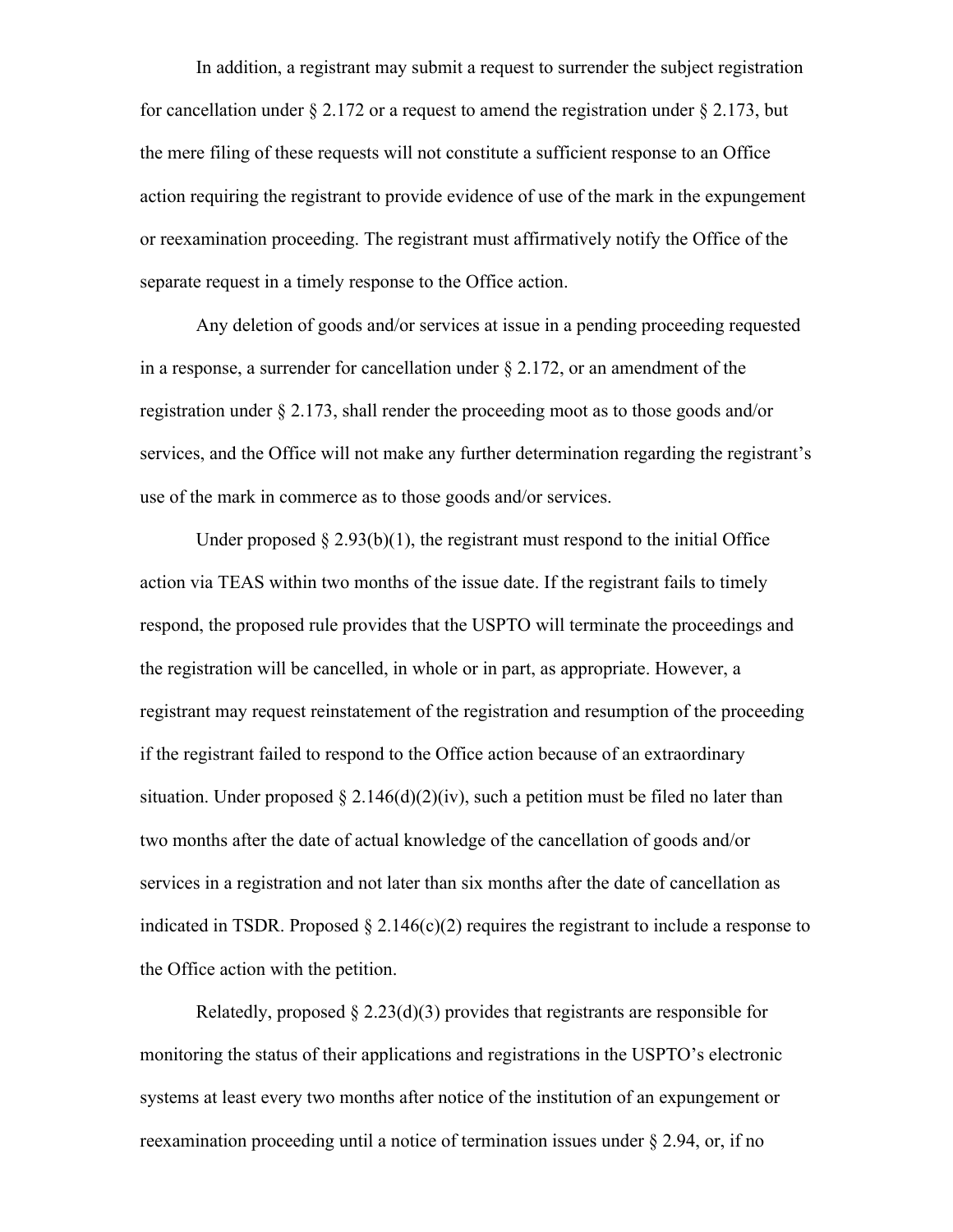In addition, a registrant may submit a request to surrender the subject registration for cancellation under § 2.172 or a request to amend the registration under § 2.173, but the mere filing of these requests will not constitute a sufficient response to an Office action requiring the registrant to provide evidence of use of the mark in the expungement or reexamination proceeding. The registrant must affirmatively notify the Office of the separate request in a timely response to the Office action.

Any deletion of goods and/or services at issue in a pending proceeding requested in a response, a surrender for cancellation under § 2.172, or an amendment of the registration under § 2.173, shall render the proceeding moot as to those goods and/or services, and the Office will not make any further determination regarding the registrant's use of the mark in commerce as to those goods and/or services.

Under proposed § 2.93(b)(1), the registrant must respond to the initial Office action via TEAS within two months of the issue date. If the registrant fails to timely respond, the proposed rule provides that the USPTO will terminate the proceedings and the registration will be cancelled, in whole or in part, as appropriate. However, a registrant may request reinstatement of the registration and resumption of the proceeding if the registrant failed to respond to the Office action because of an extraordinary situation. Under proposed § 2.146(d)(2)(iv), such a petition must be filed no later than two months after the date of actual knowledge of the cancellation of goods and/or services in a registration and not later than six months after the date of cancellation as indicated in TSDR. Proposed § 2.146(c)(2) requires the registrant to include a response to the Office action with the petition.

Relatedly, proposed § 2.23(d)(3) provides that registrants are responsible for monitoring the status of their applications and registrations in the USPTO's electronic systems at least every two months after notice of the institution of an expungement or reexamination proceeding until a notice of termination issues under § 2.94, or, if no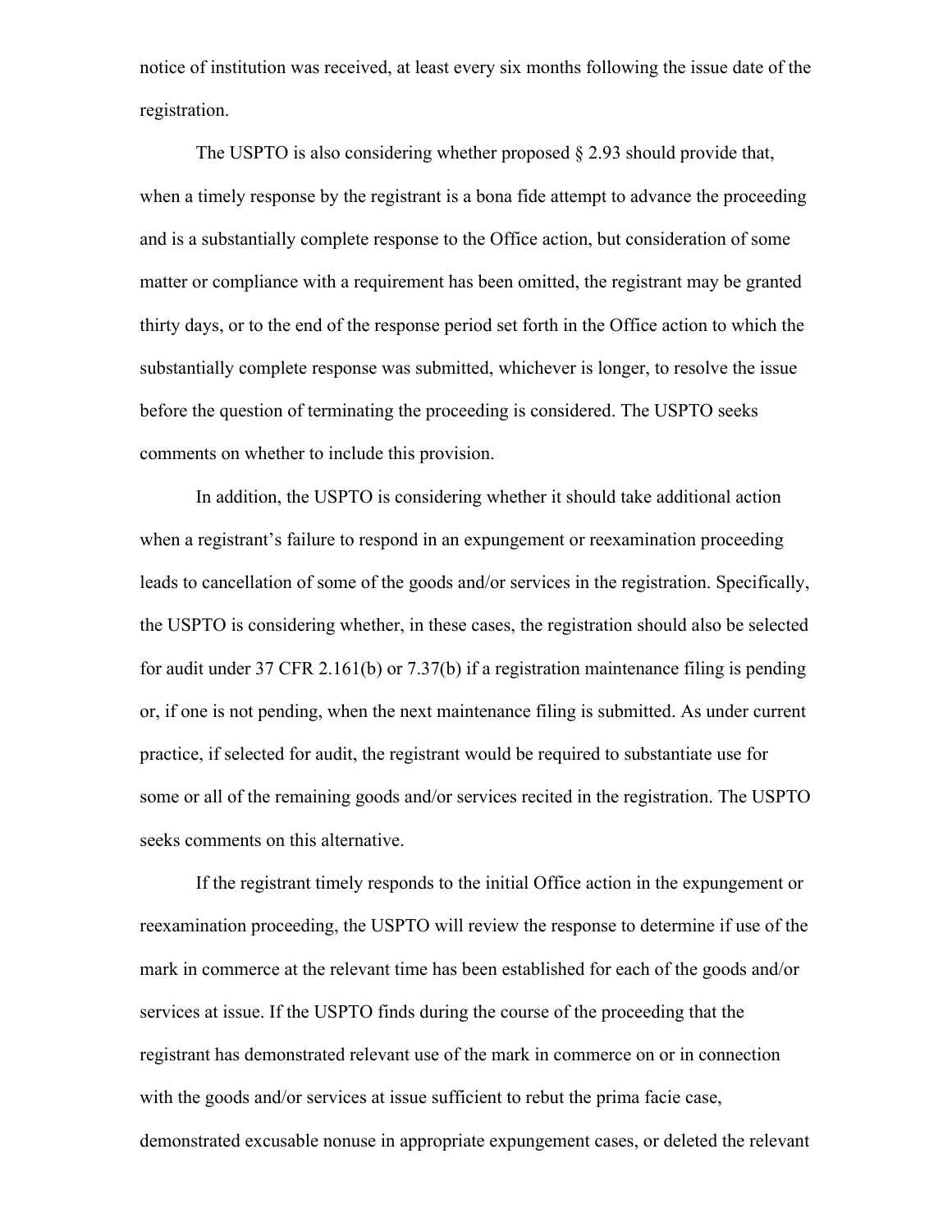notice of institution was received, at least every six months following the issue date of the registration.

The USPTO is also considering whether proposed § 2.93 should provide that, when a timely response by the registrant is a bona fide attempt to advance the proceeding and is a substantially complete response to the Office action, but consideration of some matter or compliance with a requirement has been omitted, the registrant may be granted thirty days, or to the end of the response period set forth in the Office action to which the substantially complete response was submitted, whichever is longer, to resolve the issue before the question of terminating the proceeding is considered. The USPTO seeks comments on whether to include this provision.

In addition, the USPTO is considering whether it should take additional action when a registrant's failure to respond in an expungement or reexamination proceeding leads to cancellation of some of the goods and/or services in the registration. Specifically, the USPTO is considering whether, in these cases, the registration should also be selected for audit under 37 CFR 2.161(b) or 7.37(b) if a registration maintenance filing is pending or, if one is not pending, when the next maintenance filing is submitted. As under current practice, if selected for audit, the registrant would be required to substantiate use for some or all of the remaining goods and/or services recited in the registration. The USPTO seeks comments on this alternative.

If the registrant timely responds to the initial Office action in the expungement or reexamination proceeding, the USPTO will review the response to determine if use of the mark in commerce at the relevant time has been established for each of the goods and/or services at issue. If the USPTO finds during the course of the proceeding that the registrant has demonstrated relevant use of the mark in commerce on or in connection with the goods and/or services at issue sufficient to rebut the prima facie case, demonstrated excusable nonuse in appropriate expungement cases, or deleted the relevant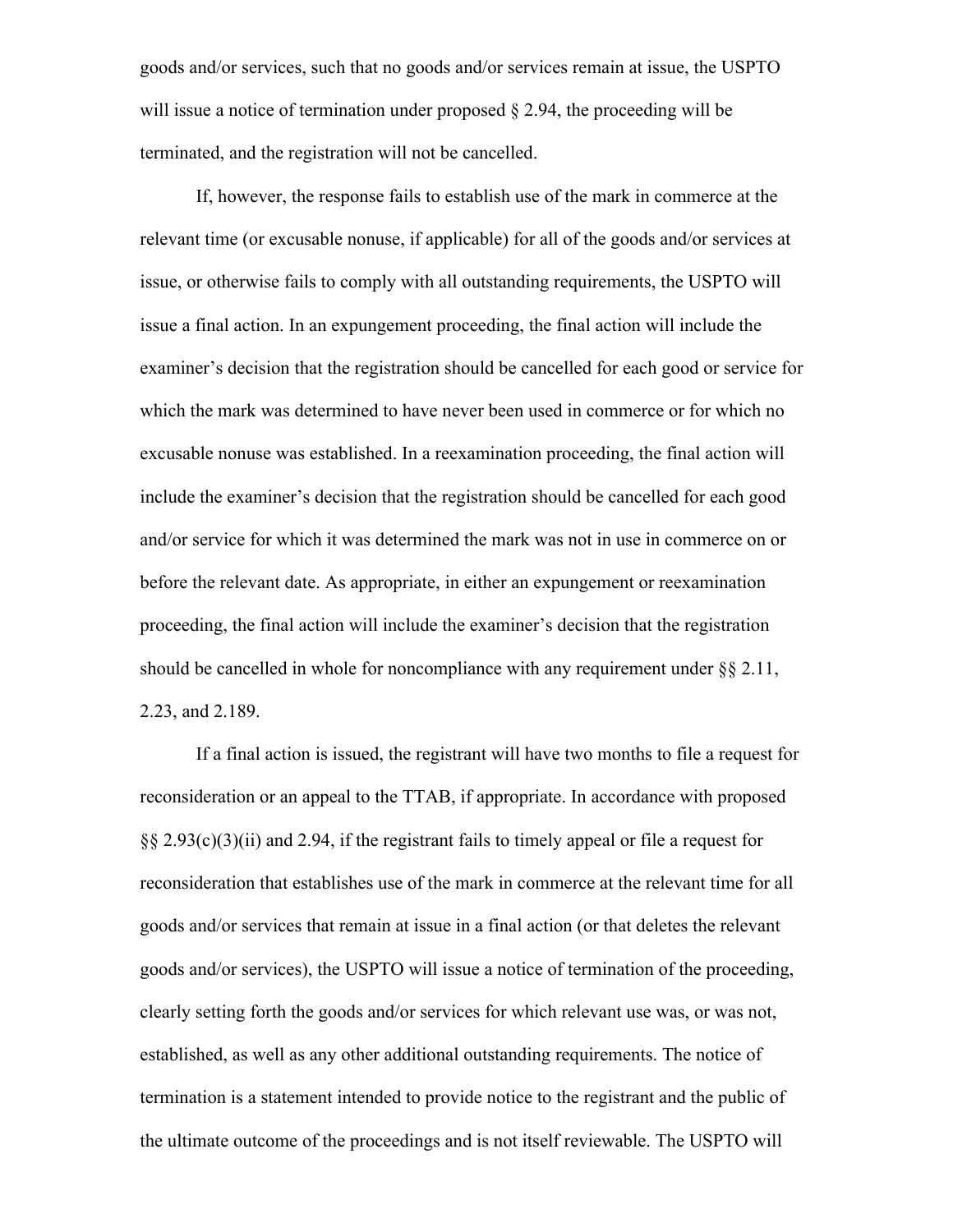goods and/or services, such that no goods and/or services remain at issue, the USPTO will issue a notice of termination under proposed § 2.94, the proceeding will be terminated, and the registration will not be cancelled.

If, however, the response fails to establish use of the mark in commerce at the relevant time (or excusable nonuse, if applicable) for all of the goods and/or services at issue, or otherwise fails to comply with all outstanding requirements, the USPTO will issue a final action. In an expungement proceeding, the final action will include the examiner's decision that the registration should be cancelled for each good or service for which the mark was determined to have never been used in commerce or for which no excusable nonuse was established. In a reexamination proceeding, the final action will include the examiner's decision that the registration should be cancelled for each good and/or service for which it was determined the mark was not in use in commerce on or before the relevant date. As appropriate, in either an expungement or reexamination proceeding, the final action will include the examiner's decision that the registration should be cancelled in whole for noncompliance with any requirement under §§ 2.11, 2.23, and 2.189.

If a final action is issued, the registrant will have two months to file a request for reconsideration or an appeal to the TTAB, if appropriate. In accordance with proposed §§ 2.93(c)(3)(ii) and 2.94, if the registrant fails to timely appeal or file a request for reconsideration that establishes use of the mark in commerce at the relevant time for all goods and/or services that remain at issue in a final action (or that deletes the relevant goods and/or services), the USPTO will issue a notice of termination of the proceeding, clearly setting forth the goods and/or services for which relevant use was, or was not, established, as well as any other additional outstanding requirements. The notice of termination is a statement intended to provide notice to the registrant and the public of the ultimate outcome of the proceedings and is not itself reviewable. The USPTO will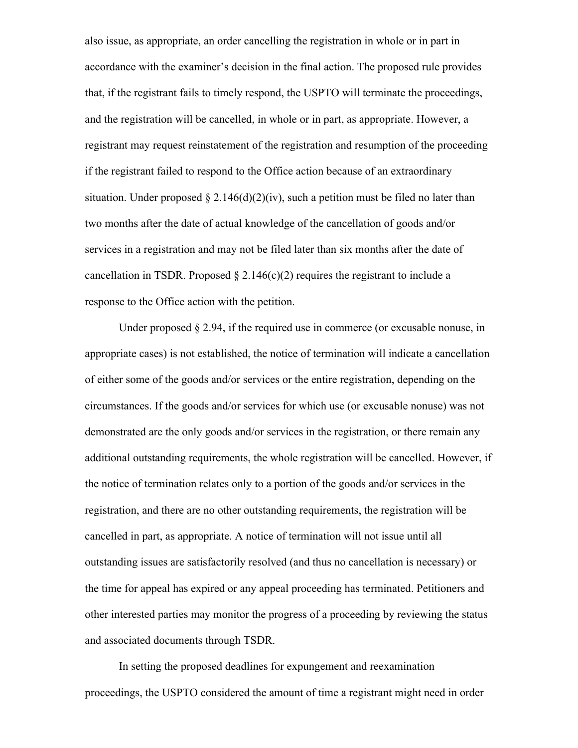also issue, as appropriate, an order cancelling the registration in whole or in part in accordance with the examiner's decision in the final action. The proposed rule provides that, if the registrant fails to timely respond, the USPTO will terminate the proceedings, and the registration will be cancelled, in whole or in part, as appropriate. However, a registrant may request reinstatement of the registration and resumption of the proceeding if the registrant failed to respond to the Office action because of an extraordinary situation. Under proposed § 2.146(d)(2)(iv), such a petition must be filed no later than two months after the date of actual knowledge of the cancellation of goods and/or services in a registration and may not be filed later than six months after the date of cancellation in TSDR. Proposed § 2.146(c)(2) requires the registrant to include a response to the Office action with the petition.

Under proposed § 2.94, if the required use in commerce (or excusable nonuse, in appropriate cases) is not established, the notice of termination will indicate a cancellation of either some of the goods and/or services or the entire registration, depending on the circumstances. If the goods and/or services for which use (or excusable nonuse) was not demonstrated are the only goods and/or services in the registration, or there remain any additional outstanding requirements, the whole registration will be cancelled. However, if the notice of termination relates only to a portion of the goods and/or services in the registration, and there are no other outstanding requirements, the registration will be cancelled in part, as appropriate. A notice of termination will not issue until all outstanding issues are satisfactorily resolved (and thus no cancellation is necessary) or the time for appeal has expired or any appeal proceeding has terminated. Petitioners and other interested parties may monitor the progress of a proceeding by reviewing the status and associated documents through TSDR.

In setting the proposed deadlines for expungement and reexamination proceedings, the USPTO considered the amount of time a registrant might need in order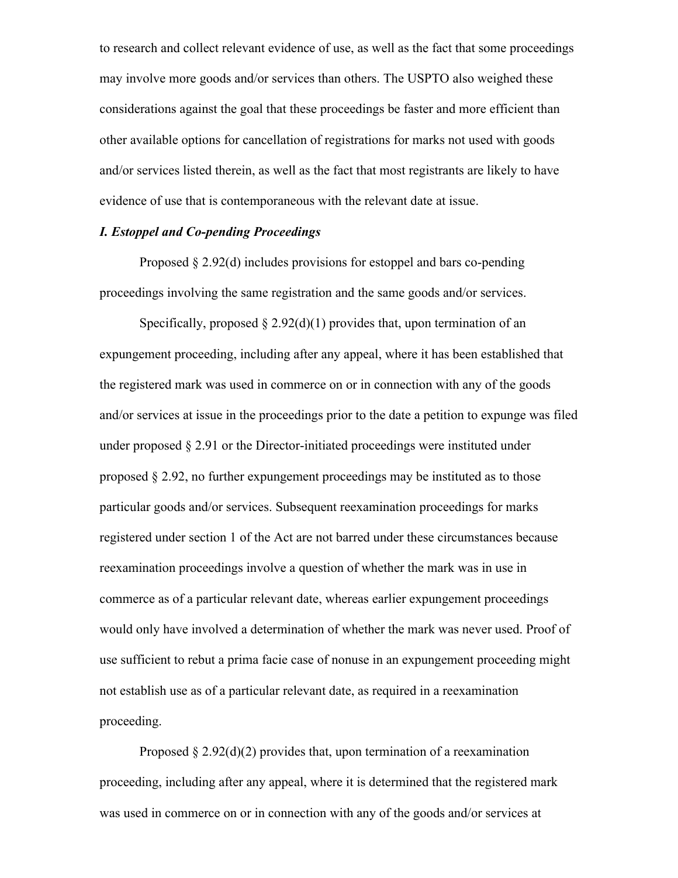to research and collect relevant evidence of use, as well as the fact that some proceedings may involve more goods and/or services than others. The USPTO also weighed these considerations against the goal that these proceedings be faster and more efficient than other available options for cancellation of registrations for marks not used with goods and/or services listed therein, as well as the fact that most registrants are likely to have evidence of use that is contemporaneous with the relevant date at issue.

### *I. Estoppel and Co-pending Proceedings*

Proposed § 2.92(d) includes provisions for estoppel and bars co-pending proceedings involving the same registration and the same goods and/or services.

Specifically, proposed § 2.92(d)(1) provides that, upon termination of an expungement proceeding, including after any appeal, where it has been established that the registered mark was used in commerce on or in connection with any of the goods and/or services at issue in the proceedings prior to the date a petition to expunge was filed under proposed § 2.91 or the Director-initiated proceedings were instituted under proposed § 2.92, no further expungement proceedings may be instituted as to those particular goods and/or services. Subsequent reexamination proceedings for marks registered under section 1 of the Act are not barred under these circumstances because reexamination proceedings involve a question of whether the mark was in use in commerce as of a particular relevant date, whereas earlier expungement proceedings would only have involved a determination of whether the mark was never used. Proof of use sufficient to rebut a prima facie case of nonuse in an expungement proceeding might not establish use as of a particular relevant date, as required in a reexamination proceeding.

Proposed § 2.92(d)(2) provides that, upon termination of a reexamination proceeding, including after any appeal, where it is determined that the registered mark was used in commerce on or in connection with any of the goods and/or services at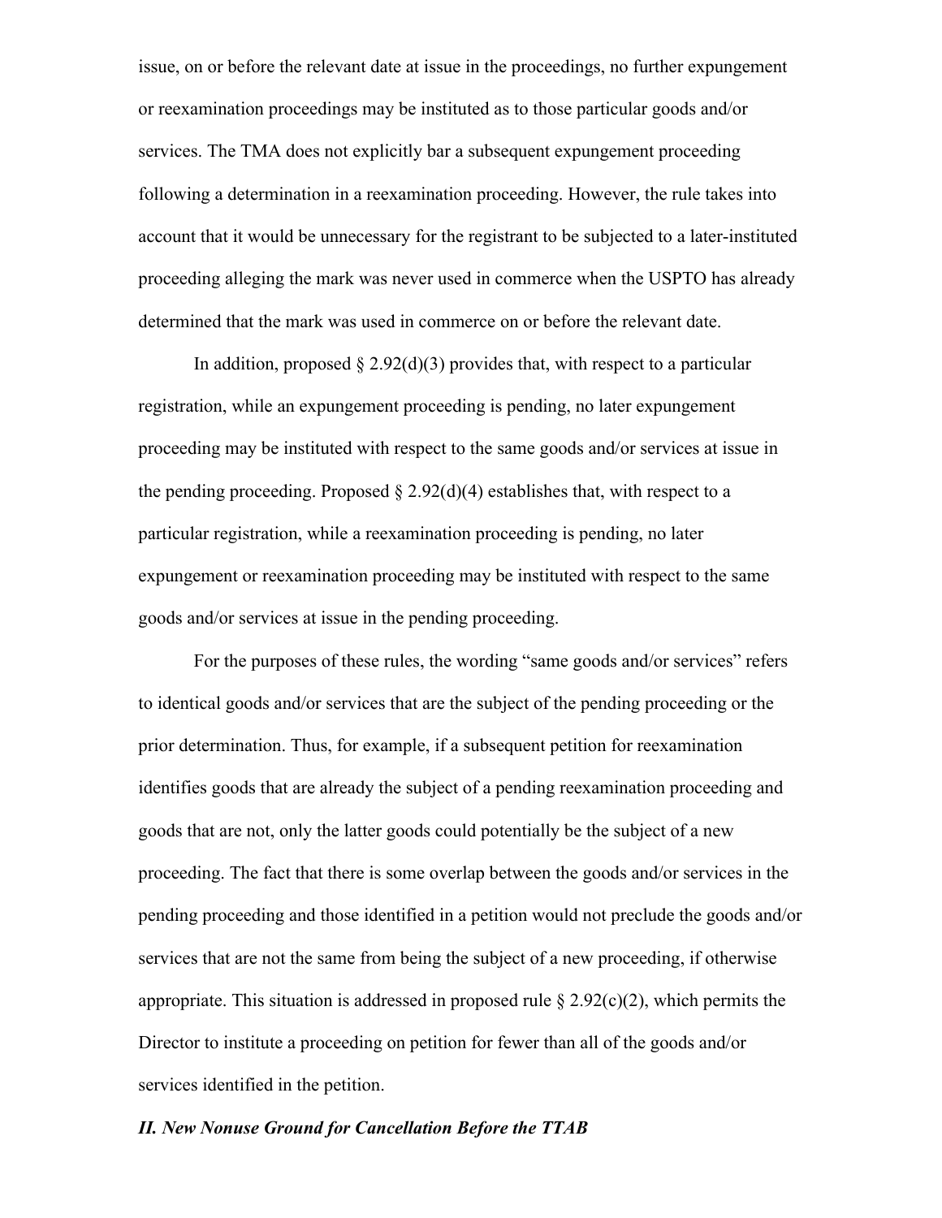issue, on or before the relevant date at issue in the proceedings, no further expungement or reexamination proceedings may be instituted as to those particular goods and/or services. The TMA does not explicitly bar a subsequent expungement proceeding following a determination in a reexamination proceeding. However, the rule takes into account that it would be unnecessary for the registrant to be subjected to a later-instituted proceeding alleging the mark was never used in commerce when the USPTO has already determined that the mark was used in commerce on or before the relevant date.

In addition, proposed § 2.92(d)(3) provides that, with respect to a particular registration, while an expungement proceeding is pending, no later expungement proceeding may be instituted with respect to the same goods and/or services at issue in the pending proceeding. Proposed § 2.92(d)(4) establishes that, with respect to a particular registration, while a reexamination proceeding is pending, no later expungement or reexamination proceeding may be instituted with respect to the same goods and/or services at issue in the pending proceeding.

For the purposes of these rules, the wording "same goods and/or services" refers to identical goods and/or services that are the subject of the pending proceeding or the prior determination. Thus, for example, if a subsequent petition for reexamination identifies goods that are already the subject of a pending reexamination proceeding and goods that are not, only the latter goods could potentially be the subject of a new proceeding. The fact that there is some overlap between the goods and/or services in the pending proceeding and those identified in a petition would not preclude the goods and/or services that are not the same from being the subject of a new proceeding, if otherwise appropriate. This situation is addressed in proposed rule § 2.92(c)(2), which permits the Director to institute a proceeding on petition for fewer than all of the goods and/or services identified in the petition.

***II. New Nonuse Ground for Cancellation Before the TTAB***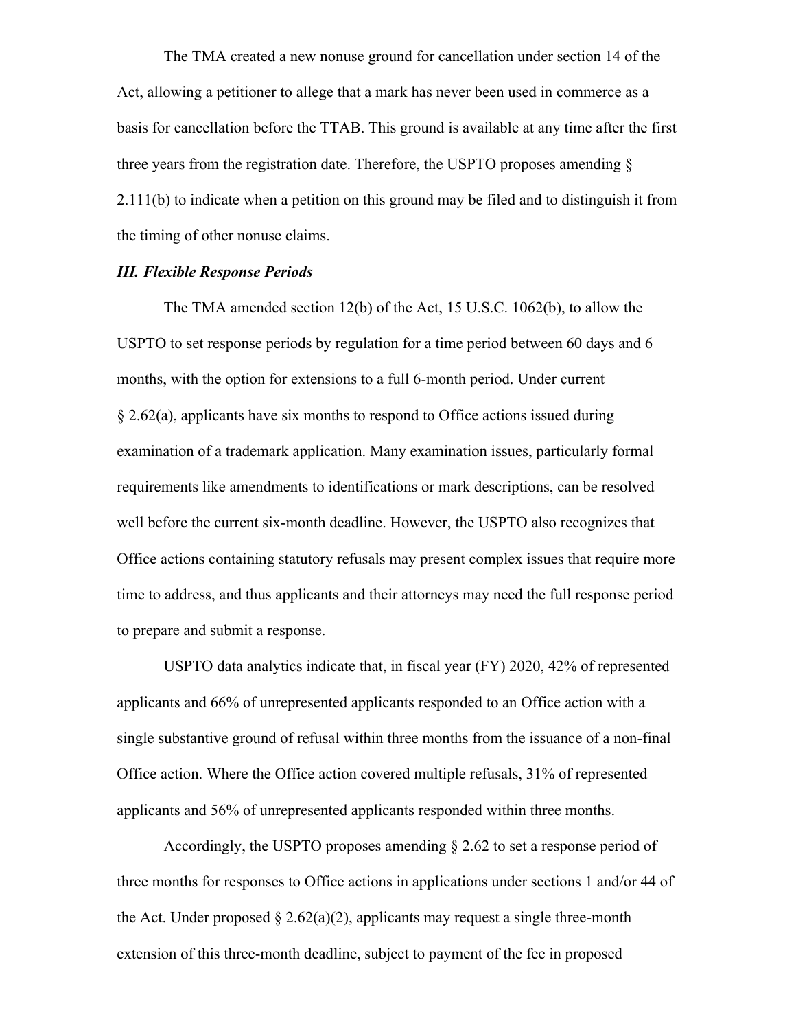The TMA created a new nonuse ground for cancellation under section 14 of the Act, allowing a petitioner to allege that a mark has never been used in commerce as a basis for cancellation before the TTAB. This ground is available at any time after the first three years from the registration date. Therefore, the USPTO proposes amending § 2.111(b) to indicate when a petition on this ground may be filed and to distinguish it from the timing of other nonuse claims.

### *III. Flexible Response Periods*

The TMA amended section 12(b) of the Act, 15 U.S.C. 1062(b), to allow the USPTO to set response periods by regulation for a time period between 60 days and 6 months, with the option for extensions to a full 6-month period. Under current § 2.62(a), applicants have six months to respond to Office actions issued during examination of a trademark application. Many examination issues, particularly formal requirements like amendments to identifications or mark descriptions, can be resolved well before the current six-month deadline. However, the USPTO also recognizes that Office actions containing statutory refusals may present complex issues that require more time to address, and thus applicants and their attorneys may need the full response period to prepare and submit a response.

USPTO data analytics indicate that, in fiscal year (FY) 2020, 42% of represented applicants and 66% of unrepresented applicants responded to an Office action with a single substantive ground of refusal within three months from the issuance of a non-final Office action. Where the Office action covered multiple refusals, 31% of represented applicants and 56% of unrepresented applicants responded within three months.

Accordingly, the USPTO proposes amending § 2.62 to set a response period of three months for responses to Office actions in applications under sections 1 and/or 44 of the Act. Under proposed § 2.62(a)(2), applicants may request a single three-month extension of this three-month deadline, subject to payment of the fee in proposed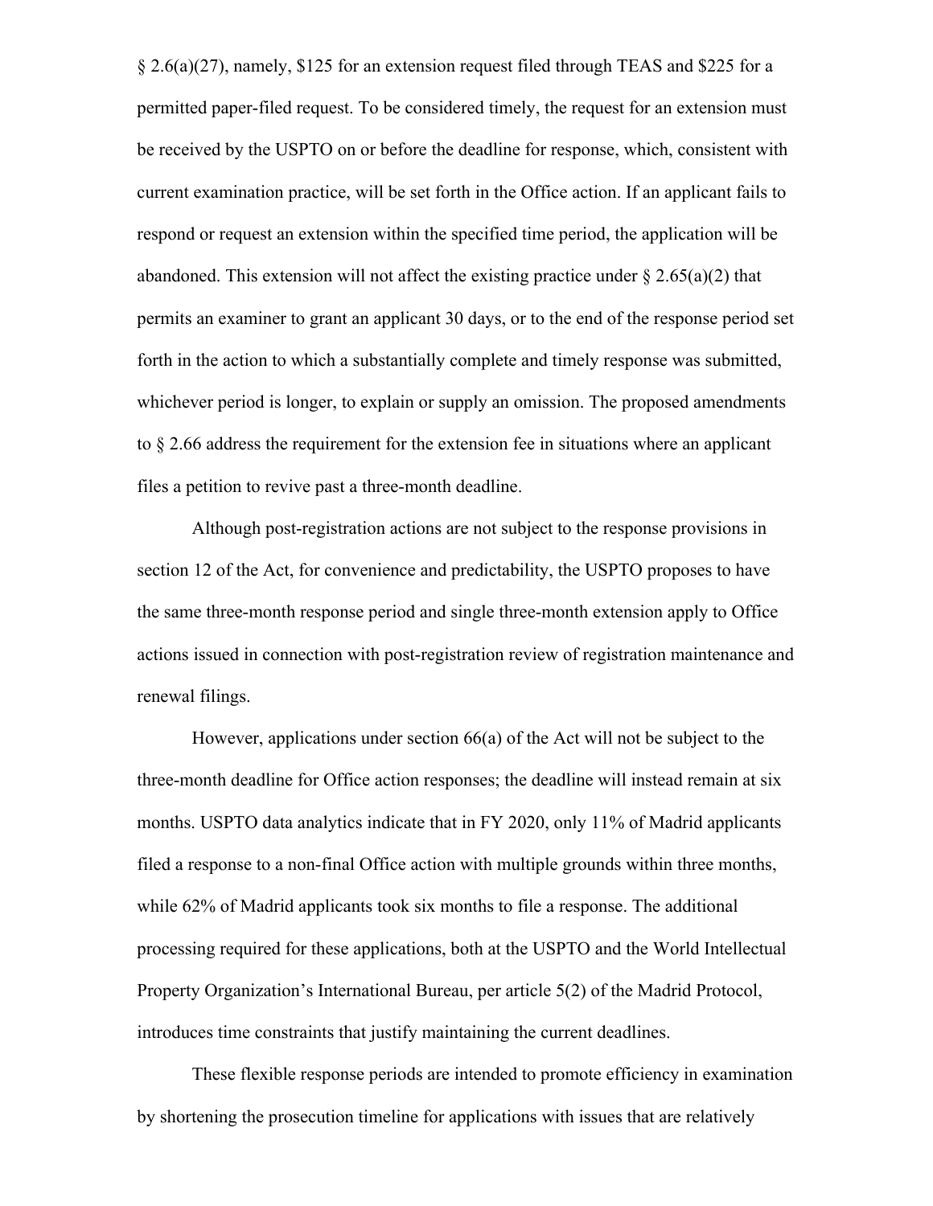§ 2.6(a)(27), namely, $125 for an extension request filed through TEAS and $225 for a permitted paper-filed request. To be considered timely, the request for an extension must be received by the USPTO on or before the deadline for response, which, consistent with current examination practice, will be set forth in the Office action. If an applicant fails to respond or request an extension within the specified time period, the application will be abandoned. This extension will not affect the existing practice under § 2.65(a)(2) that permits an examiner to grant an applicant 30 days, or to the end of the response period set forth in the action to which a substantially complete and timely response was submitted, whichever period is longer, to explain or supply an omission. The proposed amendments to § 2.66 address the requirement for the extension fee in situations where an applicant files a petition to revive past a three-month deadline.

Although post-registration actions are not subject to the response provisions in section 12 of the Act, for convenience and predictability, the USPTO proposes to have the same three-month response period and single three-month extension apply to Office actions issued in connection with post-registration review of registration maintenance and renewal filings.

However, applications under section 66(a) of the Act will not be subject to the three-month deadline for Office action responses; the deadline will instead remain at six months. USPTO data analytics indicate that in FY 2020, only 11% of Madrid applicants filed a response to a non-final Office action with multiple grounds within three months, while 62% of Madrid applicants took six months to file a response. The additional processing required for these applications, both at the USPTO and the World Intellectual Property Organization's International Bureau, per article 5(2) of the Madrid Protocol, introduces time constraints that justify maintaining the current deadlines.

These flexible response periods are intended to promote efficiency in examination by shortening the prosecution timeline for applications with issues that are relatively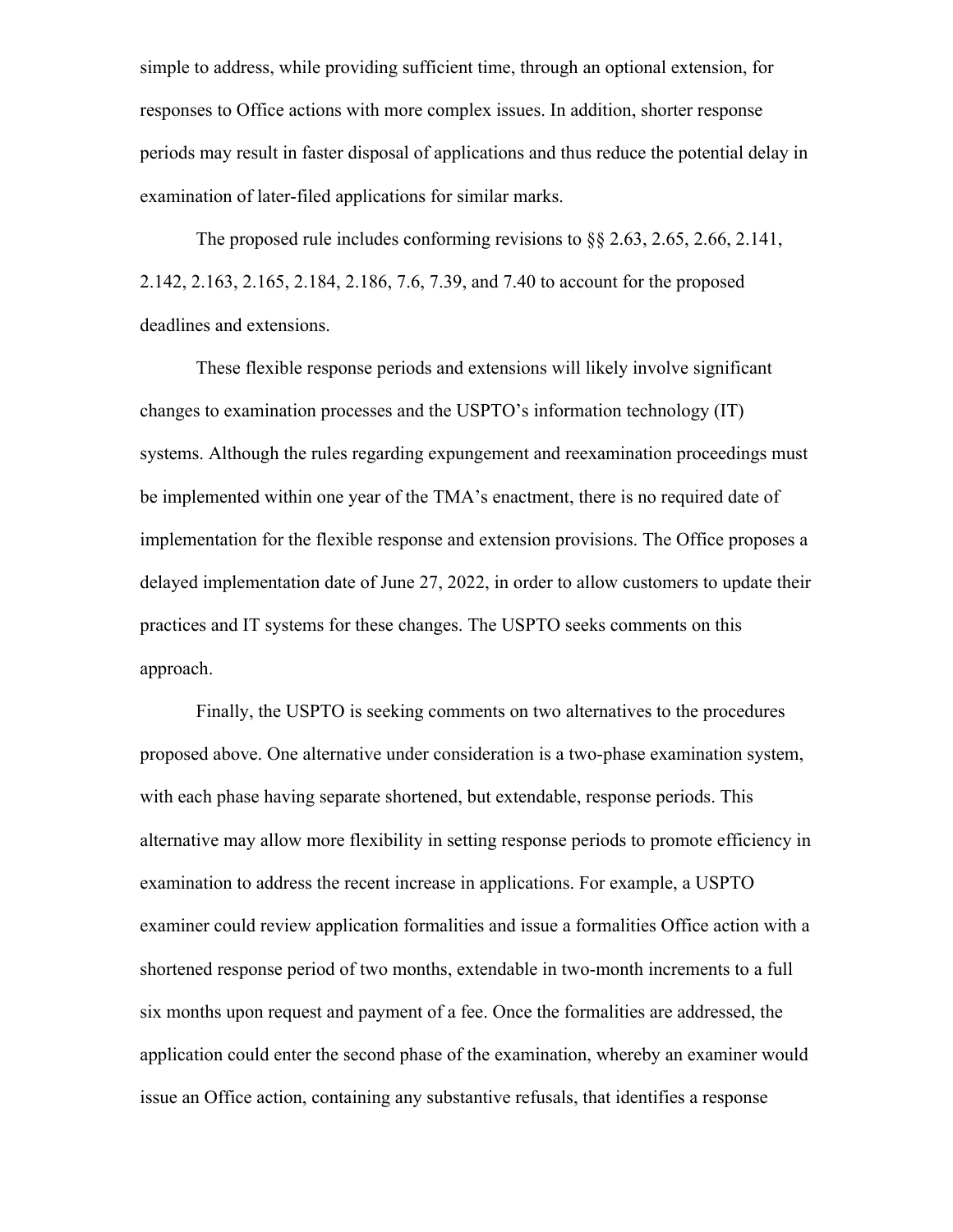simple to address, while providing sufficient time, through an optional extension, for responses to Office actions with more complex issues. In addition, shorter response periods may result in faster disposal of applications and thus reduce the potential delay in examination of later-filed applications for similar marks.

The proposed rule includes conforming revisions to §§ 2.63, 2.65, 2.66, 2.141, 2.142, 2.163, 2.165, 2.184, 2.186, 7.6, 7.39, and 7.40 to account for the proposed deadlines and extensions.

These flexible response periods and extensions will likely involve significant changes to examination processes and the USPTO's information technology (IT) systems. Although the rules regarding expungement and reexamination proceedings must be implemented within one year of the TMA's enactment, there is no required date of implementation for the flexible response and extension provisions. The Office proposes a delayed implementation date of June 27, 2022, in order to allow customers to update their practices and IT systems for these changes. The USPTO seeks comments on this approach.

Finally, the USPTO is seeking comments on two alternatives to the procedures proposed above. One alternative under consideration is a two-phase examination system, with each phase having separate shortened, but extendable, response periods. This alternative may allow more flexibility in setting response periods to promote efficiency in examination to address the recent increase in applications. For example, a USPTO examiner could review application formalities and issue a formalities Office action with a shortened response period of two months, extendable in two-month increments to a full six months upon request and payment of a fee. Once the formalities are addressed, the application could enter the second phase of the examination, whereby an examiner would issue an Office action, containing any substantive refusals, that identifies a response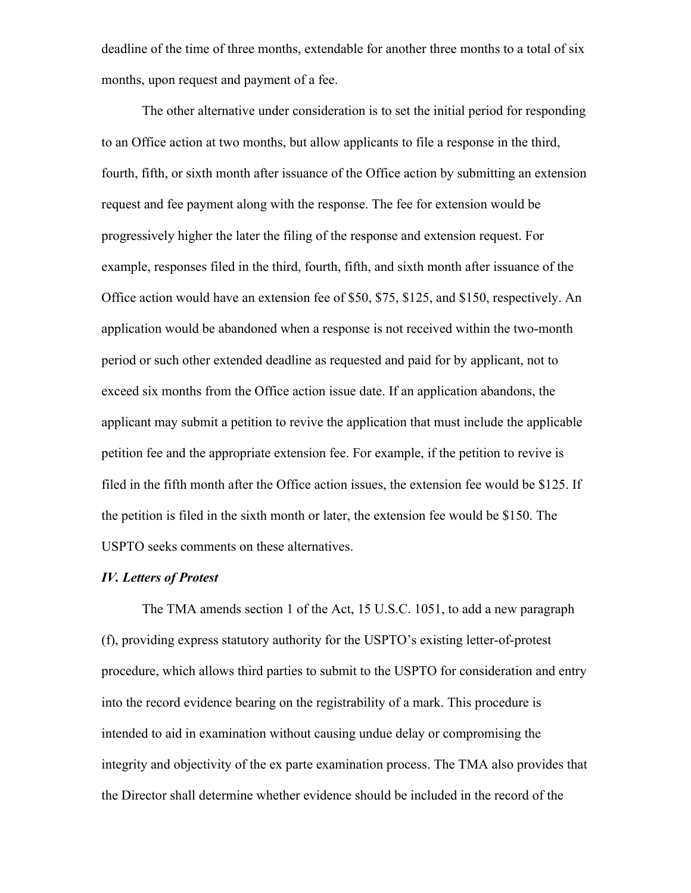deadline of the time of three months, extendable for another three months to a total of six months, upon request and payment of a fee.

The other alternative under consideration is to set the initial period for responding to an Office action at two months, but allow applicants to file a response in the third, fourth, fifth, or sixth month after issuance of the Office action by submitting an extension request and fee payment along with the response. The fee for extension would be progressively higher the later the filing of the response and extension request. For example, responses filed in the third, fourth, fifth, and sixth month after issuance of the Office action would have an extension fee of $50, $75, $125, and $150, respectively. An application would be abandoned when a response is not received within the two-month period or such other extended deadline as requested and paid for by applicant, not to exceed six months from the Office action issue date. If an application abandons, the applicant may submit a petition to revive the application that must include the applicable petition fee and the appropriate extension fee. For example, if the petition to revive is filed in the fifth month after the Office action issues, the extension fee would be $125. If the petition is filed in the sixth month or later, the extension fee would be $150. The USPTO seeks comments on these alternatives.

***IV. Letters of Protest***

The TMA amends section 1 of the Act, 15 U.S.C. 1051, to add a new paragraph (f), providing express statutory authority for the USPTO's existing letter-of-protest procedure, which allows third parties to submit to the USPTO for consideration and entry into the record evidence bearing on the registrability of a mark. This procedure is intended to aid in examination without causing undue delay or compromising the integrity and objectivity of the ex parte examination process. The TMA also provides that the Director shall determine whether evidence should be included in the record of the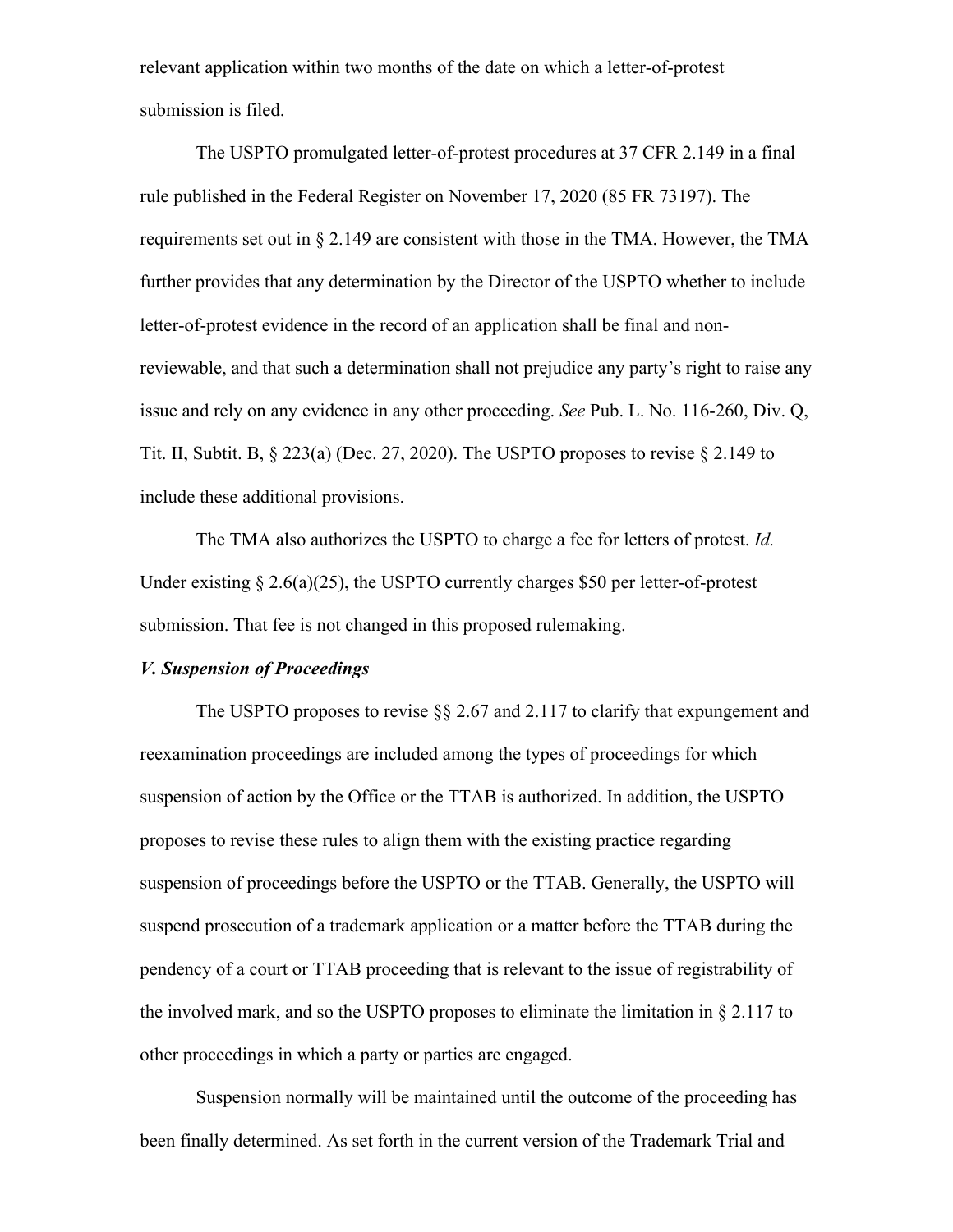relevant application within two months of the date on which a letter-of-protest submission is filed.

The USPTO promulgated letter-of-protest procedures at 37 CFR 2.149 in a final rule published in the Federal Register on November 17, 2020 (85 FR 73197). The requirements set out in § 2.149 are consistent with those in the TMA. However, the TMA further provides that any determination by the Director of the USPTO whether to include letter-of-protest evidence in the record of an application shall be final and non-reviewable, and that such a determination shall not prejudice any party's right to raise any issue and rely on any evidence in any other proceeding. *See* Pub. L. No. 116-260, Div. Q, Tit. II, Subtit. B, § 223(a) (Dec. 27, 2020). The USPTO proposes to revise § 2.149 to include these additional provisions.

The TMA also authorizes the USPTO to charge a fee for letters of protest. *Id.* Under existing § 2.6(a)(25), the USPTO currently charges $50 per letter-of-protest submission. That fee is not changed in this proposed rulemaking.

***V. Suspension of Proceedings***

The USPTO proposes to revise §§ 2.67 and 2.117 to clarify that expungement and reexamination proceedings are included among the types of proceedings for which suspension of action by the Office or the TTAB is authorized. In addition, the USPTO proposes to revise these rules to align them with the existing practice regarding suspension of proceedings before the USPTO or the TTAB. Generally, the USPTO will suspend prosecution of a trademark application or a matter before the TTAB during the pendency of a court or TTAB proceeding that is relevant to the issue of registrability of the involved mark, and so the USPTO proposes to eliminate the limitation in § 2.117 to other proceedings in which a party or parties are engaged.

Suspension normally will be maintained until the outcome of the proceeding has been finally determined. As set forth in the current version of the Trademark Trial and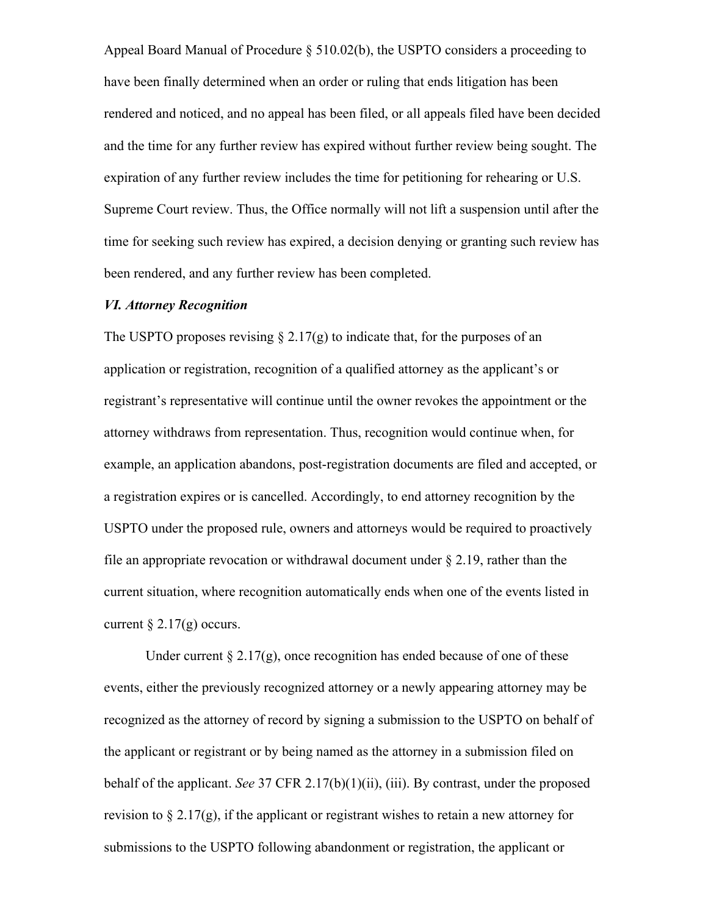Appeal Board Manual of Procedure § 510.02(b), the USPTO considers a proceeding to have been finally determined when an order or ruling that ends litigation has been rendered and noticed, and no appeal has been filed, or all appeals filed have been decided and the time for any further review has expired without further review being sought. The expiration of any further review includes the time for petitioning for rehearing or U.S. Supreme Court review. Thus, the Office normally will not lift a suspension until after the time for seeking such review has expired, a decision denying or granting such review has been rendered, and any further review has been completed.

### *VI. Attorney Recognition*

The USPTO proposes revising § 2.17(g) to indicate that, for the purposes of an application or registration, recognition of a qualified attorney as the applicant's or registrant's representative will continue until the owner revokes the appointment or the attorney withdraws from representation. Thus, recognition would continue when, for example, an application abandons, post-registration documents are filed and accepted, or a registration expires or is cancelled. Accordingly, to end attorney recognition by the USPTO under the proposed rule, owners and attorneys would be required to proactively file an appropriate revocation or withdrawal document under § 2.19, rather than the current situation, where recognition automatically ends when one of the events listed in current § 2.17(g) occurs.

Under current § 2.17(g), once recognition has ended because of one of these events, either the previously recognized attorney or a newly appearing attorney may be recognized as the attorney of record by signing a submission to the USPTO on behalf of the applicant or registrant or by being named as the attorney in a submission filed on behalf of the applicant. *See* 37 CFR 2.17(b)(1)(ii), (iii). By contrast, under the proposed revision to § 2.17(g), if the applicant or registrant wishes to retain a new attorney for submissions to the USPTO following abandonment or registration, the applicant or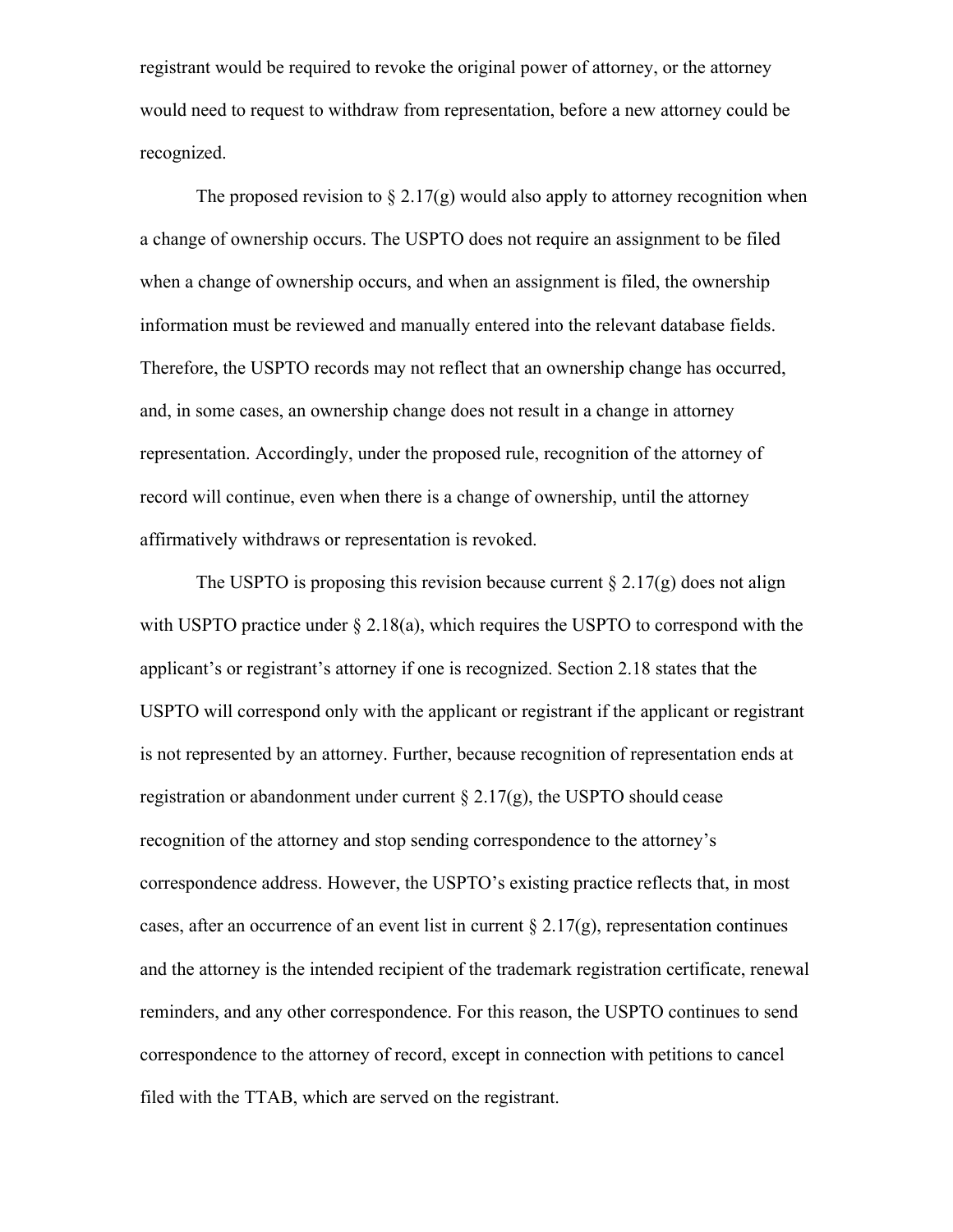registrant would be required to revoke the original power of attorney, or the attorney would need to request to withdraw from representation, before a new attorney could be recognized.

The proposed revision to § 2.17(g) would also apply to attorney recognition when a change of ownership occurs. The USPTO does not require an assignment to be filed when a change of ownership occurs, and when an assignment is filed, the ownership information must be reviewed and manually entered into the relevant database fields. Therefore, the USPTO records may not reflect that an ownership change has occurred, and, in some cases, an ownership change does not result in a change in attorney representation. Accordingly, under the proposed rule, recognition of the attorney of record will continue, even when there is a change of ownership, until the attorney affirmatively withdraws or representation is revoked.

The USPTO is proposing this revision because current § 2.17(g) does not align with USPTO practice under § 2.18(a), which requires the USPTO to correspond with the applicant's or registrant's attorney if one is recognized. Section 2.18 states that the USPTO will correspond only with the applicant or registrant if the applicant or registrant is not represented by an attorney. Further, because recognition of representation ends at registration or abandonment under current § 2.17(g), the USPTO should cease recognition of the attorney and stop sending correspondence to the attorney's correspondence address. However, the USPTO's existing practice reflects that, in most cases, after an occurrence of an event list in current § 2.17(g), representation continues and the attorney is the intended recipient of the trademark registration certificate, renewal reminders, and any other correspondence. For this reason, the USPTO continues to send correspondence to the attorney of record, except in connection with petitions to cancel filed with the TTAB, which are served on the registrant.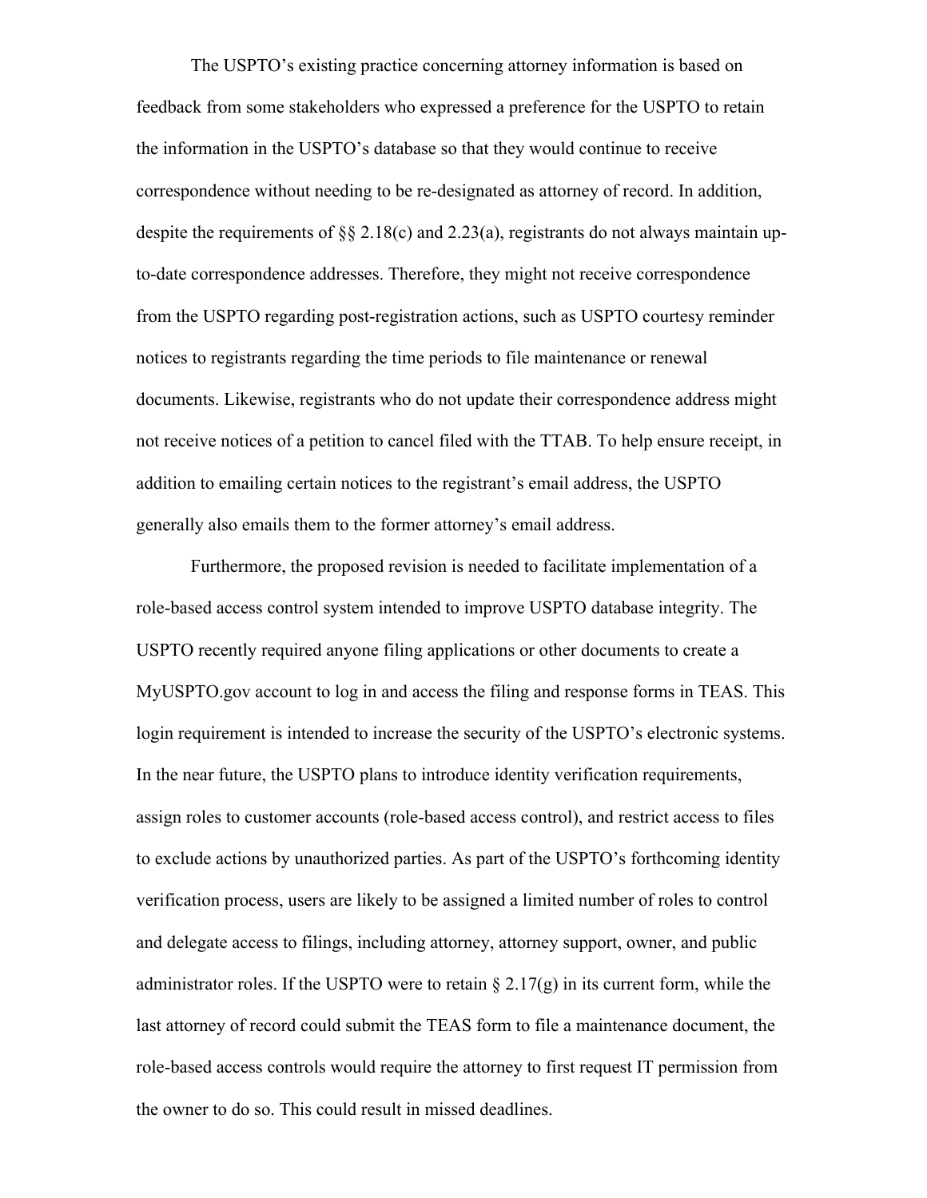The USPTO's existing practice concerning attorney information is based on feedback from some stakeholders who expressed a preference for the USPTO to retain the information in the USPTO's database so that they would continue to receive correspondence without needing to be re-designated as attorney of record. In addition, despite the requirements of §§ 2.18(c) and 2.23(a), registrants do not always maintain up-to-date correspondence addresses. Therefore, they might not receive correspondence from the USPTO regarding post-registration actions, such as USPTO courtesy reminder notices to registrants regarding the time periods to file maintenance or renewal documents. Likewise, registrants who do not update their correspondence address might not receive notices of a petition to cancel filed with the TTAB. To help ensure receipt, in addition to emailing certain notices to the registrant's email address, the USPTO generally also emails them to the former attorney's email address.

Furthermore, the proposed revision is needed to facilitate implementation of a role-based access control system intended to improve USPTO database integrity. The USPTO recently required anyone filing applications or other documents to create a MyUSPTO.gov account to log in and access the filing and response forms in TEAS. This login requirement is intended to increase the security of the USPTO's electronic systems. In the near future, the USPTO plans to introduce identity verification requirements, assign roles to customer accounts (role-based access control), and restrict access to files to exclude actions by unauthorized parties. As part of the USPTO's forthcoming identity verification process, users are likely to be assigned a limited number of roles to control and delegate access to filings, including attorney, attorney support, owner, and public administrator roles. If the USPTO were to retain § 2.17(g) in its current form, while the last attorney of record could submit the TEAS form to file a maintenance document, the role-based access controls would require the attorney to first request IT permission from the owner to do so. This could result in missed deadlines.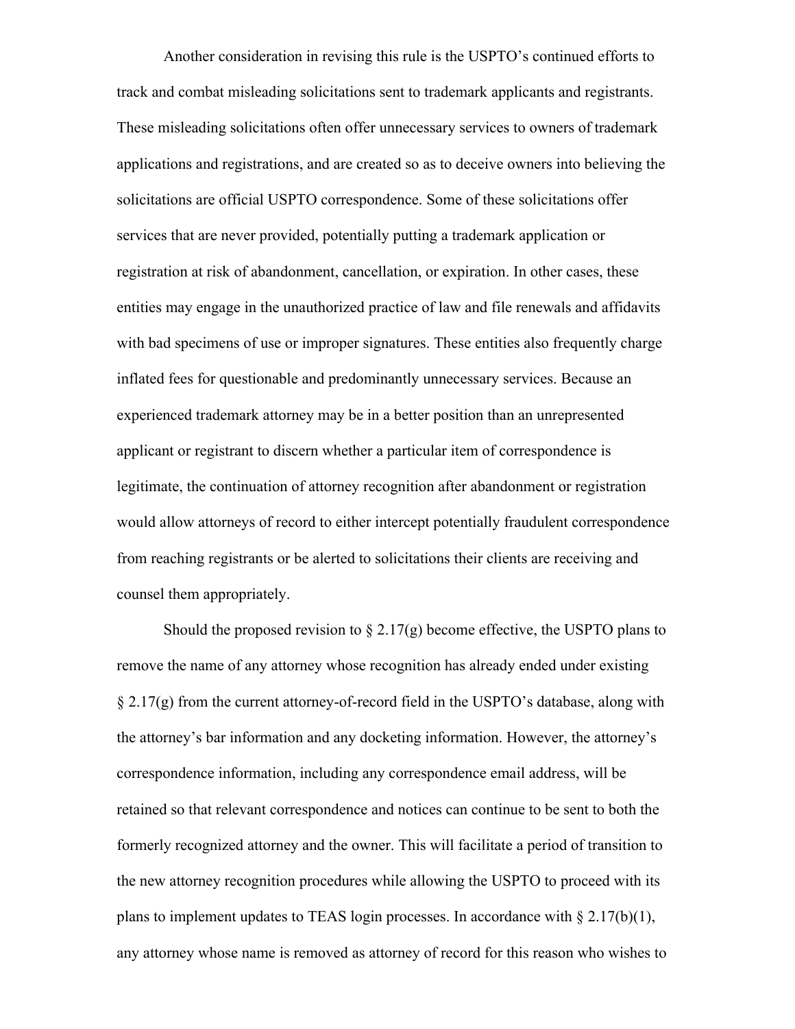Another consideration in revising this rule is the USPTO's continued efforts to track and combat misleading solicitations sent to trademark applicants and registrants. These misleading solicitations often offer unnecessary services to owners of trademark applications and registrations, and are created so as to deceive owners into believing the solicitations are official USPTO correspondence. Some of these solicitations offer services that are never provided, potentially putting a trademark application or registration at risk of abandonment, cancellation, or expiration. In other cases, these entities may engage in the unauthorized practice of law and file renewals and affidavits with bad specimens of use or improper signatures. These entities also frequently charge inflated fees for questionable and predominantly unnecessary services. Because an experienced trademark attorney may be in a better position than an unrepresented applicant or registrant to discern whether a particular item of correspondence is legitimate, the continuation of attorney recognition after abandonment or registration would allow attorneys of record to either intercept potentially fraudulent correspondence from reaching registrants or be alerted to solicitations their clients are receiving and counsel them appropriately.

Should the proposed revision to § 2.17(g) become effective, the USPTO plans to remove the name of any attorney whose recognition has already ended under existing § 2.17(g) from the current attorney-of-record field in the USPTO's database, along with the attorney's bar information and any docketing information. However, the attorney's correspondence information, including any correspondence email address, will be retained so that relevant correspondence and notices can continue to be sent to both the formerly recognized attorney and the owner. This will facilitate a period of transition to the new attorney recognition procedures while allowing the USPTO to proceed with its plans to implement updates to TEAS login processes. In accordance with § 2.17(b)(1), any attorney whose name is removed as attorney of record for this reason who wishes to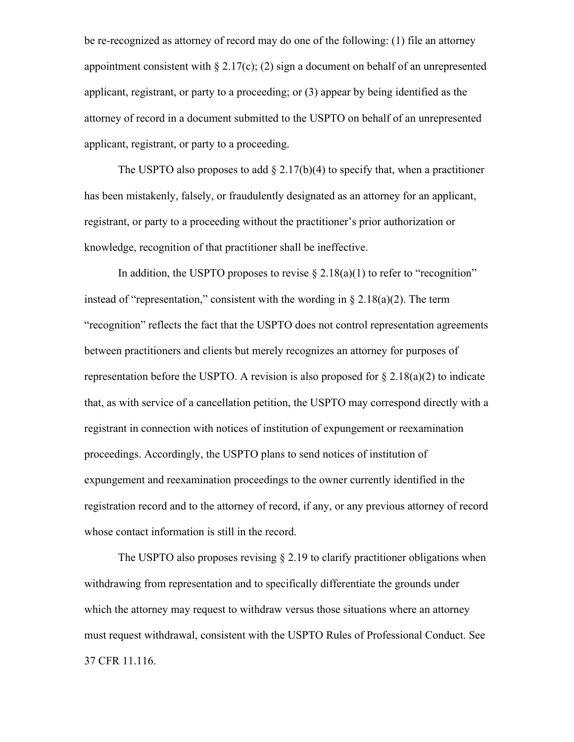be re-recognized as attorney of record may do one of the following: (1) file an attorney appointment consistent with § 2.17(c); (2) sign a document on behalf of an unrepresented applicant, registrant, or party to a proceeding; or (3) appear by being identified as the attorney of record in a document submitted to the USPTO on behalf of an unrepresented applicant, registrant, or party to a proceeding.

The USPTO also proposes to add § 2.17(b)(4) to specify that, when a practitioner has been mistakenly, falsely, or fraudulently designated as an attorney for an applicant, registrant, or party to a proceeding without the practitioner's prior authorization or knowledge, recognition of that practitioner shall be ineffective.

In addition, the USPTO proposes to revise § 2.18(a)(1) to refer to "recognition" instead of "representation," consistent with the wording in § 2.18(a)(2). The term "recognition" reflects the fact that the USPTO does not control representation agreements between practitioners and clients but merely recognizes an attorney for purposes of representation before the USPTO. A revision is also proposed for § 2.18(a)(2) to indicate that, as with service of a cancellation petition, the USPTO may correspond directly with a registrant in connection with notices of institution of expungement or reexamination proceedings. Accordingly, the USPTO plans to send notices of institution of expungement and reexamination proceedings to the owner currently identified in the registration record and to the attorney of record, if any, or any previous attorney of record whose contact information is still in the record.

The USPTO also proposes revising § 2.19 to clarify practitioner obligations when withdrawing from representation and to specifically differentiate the grounds under which the attorney may request to withdraw versus those situations where an attorney must request withdrawal, consistent with the USPTO Rules of Professional Conduct. See 37 CFR 11.116.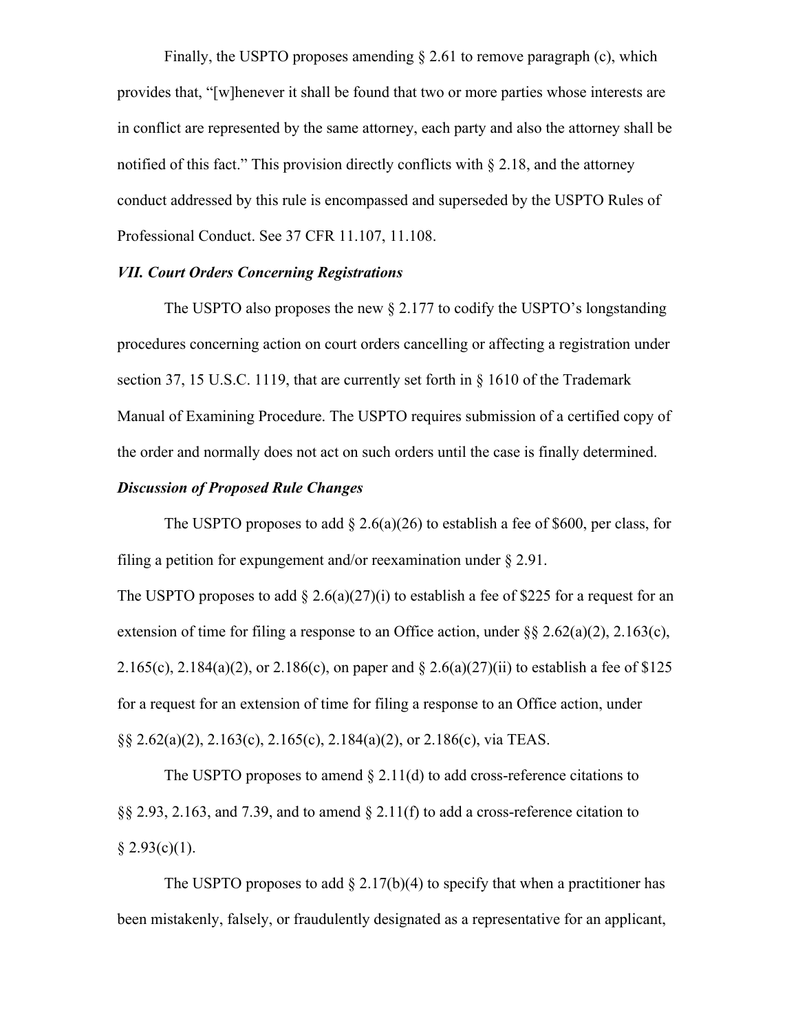Finally, the USPTO proposes amending § 2.61 to remove paragraph (c), which provides that, "[w]henever it shall be found that two or more parties whose interests are in conflict are represented by the same attorney, each party and also the attorney shall be notified of this fact." This provision directly conflicts with § 2.18, and the attorney conduct addressed by this rule is encompassed and superseded by the USPTO Rules of Professional Conduct. See 37 CFR 11.107, 11.108.

***VII. Court Orders Concerning Registrations***

The USPTO also proposes the new § 2.177 to codify the USPTO's longstanding procedures concerning action on court orders cancelling or affecting a registration under section 37, 15 U.S.C. 1119, that are currently set forth in § 1610 of the Trademark Manual of Examining Procedure. The USPTO requires submission of a certified copy of the order and normally does not act on such orders until the case is finally determined.

***Discussion of Proposed Rule Changes***

The USPTO proposes to add § 2.6(a)(26) to establish a fee of $600, per class, for filing a petition for expungement and/or reexamination under § 2.91.

The USPTO proposes to add § 2.6(a)(27)(i) to establish a fee of $225 for a request for an extension of time for filing a response to an Office action, under §§ 2.62(a)(2), 2.163(c), 2.165(c), 2.184(a)(2), or 2.186(c), on paper and § 2.6(a)(27)(ii) to establish a fee of $125 for a request for an extension of time for filing a response to an Office action, under §§ 2.62(a)(2), 2.163(c), 2.165(c), 2.184(a)(2), or 2.186(c), via TEAS.

The USPTO proposes to amend § 2.11(d) to add cross-reference citations to §§ 2.93, 2.163, and 7.39, and to amend § 2.11(f) to add a cross-reference citation to § 2.93(c)(1).

The USPTO proposes to add § 2.17(b)(4) to specify that when a practitioner has been mistakenly, falsely, or fraudulently designated as a representative for an applicant,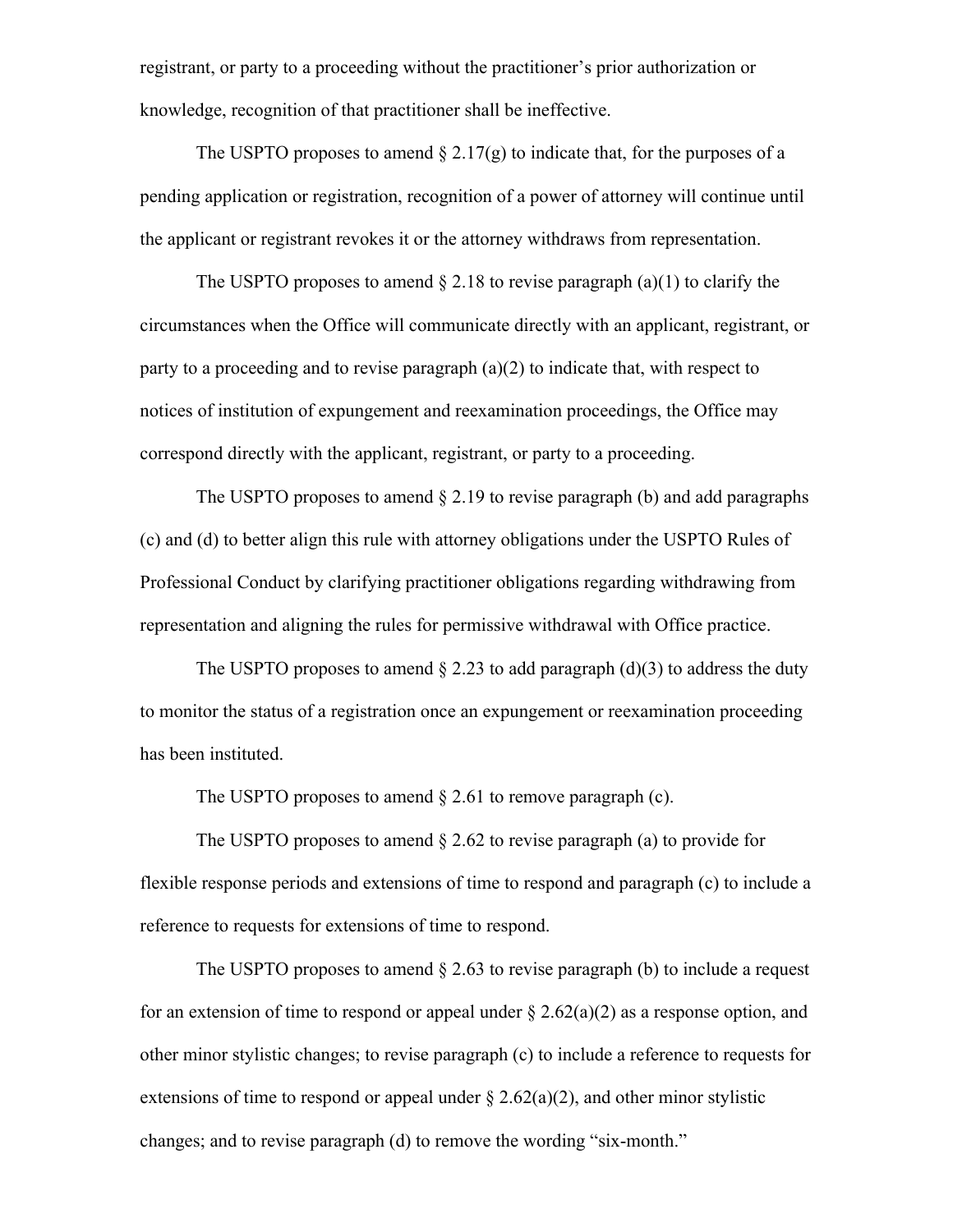registrant, or party to a proceeding without the practitioner's prior authorization or knowledge, recognition of that practitioner shall be ineffective.

The USPTO proposes to amend § 2.17(g) to indicate that, for the purposes of a pending application or registration, recognition of a power of attorney will continue until the applicant or registrant revokes it or the attorney withdraws from representation.

The USPTO proposes to amend § 2.18 to revise paragraph (a)(1) to clarify the circumstances when the Office will communicate directly with an applicant, registrant, or party to a proceeding and to revise paragraph (a)(2) to indicate that, with respect to notices of institution of expungement and reexamination proceedings, the Office may correspond directly with the applicant, registrant, or party to a proceeding.

The USPTO proposes to amend § 2.19 to revise paragraph (b) and add paragraphs (c) and (d) to better align this rule with attorney obligations under the USPTO Rules of Professional Conduct by clarifying practitioner obligations regarding withdrawing from representation and aligning the rules for permissive withdrawal with Office practice.

The USPTO proposes to amend § 2.23 to add paragraph (d)(3) to address the duty to monitor the status of a registration once an expungement or reexamination proceeding has been instituted.

The USPTO proposes to amend § 2.61 to remove paragraph (c).

The USPTO proposes to amend § 2.62 to revise paragraph (a) to provide for flexible response periods and extensions of time to respond and paragraph (c) to include a reference to requests for extensions of time to respond.

The USPTO proposes to amend § 2.63 to revise paragraph (b) to include a request for an extension of time to respond or appeal under § 2.62(a)(2) as a response option, and other minor stylistic changes; to revise paragraph (c) to include a reference to requests for extensions of time to respond or appeal under § 2.62(a)(2), and other minor stylistic changes; and to revise paragraph (d) to remove the wording "six-month."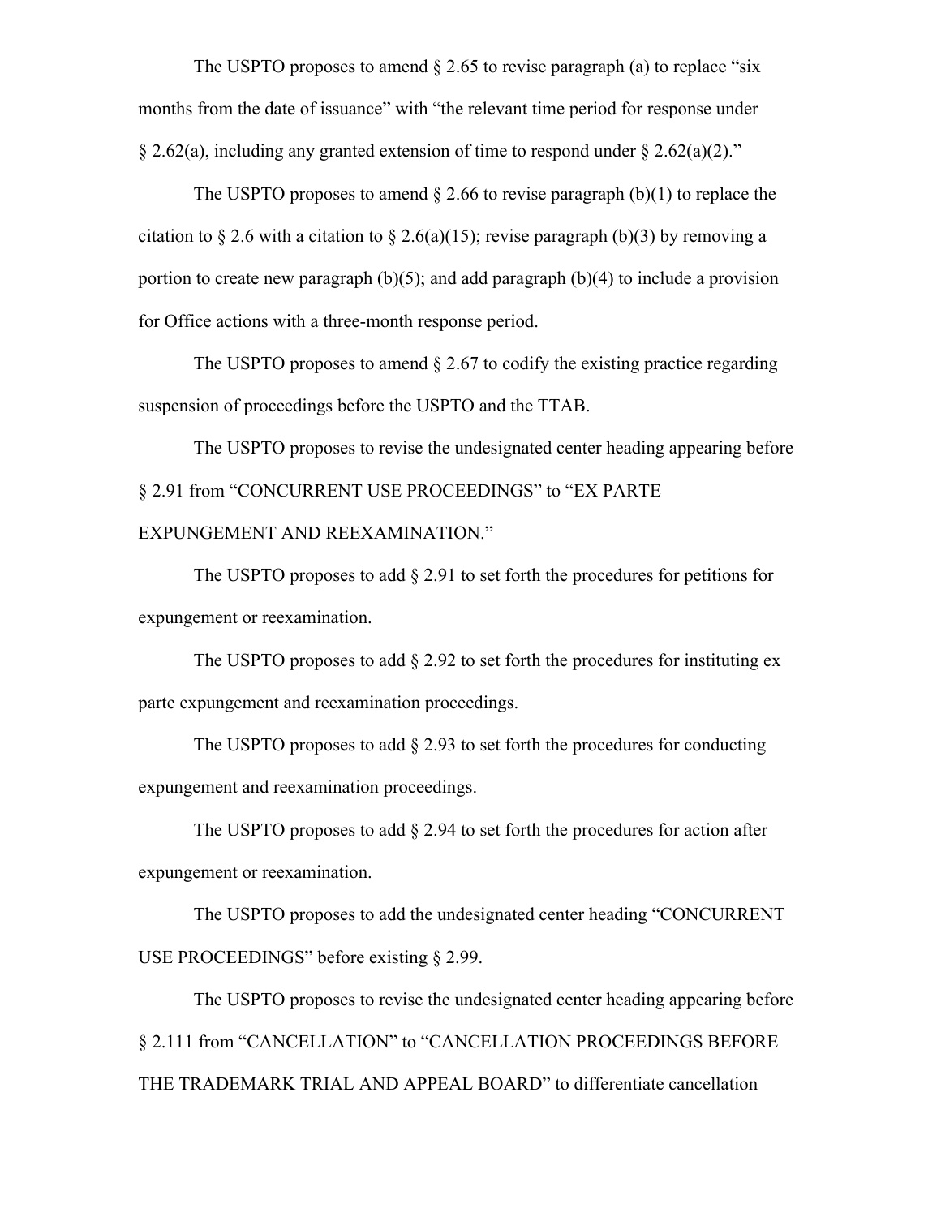The USPTO proposes to amend § 2.65 to revise paragraph (a) to replace “six months from the date of issuance” with “the relevant time period for response under § 2.62(a), including any granted extension of time to respond under § 2.62(a)(2).”

The USPTO proposes to amend § 2.66 to revise paragraph (b)(1) to replace the citation to § 2.6 with a citation to § 2.6(a)(15); revise paragraph (b)(3) by removing a portion to create new paragraph (b)(5); and add paragraph (b)(4) to include a provision for Office actions with a three-month response period.

The USPTO proposes to amend § 2.67 to codify the existing practice regarding suspension of proceedings before the USPTO and the TTAB.

The USPTO proposes to revise the undesignated center heading appearing before § 2.91 from “CONCURRENT USE PROCEEDINGS” to “EX PARTE EXPUNGEMENT AND REEXAMINATION.”

The USPTO proposes to add § 2.91 to set forth the procedures for petitions for expungement or reexamination.

The USPTO proposes to add § 2.92 to set forth the procedures for instituting ex parte expungement and reexamination proceedings.

The USPTO proposes to add § 2.93 to set forth the procedures for conducting expungement and reexamination proceedings.

The USPTO proposes to add § 2.94 to set forth the procedures for action after expungement or reexamination.

The USPTO proposes to add the undesignated center heading “CONCURRENT USE PROCEEDINGS” before existing § 2.99.

The USPTO proposes to revise the undesignated center heading appearing before § 2.111 from “CANCELLATION” to “CANCELLATION PROCEEDINGS BEFORE THE TRADEMARK TRIAL AND APPEAL BOARD” to differentiate cancellation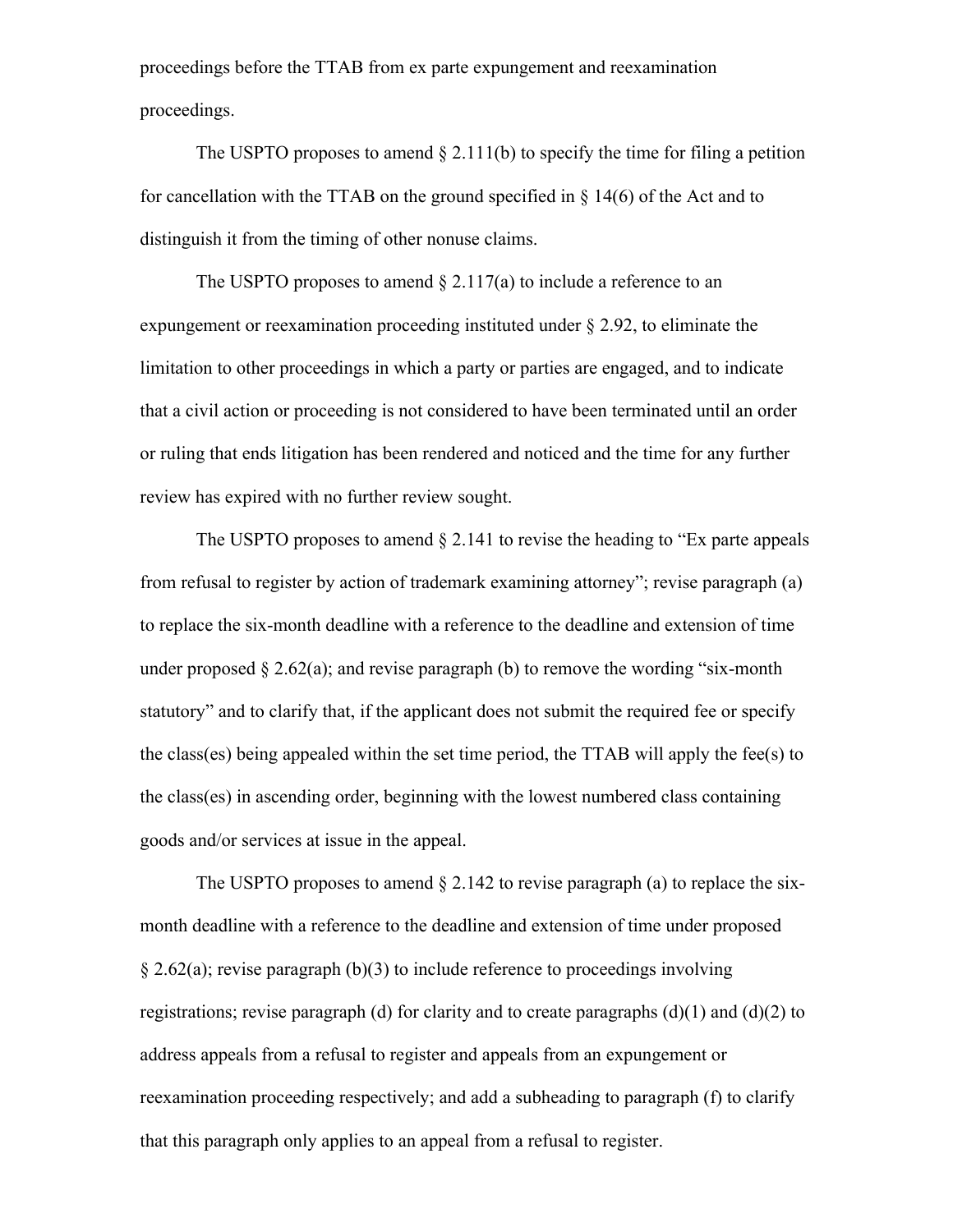proceedings before the TTAB from ex parte expungement and reexamination proceedings.

The USPTO proposes to amend § 2.111(b) to specify the time for filing a petition for cancellation with the TTAB on the ground specified in § 14(6) of the Act and to distinguish it from the timing of other nonuse claims.

The USPTO proposes to amend § 2.117(a) to include a reference to an expungement or reexamination proceeding instituted under § 2.92, to eliminate the limitation to other proceedings in which a party or parties are engaged, and to indicate that a civil action or proceeding is not considered to have been terminated until an order or ruling that ends litigation has been rendered and noticed and the time for any further review has expired with no further review sought.

The USPTO proposes to amend § 2.141 to revise the heading to "Ex parte appeals from refusal to register by action of trademark examining attorney"; revise paragraph (a) to replace the six-month deadline with a reference to the deadline and extension of time under proposed § 2.62(a); and revise paragraph (b) to remove the wording "six-month statutory" and to clarify that, if the applicant does not submit the required fee or specify the class(es) being appealed within the set time period, the TTAB will apply the fee(s) to the class(es) in ascending order, beginning with the lowest numbered class containing goods and/or services at issue in the appeal.

The USPTO proposes to amend § 2.142 to revise paragraph (a) to replace the six-month deadline with a reference to the deadline and extension of time under proposed § 2.62(a); revise paragraph (b)(3) to include reference to proceedings involving registrations; revise paragraph (d) for clarity and to create paragraphs (d)(1) and (d)(2) to address appeals from a refusal to register and appeals from an expungement or reexamination proceeding respectively; and add a subheading to paragraph (f) to clarify that this paragraph only applies to an appeal from a refusal to register.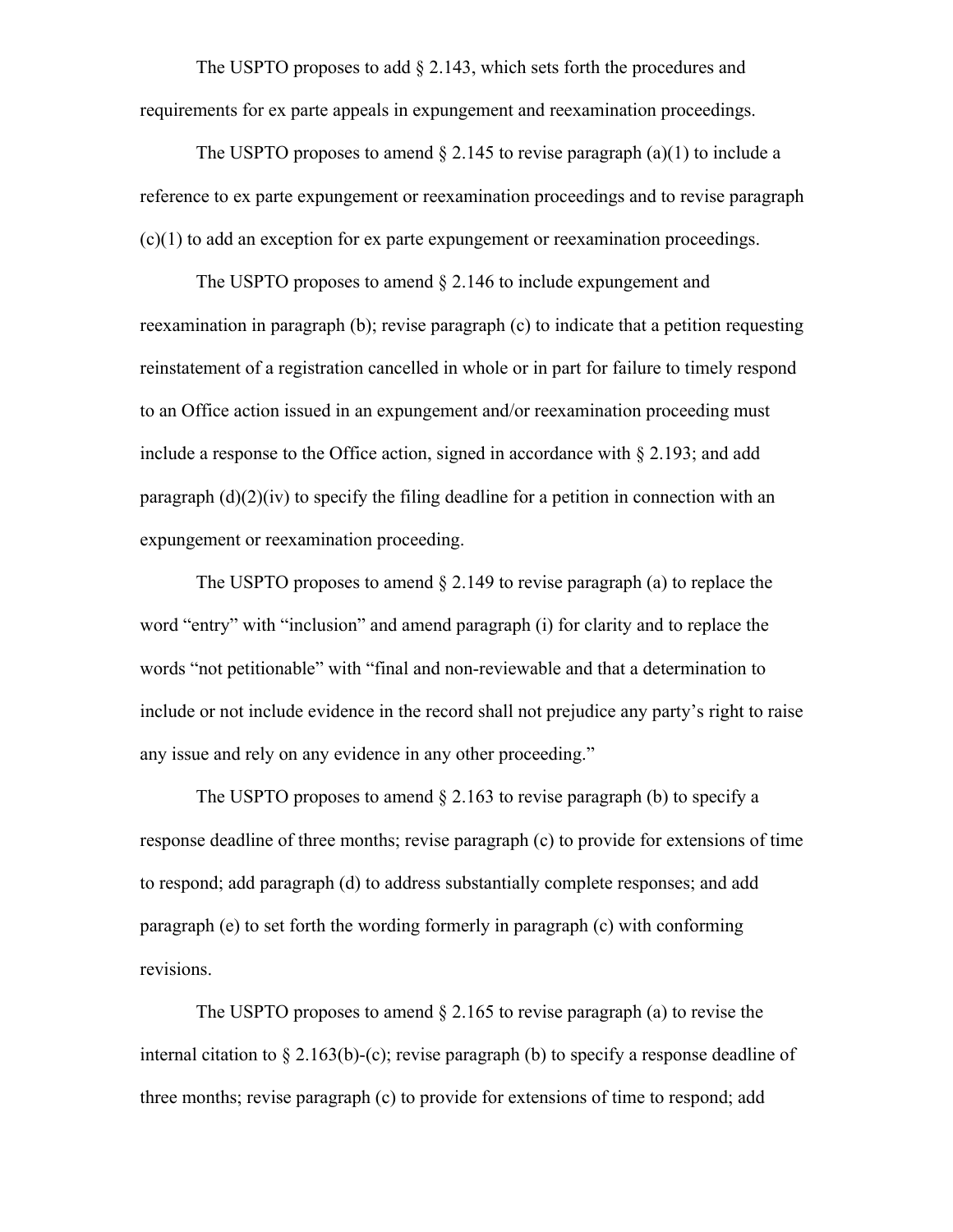The USPTO proposes to add § 2.143, which sets forth the procedures and requirements for ex parte appeals in expungement and reexamination proceedings.

The USPTO proposes to amend § 2.145 to revise paragraph (a)(1) to include a reference to ex parte expungement or reexamination proceedings and to revise paragraph (c)(1) to add an exception for ex parte expungement or reexamination proceedings.

The USPTO proposes to amend § 2.146 to include expungement and reexamination in paragraph (b); revise paragraph (c) to indicate that a petition requesting reinstatement of a registration cancelled in whole or in part for failure to timely respond to an Office action issued in an expungement and/or reexamination proceeding must include a response to the Office action, signed in accordance with § 2.193; and add paragraph (d)(2)(iv) to specify the filing deadline for a petition in connection with an expungement or reexamination proceeding.

The USPTO proposes to amend § 2.149 to revise paragraph (a) to replace the word "entry" with "inclusion" and amend paragraph (i) for clarity and to replace the words "not petitionable" with "final and non-reviewable and that a determination to include or not include evidence in the record shall not prejudice any party's right to raise any issue and rely on any evidence in any other proceeding."

The USPTO proposes to amend § 2.163 to revise paragraph (b) to specify a response deadline of three months; revise paragraph (c) to provide for extensions of time to respond; add paragraph (d) to address substantially complete responses; and add paragraph (e) to set forth the wording formerly in paragraph (c) with conforming revisions.

The USPTO proposes to amend § 2.165 to revise paragraph (a) to revise the internal citation to § 2.163(b)-(c); revise paragraph (b) to specify a response deadline of three months; revise paragraph (c) to provide for extensions of time to respond; add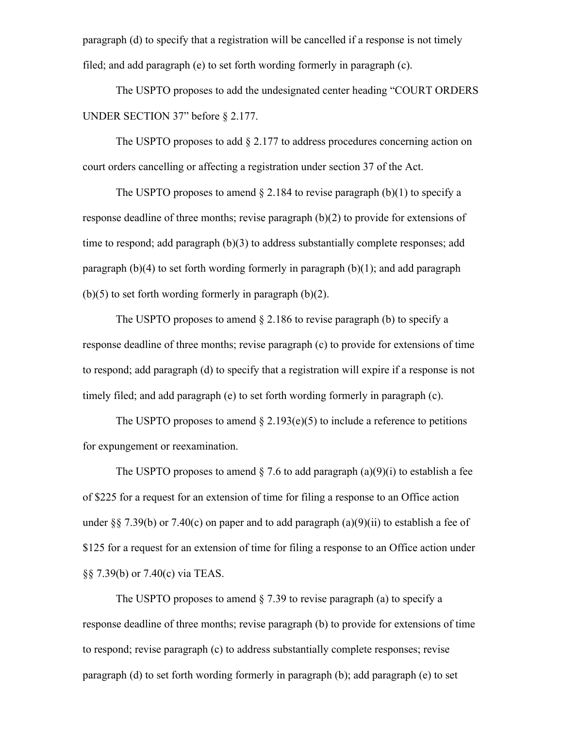paragraph (d) to specify that a registration will be cancelled if a response is not timely filed; and add paragraph (e) to set forth wording formerly in paragraph (c).

The USPTO proposes to add the undesignated center heading "COURT ORDERS UNDER SECTION 37" before § 2.177.

The USPTO proposes to add § 2.177 to address procedures concerning action on court orders cancelling or affecting a registration under section 37 of the Act.

The USPTO proposes to amend § 2.184 to revise paragraph (b)(1) to specify a response deadline of three months; revise paragraph (b)(2) to provide for extensions of time to respond; add paragraph (b)(3) to address substantially complete responses; add paragraph (b)(4) to set forth wording formerly in paragraph (b)(1); and add paragraph (b)(5) to set forth wording formerly in paragraph (b)(2).

The USPTO proposes to amend § 2.186 to revise paragraph (b) to specify a response deadline of three months; revise paragraph (c) to provide for extensions of time to respond; add paragraph (d) to specify that a registration will expire if a response is not timely filed; and add paragraph (e) to set forth wording formerly in paragraph (c).

The USPTO proposes to amend § 2.193(e)(5) to include a reference to petitions for expungement or reexamination.

The USPTO proposes to amend § 7.6 to add paragraph (a)(9)(i) to establish a fee of $225 for a request for an extension of time for filing a response to an Office action under §§ 7.39(b) or 7.40(c) on paper and to add paragraph (a)(9)(ii) to establish a fee of $125 for a request for an extension of time for filing a response to an Office action under §§ 7.39(b) or 7.40(c) via TEAS.

The USPTO proposes to amend § 7.39 to revise paragraph (a) to specify a response deadline of three months; revise paragraph (b) to provide for extensions of time to respond; revise paragraph (c) to address substantially complete responses; revise paragraph (d) to set forth wording formerly in paragraph (b); add paragraph (e) to set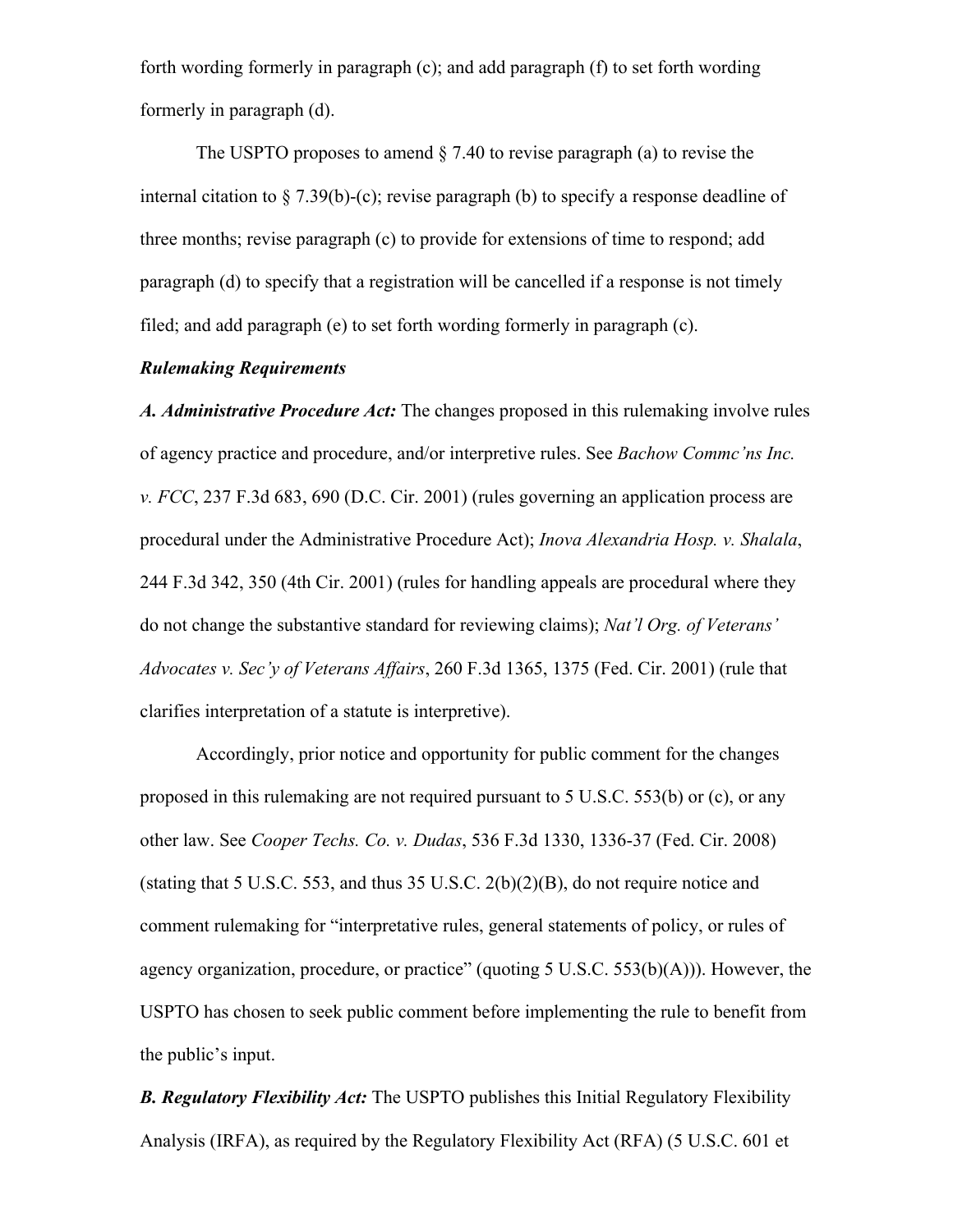forth wording formerly in paragraph (c); and add paragraph (f) to set forth wording formerly in paragraph (d).

The USPTO proposes to amend § 7.40 to revise paragraph (a) to revise the internal citation to § 7.39(b)-(c); revise paragraph (b) to specify a response deadline of three months; revise paragraph (c) to provide for extensions of time to respond; add paragraph (d) to specify that a registration will be cancelled if a response is not timely filed; and add paragraph (e) to set forth wording formerly in paragraph (c).

***Rulemaking Requirements***

***A. Administrative Procedure Act:*** The changes proposed in this rulemaking involve rules of agency practice and procedure, and/or interpretive rules. See *Bachow Commc'ns Inc. v. FCC*, 237 F.3d 683, 690 (D.C. Cir. 2001) (rules governing an application process are procedural under the Administrative Procedure Act); *Inova Alexandria Hosp. v. Shalala*, 244 F.3d 342, 350 (4th Cir. 2001) (rules for handling appeals are procedural where they do not change the substantive standard for reviewing claims); *Nat'l Org. of Veterans' Advocates v. Sec'y of Veterans Affairs*, 260 F.3d 1365, 1375 (Fed. Cir. 2001) (rule that clarifies interpretation of a statute is interpretive).

Accordingly, prior notice and opportunity for public comment for the changes proposed in this rulemaking are not required pursuant to 5 U.S.C. 553(b) or (c), or any other law. See *Cooper Techs. Co. v. Dudas*, 536 F.3d 1330, 1336-37 (Fed. Cir. 2008) (stating that 5 U.S.C. 553, and thus 35 U.S.C. 2(b)(2)(B), do not require notice and comment rulemaking for "interpretative rules, general statements of policy, or rules of agency organization, procedure, or practice" (quoting 5 U.S.C. 553(b)(A))). However, the USPTO has chosen to seek public comment before implementing the rule to benefit from the public's input.

***B. Regulatory Flexibility Act:*** The USPTO publishes this Initial Regulatory Flexibility Analysis (IRFA), as required by the Regulatory Flexibility Act (RFA) (5 U.S.C. 601 et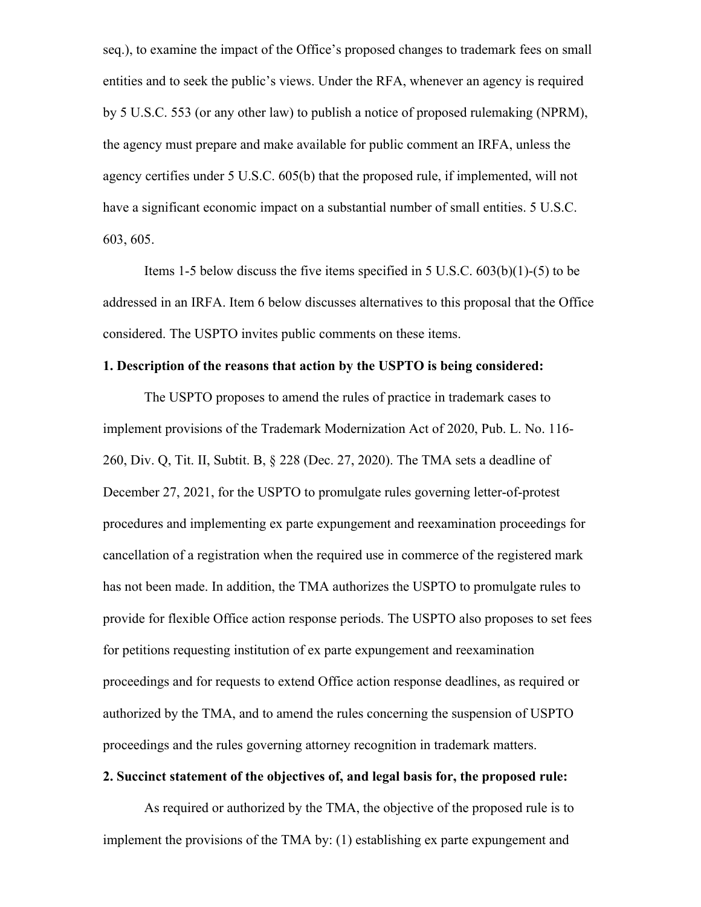seq.), to examine the impact of the Office's proposed changes to trademark fees on small entities and to seek the public's views. Under the RFA, whenever an agency is required by 5 U.S.C. 553 (or any other law) to publish a notice of proposed rulemaking (NPRM), the agency must prepare and make available for public comment an IRFA, unless the agency certifies under 5 U.S.C. 605(b) that the proposed rule, if implemented, will not have a significant economic impact on a substantial number of small entities. 5 U.S.C. 603, 605.

Items 1-5 below discuss the five items specified in 5 U.S.C. 603(b)(1)-(5) to be addressed in an IRFA. Item 6 below discusses alternatives to this proposal that the Office considered. The USPTO invites public comments on these items.

**1. Description of the reasons that action by the USPTO is being considered:**

The USPTO proposes to amend the rules of practice in trademark cases to implement provisions of the Trademark Modernization Act of 2020, Pub. L. No. 116-260, Div. Q, Tit. II, Subtit. B, § 228 (Dec. 27, 2020). The TMA sets a deadline of December 27, 2021, for the USPTO to promulgate rules governing letter-of-protest procedures and implementing ex parte expungement and reexamination proceedings for cancellation of a registration when the required use in commerce of the registered mark has not been made. In addition, the TMA authorizes the USPTO to promulgate rules to provide for flexible Office action response periods. The USPTO also proposes to set fees for petitions requesting institution of ex parte expungement and reexamination proceedings and for requests to extend Office action response deadlines, as required or authorized by the TMA, and to amend the rules concerning the suspension of USPTO proceedings and the rules governing attorney recognition in trademark matters.

**2. Succinct statement of the objectives of, and legal basis for, the proposed rule:**

As required or authorized by the TMA, the objective of the proposed rule is to implement the provisions of the TMA by: (1) establishing ex parte expungement and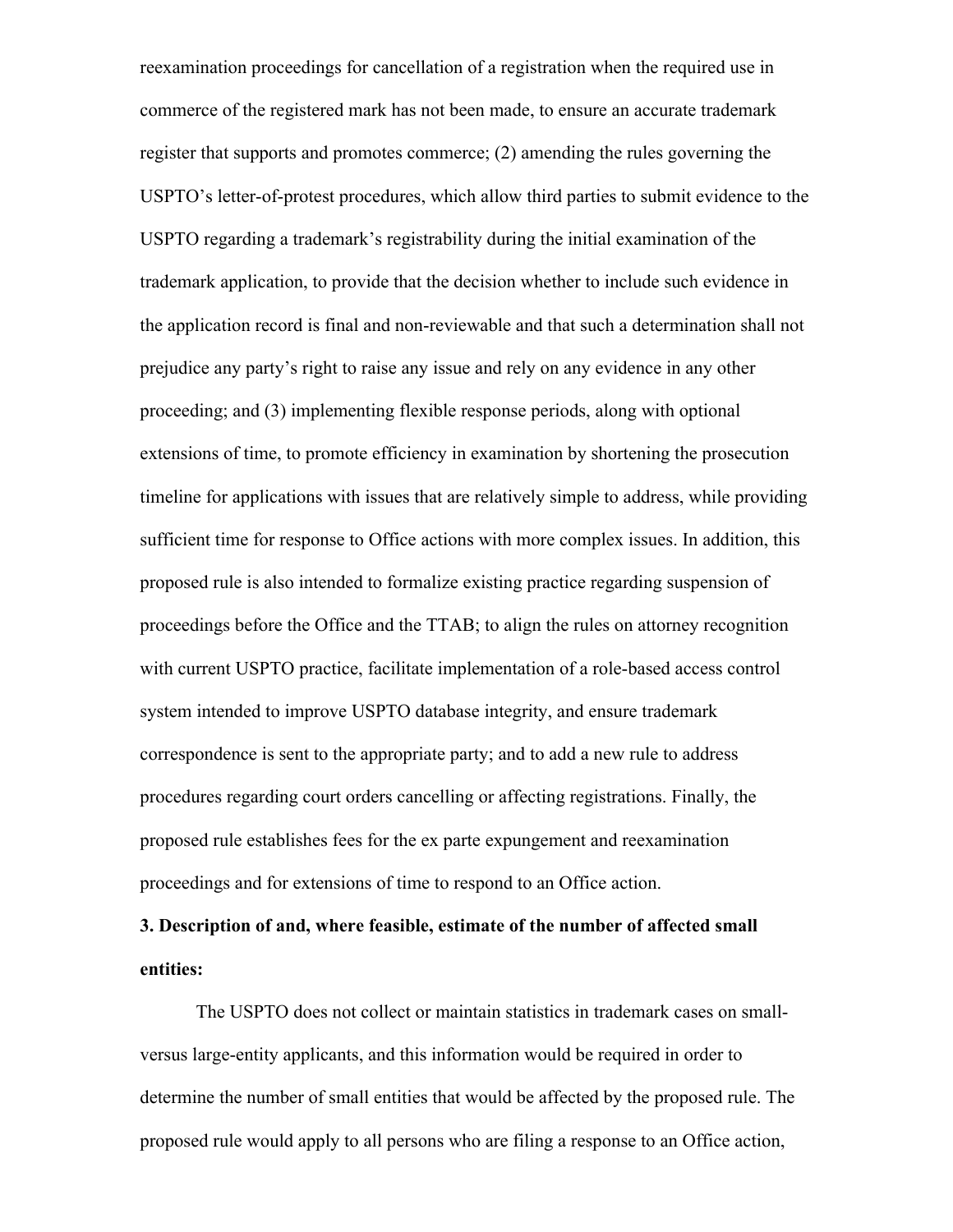reexamination proceedings for cancellation of a registration when the required use in commerce of the registered mark has not been made, to ensure an accurate trademark register that supports and promotes commerce; (2) amending the rules governing the USPTO's letter-of-protest procedures, which allow third parties to submit evidence to the USPTO regarding a trademark's registrability during the initial examination of the trademark application, to provide that the decision whether to include such evidence in the application record is final and non-reviewable and that such a determination shall not prejudice any party's right to raise any issue and rely on any evidence in any other proceeding; and (3) implementing flexible response periods, along with optional extensions of time, to promote efficiency in examination by shortening the prosecution timeline for applications with issues that are relatively simple to address, while providing sufficient time for response to Office actions with more complex issues. In addition, this proposed rule is also intended to formalize existing practice regarding suspension of proceedings before the Office and the TTAB; to align the rules on attorney recognition with current USPTO practice, facilitate implementation of a role-based access control system intended to improve USPTO database integrity, and ensure trademark correspondence is sent to the appropriate party; and to add a new rule to address procedures regarding court orders cancelling or affecting registrations. Finally, the proposed rule establishes fees for the ex parte expungement and reexamination proceedings and for extensions of time to respond to an Office action.

**3. Description of and, where feasible, estimate of the number of affected small entities:**

The USPTO does not collect or maintain statistics in trademark cases on small- versus large-entity applicants, and this information would be required in order to determine the number of small entities that would be affected by the proposed rule. The proposed rule would apply to all persons who are filing a response to an Office action,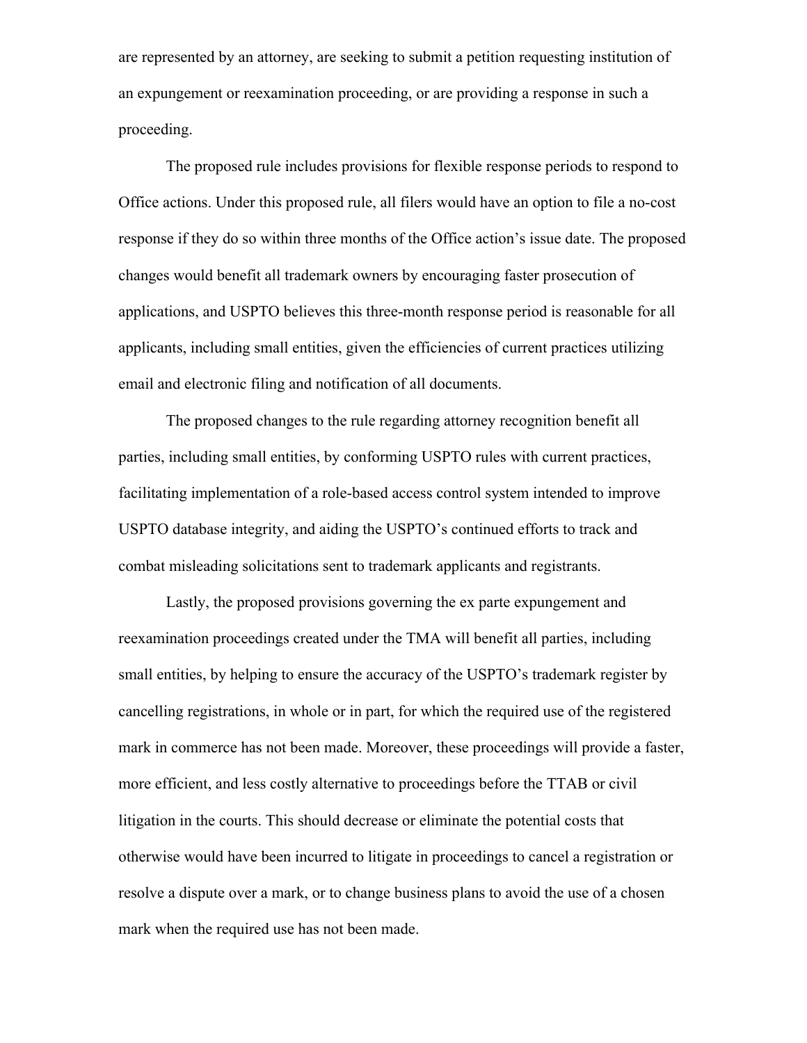are represented by an attorney, are seeking to submit a petition requesting institution of an expungement or reexamination proceeding, or are providing a response in such a proceeding.

The proposed rule includes provisions for flexible response periods to respond to Office actions. Under this proposed rule, all filers would have an option to file a no-cost response if they do so within three months of the Office action's issue date. The proposed changes would benefit all trademark owners by encouraging faster prosecution of applications, and USPTO believes this three-month response period is reasonable for all applicants, including small entities, given the efficiencies of current practices utilizing email and electronic filing and notification of all documents.

The proposed changes to the rule regarding attorney recognition benefit all parties, including small entities, by conforming USPTO rules with current practices, facilitating implementation of a role-based access control system intended to improve USPTO database integrity, and aiding the USPTO's continued efforts to track and combat misleading solicitations sent to trademark applicants and registrants.

Lastly, the proposed provisions governing the ex parte expungement and reexamination proceedings created under the TMA will benefit all parties, including small entities, by helping to ensure the accuracy of the USPTO's trademark register by cancelling registrations, in whole or in part, for which the required use of the registered mark in commerce has not been made. Moreover, these proceedings will provide a faster, more efficient, and less costly alternative to proceedings before the TTAB or civil litigation in the courts. This should decrease or eliminate the potential costs that otherwise would have been incurred to litigate in proceedings to cancel a registration or resolve a dispute over a mark, or to change business plans to avoid the use of a chosen mark when the required use has not been made.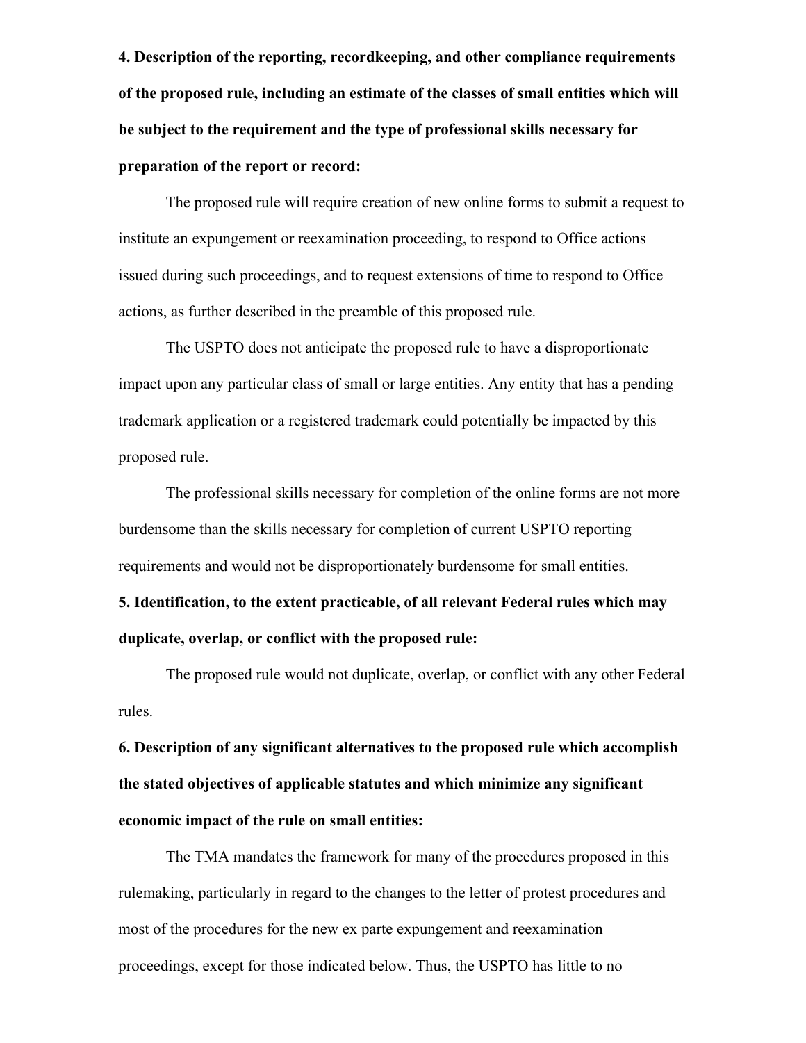**4. Description of the reporting, recordkeeping, and other compliance requirements of the proposed rule, including an estimate of the classes of small entities which will be subject to the requirement and the type of professional skills necessary for preparation of the report or record:**

The proposed rule will require creation of new online forms to submit a request to institute an expungement or reexamination proceeding, to respond to Office actions issued during such proceedings, and to request extensions of time to respond to Office actions, as further described in the preamble of this proposed rule.

The USPTO does not anticipate the proposed rule to have a disproportionate impact upon any particular class of small or large entities. Any entity that has a pending trademark application or a registered trademark could potentially be impacted by this proposed rule.

The professional skills necessary for completion of the online forms are not more burdensome than the skills necessary for completion of current USPTO reporting requirements and would not be disproportionately burdensome for small entities.

**5. Identification, to the extent practicable, of all relevant Federal rules which may duplicate, overlap, or conflict with the proposed rule:**

The proposed rule would not duplicate, overlap, or conflict with any other Federal rules.

**6. Description of any significant alternatives to the proposed rule which accomplish the stated objectives of applicable statutes and which minimize any significant economic impact of the rule on small entities:**

The TMA mandates the framework for many of the procedures proposed in this rulemaking, particularly in regard to the changes to the letter of protest procedures and most of the procedures for the new ex parte expungement and reexamination proceedings, except for those indicated below. Thus, the USPTO has little to no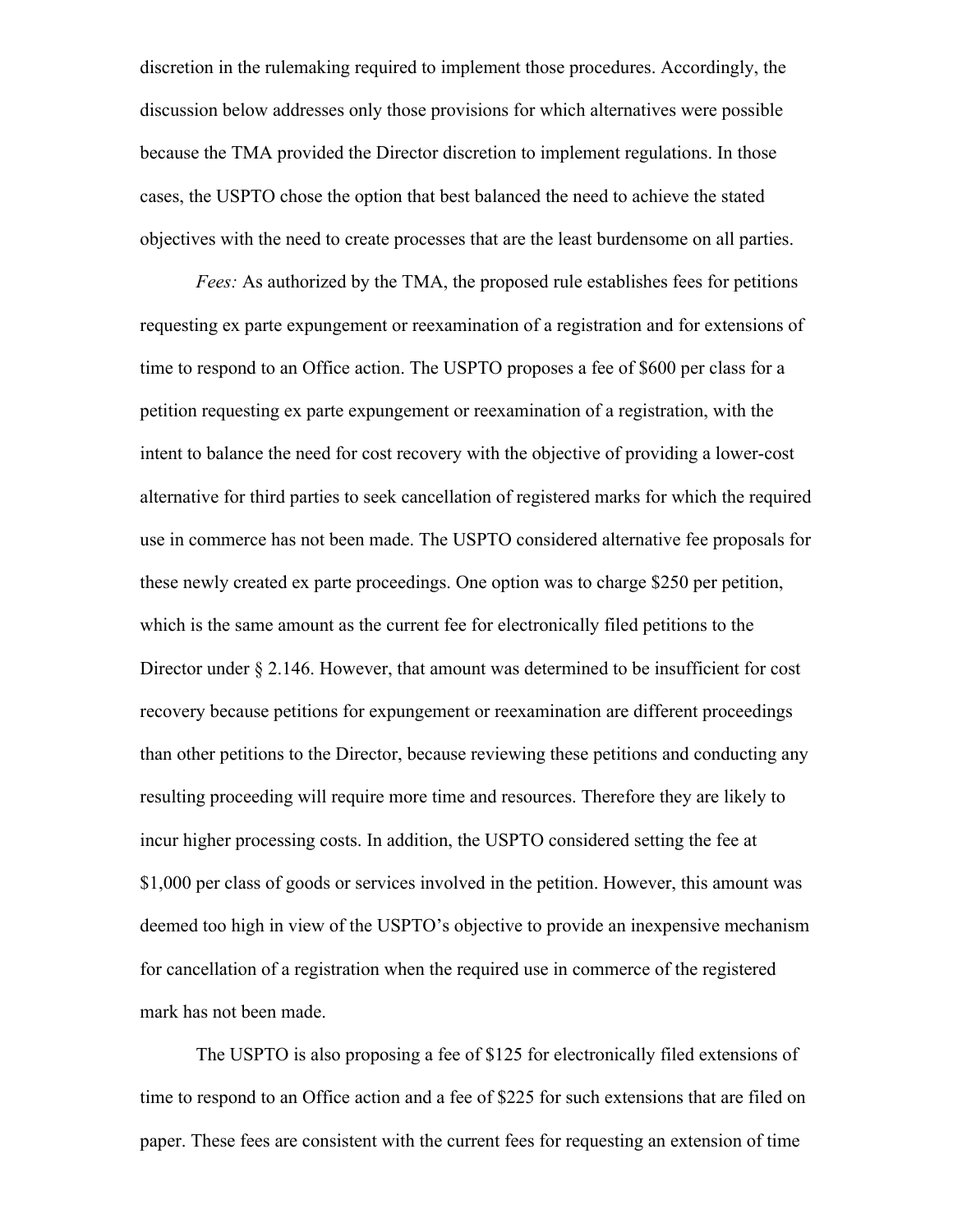discretion in the rulemaking required to implement those procedures. Accordingly, the discussion below addresses only those provisions for which alternatives were possible because the TMA provided the Director discretion to implement regulations. In those cases, the USPTO chose the option that best balanced the need to achieve the stated objectives with the need to create processes that are the least burdensome on all parties.

*Fees:* As authorized by the TMA, the proposed rule establishes fees for petitions requesting ex parte expungement or reexamination of a registration and for extensions of time to respond to an Office action. The USPTO proposes a fee of $600 per class for a petition requesting ex parte expungement or reexamination of a registration, with the intent to balance the need for cost recovery with the objective of providing a lower-cost alternative for third parties to seek cancellation of registered marks for which the required use in commerce has not been made. The USPTO considered alternative fee proposals for these newly created ex parte proceedings. One option was to charge $250 per petition, which is the same amount as the current fee for electronically filed petitions to the Director under § 2.146. However, that amount was determined to be insufficient for cost recovery because petitions for expungement or reexamination are different proceedings than other petitions to the Director, because reviewing these petitions and conducting any resulting proceeding will require more time and resources. Therefore they are likely to incur higher processing costs. In addition, the USPTO considered setting the fee at $1,000 per class of goods or services involved in the petition. However, this amount was deemed too high in view of the USPTO's objective to provide an inexpensive mechanism for cancellation of a registration when the required use in commerce of the registered mark has not been made.

The USPTO is also proposing a fee of $125 for electronically filed extensions of time to respond to an Office action and a fee of $225 for such extensions that are filed on paper. These fees are consistent with the current fees for requesting an extension of time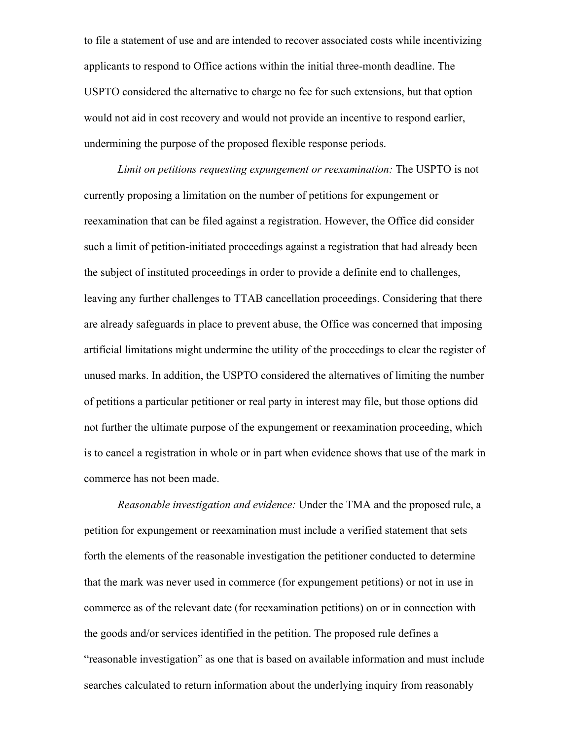to file a statement of use and are intended to recover associated costs while incentivizing applicants to respond to Office actions within the initial three-month deadline. The USPTO considered the alternative to charge no fee for such extensions, but that option would not aid in cost recovery and would not provide an incentive to respond earlier, undermining the purpose of the proposed flexible response periods.

*Limit on petitions requesting expungement or reexamination:* The USPTO is not currently proposing a limitation on the number of petitions for expungement or reexamination that can be filed against a registration. However, the Office did consider such a limit of petition-initiated proceedings against a registration that had already been the subject of instituted proceedings in order to provide a definite end to challenges, leaving any further challenges to TTAB cancellation proceedings. Considering that there are already safeguards in place to prevent abuse, the Office was concerned that imposing artificial limitations might undermine the utility of the proceedings to clear the register of unused marks. In addition, the USPTO considered the alternatives of limiting the number of petitions a particular petitioner or real party in interest may file, but those options did not further the ultimate purpose of the expungement or reexamination proceeding, which is to cancel a registration in whole or in part when evidence shows that use of the mark in commerce has not been made.

*Reasonable investigation and evidence:* Under the TMA and the proposed rule, a petition for expungement or reexamination must include a verified statement that sets forth the elements of the reasonable investigation the petitioner conducted to determine that the mark was never used in commerce (for expungement petitions) or not in use in commerce as of the relevant date (for reexamination petitions) on or in connection with the goods and/or services identified in the petition. The proposed rule defines a "reasonable investigation" as one that is based on available information and must include searches calculated to return information about the underlying inquiry from reasonably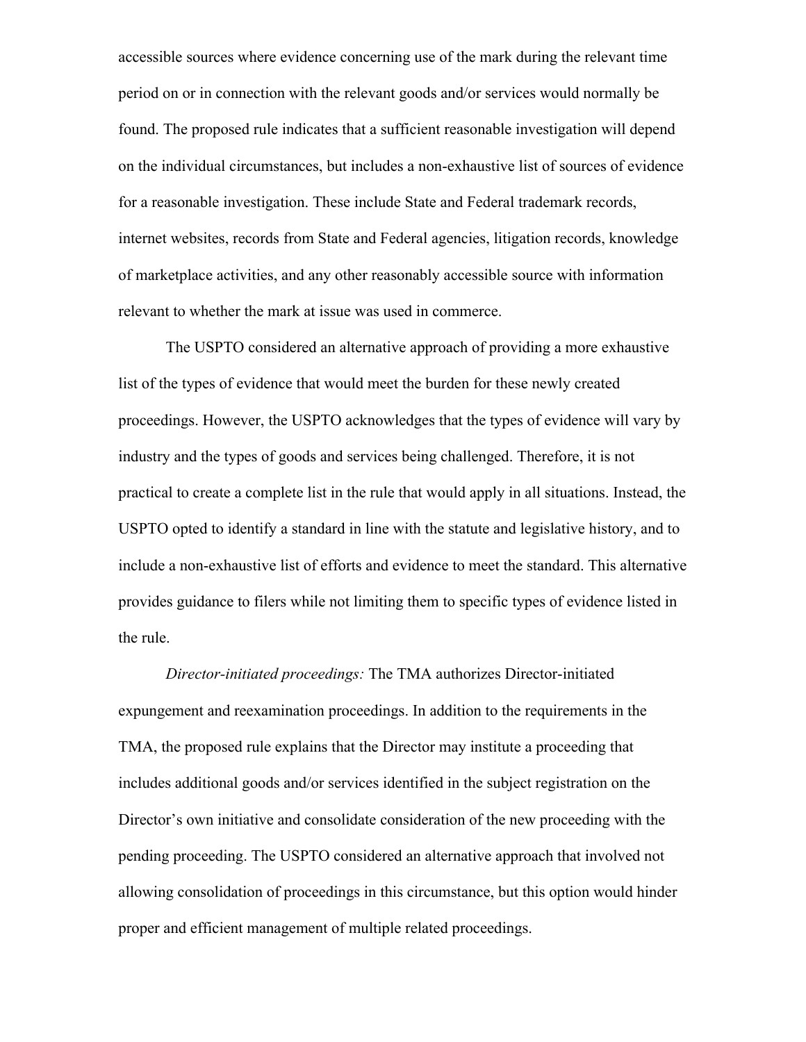accessible sources where evidence concerning use of the mark during the relevant time period on or in connection with the relevant goods and/or services would normally be found. The proposed rule indicates that a sufficient reasonable investigation will depend on the individual circumstances, but includes a non-exhaustive list of sources of evidence for a reasonable investigation. These include State and Federal trademark records, internet websites, records from State and Federal agencies, litigation records, knowledge of marketplace activities, and any other reasonably accessible source with information relevant to whether the mark at issue was used in commerce.

The USPTO considered an alternative approach of providing a more exhaustive list of the types of evidence that would meet the burden for these newly created proceedings. However, the USPTO acknowledges that the types of evidence will vary by industry and the types of goods and services being challenged. Therefore, it is not practical to create a complete list in the rule that would apply in all situations. Instead, the USPTO opted to identify a standard in line with the statute and legislative history, and to include a non-exhaustive list of efforts and evidence to meet the standard. This alternative provides guidance to filers while not limiting them to specific types of evidence listed in the rule.

*Director-initiated proceedings:* The TMA authorizes Director-initiated expungement and reexamination proceedings. In addition to the requirements in the TMA, the proposed rule explains that the Director may institute a proceeding that includes additional goods and/or services identified in the subject registration on the Director's own initiative and consolidate consideration of the new proceeding with the pending proceeding. The USPTO considered an alternative approach that involved not allowing consolidation of proceedings in this circumstance, but this option would hinder proper and efficient management of multiple related proceedings.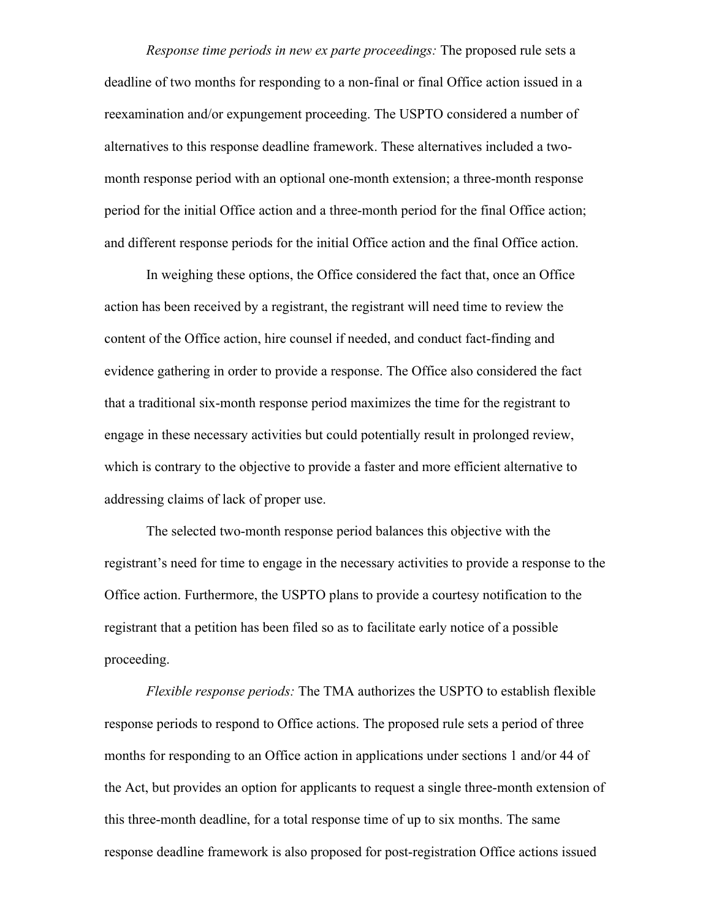*Response time periods in new ex parte proceedings:* The proposed rule sets a deadline of two months for responding to a non-final or final Office action issued in a reexamination and/or expungement proceeding. The USPTO considered a number of alternatives to this response deadline framework. These alternatives included a two-month response period with an optional one-month extension; a three-month response period for the initial Office action and a three-month period for the final Office action; and different response periods for the initial Office action and the final Office action.

In weighing these options, the Office considered the fact that, once an Office action has been received by a registrant, the registrant will need time to review the content of the Office action, hire counsel if needed, and conduct fact-finding and evidence gathering in order to provide a response. The Office also considered the fact that a traditional six-month response period maximizes the time for the registrant to engage in these necessary activities but could potentially result in prolonged review, which is contrary to the objective to provide a faster and more efficient alternative to addressing claims of lack of proper use.

The selected two-month response period balances this objective with the registrant's need for time to engage in the necessary activities to provide a response to the Office action. Furthermore, the USPTO plans to provide a courtesy notification to the registrant that a petition has been filed so as to facilitate early notice of a possible proceeding.

*Flexible response periods:* The TMA authorizes the USPTO to establish flexible response periods to respond to Office actions. The proposed rule sets a period of three months for responding to an Office action in applications under sections 1 and/or 44 of the Act, but provides an option for applicants to request a single three-month extension of this three-month deadline, for a total response time of up to six months. The same response deadline framework is also proposed for post-registration Office actions issued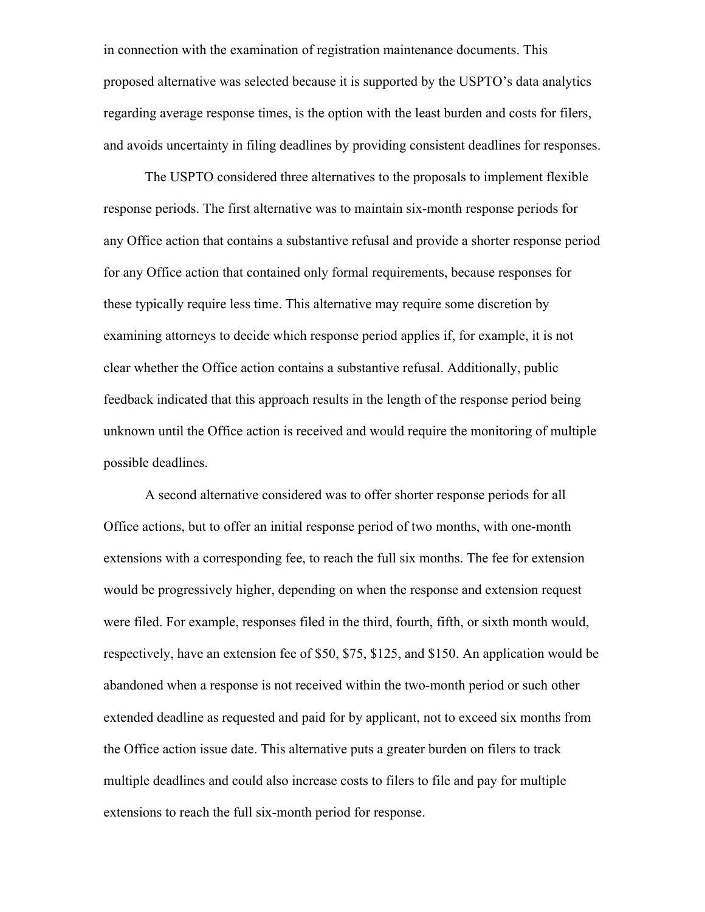in connection with the examination of registration maintenance documents. This proposed alternative was selected because it is supported by the USPTO's data analytics regarding average response times, is the option with the least burden and costs for filers, and avoids uncertainty in filing deadlines by providing consistent deadlines for responses.

The USPTO considered three alternatives to the proposals to implement flexible response periods. The first alternative was to maintain six-month response periods for any Office action that contains a substantive refusal and provide a shorter response period for any Office action that contained only formal requirements, because responses for these typically require less time. This alternative may require some discretion by examining attorneys to decide which response period applies if, for example, it is not clear whether the Office action contains a substantive refusal. Additionally, public feedback indicated that this approach results in the length of the response period being unknown until the Office action is received and would require the monitoring of multiple possible deadlines.

A second alternative considered was to offer shorter response periods for all Office actions, but to offer an initial response period of two months, with one-month extensions with a corresponding fee, to reach the full six months. The fee for extension would be progressively higher, depending on when the response and extension request were filed. For example, responses filed in the third, fourth, fifth, or sixth month would, respectively, have an extension fee of $50, $75, $125, and $150. An application would be abandoned when a response is not received within the two-month period or such other extended deadline as requested and paid for by applicant, not to exceed six months from the Office action issue date. This alternative puts a greater burden on filers to track multiple deadlines and could also increase costs to filers to file and pay for multiple extensions to reach the full six-month period for response.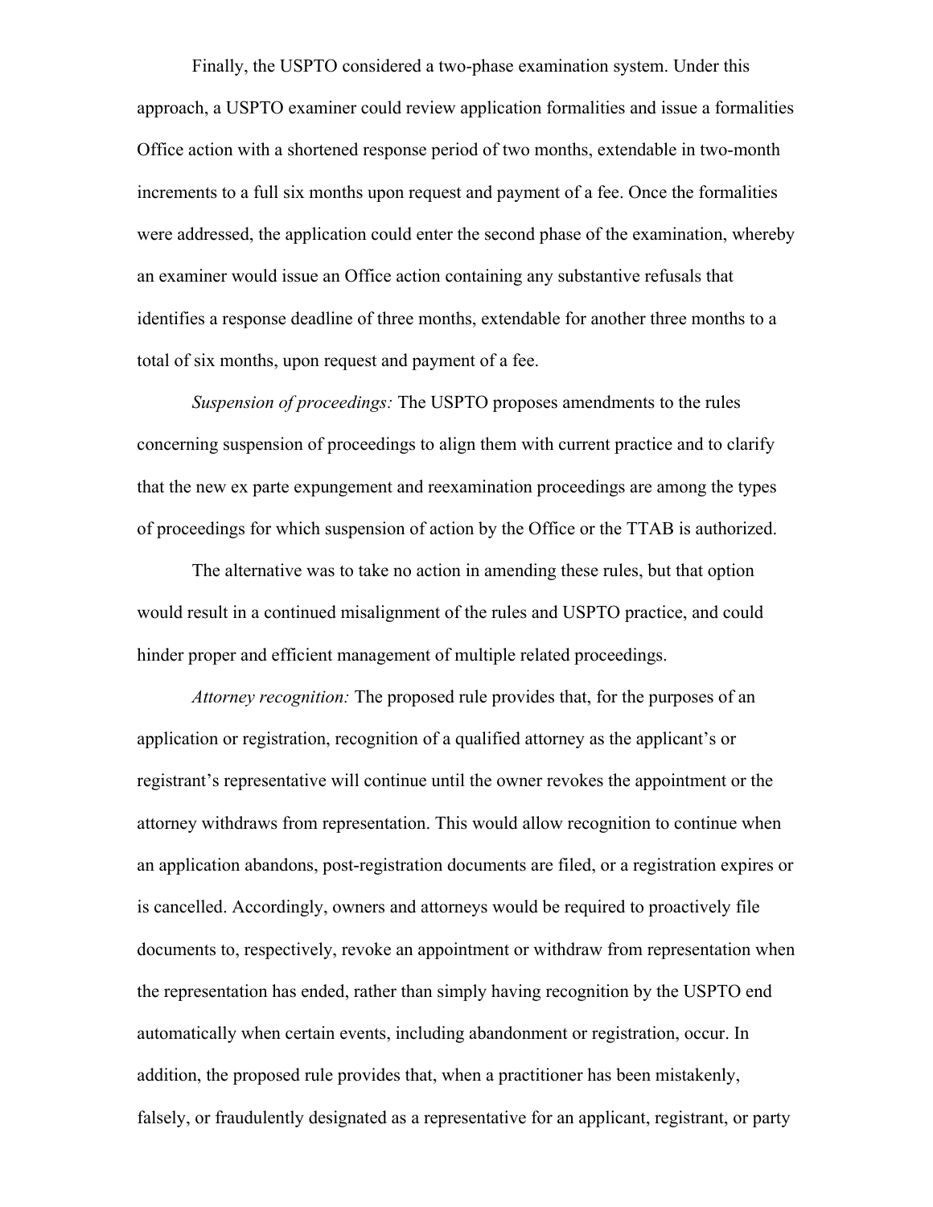Finally, the USPTO considered a two-phase examination system. Under this approach, a USPTO examiner could review application formalities and issue a formalities Office action with a shortened response period of two months, extendable in two-month increments to a full six months upon request and payment of a fee. Once the formalities were addressed, the application could enter the second phase of the examination, whereby an examiner would issue an Office action containing any substantive refusals that identifies a response deadline of three months, extendable for another three months to a total of six months, upon request and payment of a fee.

*Suspension of proceedings:* The USPTO proposes amendments to the rules concerning suspension of proceedings to align them with current practice and to clarify that the new ex parte expungement and reexamination proceedings are among the types of proceedings for which suspension of action by the Office or the TTAB is authorized.

The alternative was to take no action in amending these rules, but that option would result in a continued misalignment of the rules and USPTO practice, and could hinder proper and efficient management of multiple related proceedings.

*Attorney recognition:* The proposed rule provides that, for the purposes of an application or registration, recognition of a qualified attorney as the applicant's or registrant's representative will continue until the owner revokes the appointment or the attorney withdraws from representation. This would allow recognition to continue when an application abandons, post-registration documents are filed, or a registration expires or is cancelled. Accordingly, owners and attorneys would be required to proactively file documents to, respectively, revoke an appointment or withdraw from representation when the representation has ended, rather than simply having recognition by the USPTO end automatically when certain events, including abandonment or registration, occur. In addition, the proposed rule provides that, when a practitioner has been mistakenly, falsely, or fraudulently designated as a representative for an applicant, registrant, or party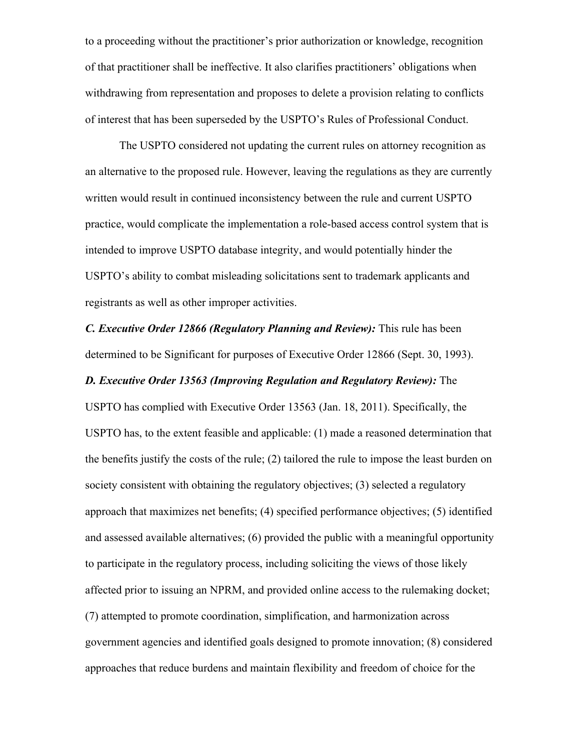to a proceeding without the practitioner's prior authorization or knowledge, recognition of that practitioner shall be ineffective. It also clarifies practitioners' obligations when withdrawing from representation and proposes to delete a provision relating to conflicts of interest that has been superseded by the USPTO's Rules of Professional Conduct.

The USPTO considered not updating the current rules on attorney recognition as an alternative to the proposed rule. However, leaving the regulations as they are currently written would result in continued inconsistency between the rule and current USPTO practice, would complicate the implementation a role-based access control system that is intended to improve USPTO database integrity, and would potentially hinder the USPTO's ability to combat misleading solicitations sent to trademark applicants and registrants as well as other improper activities.

***C. Executive Order 12866 (Regulatory Planning and Review):*** This rule has been determined to be Significant for purposes of Executive Order 12866 (Sept. 30, 1993).

***D. Executive Order 13563 (Improving Regulation and Regulatory Review):*** The USPTO has complied with Executive Order 13563 (Jan. 18, 2011). Specifically, the USPTO has, to the extent feasible and applicable: (1) made a reasoned determination that the benefits justify the costs of the rule; (2) tailored the rule to impose the least burden on society consistent with obtaining the regulatory objectives; (3) selected a regulatory approach that maximizes net benefits; (4) specified performance objectives; (5) identified and assessed available alternatives; (6) provided the public with a meaningful opportunity to participate in the regulatory process, including soliciting the views of those likely affected prior to issuing an NPRM, and provided online access to the rulemaking docket; (7) attempted to promote coordination, simplification, and harmonization across government agencies and identified goals designed to promote innovation; (8) considered approaches that reduce burdens and maintain flexibility and freedom of choice for the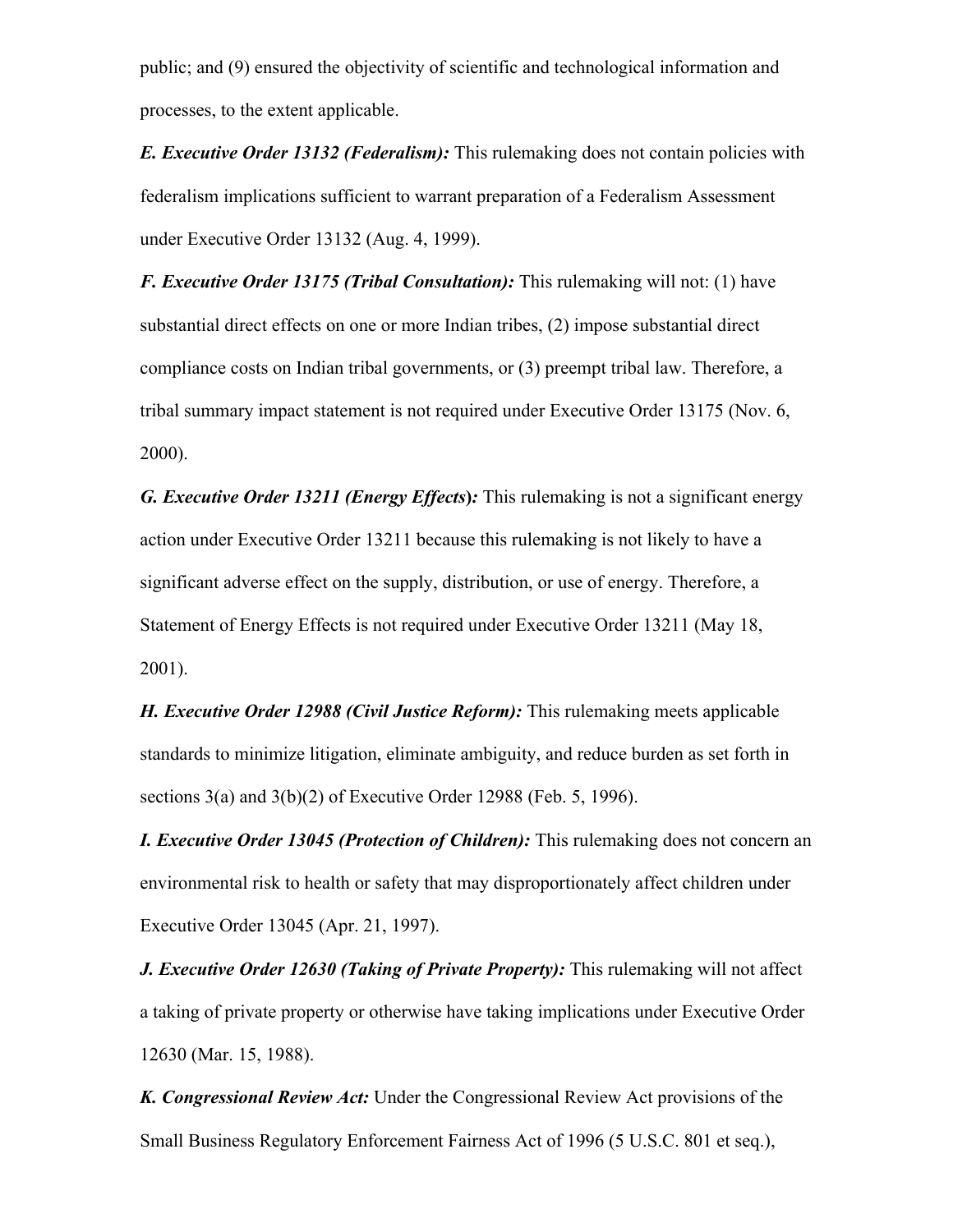public; and (9) ensured the objectivity of scientific and technological information and processes, to the extent applicable.

***E. Executive Order 13132 (Federalism):*** This rulemaking does not contain policies with federalism implications sufficient to warrant preparation of a Federalism Assessment under Executive Order 13132 (Aug. 4, 1999).

***F. Executive Order 13175 (Tribal Consultation):*** This rulemaking will not: (1) have substantial direct effects on one or more Indian tribes, (2) impose substantial direct compliance costs on Indian tribal governments, or (3) preempt tribal law. Therefore, a tribal summary impact statement is not required under Executive Order 13175 (Nov. 6, 2000).

***G. Executive Order 13211 (Energy Effects):*** This rulemaking is not a significant energy action under Executive Order 13211 because this rulemaking is not likely to have a significant adverse effect on the supply, distribution, or use of energy. Therefore, a Statement of Energy Effects is not required under Executive Order 13211 (May 18, 2001).

***H. Executive Order 12988 (Civil Justice Reform):*** This rulemaking meets applicable standards to minimize litigation, eliminate ambiguity, and reduce burden as set forth in sections 3(a) and 3(b)(2) of Executive Order 12988 (Feb. 5, 1996).

***I. Executive Order 13045 (Protection of Children):*** This rulemaking does not concern an environmental risk to health or safety that may disproportionately affect children under Executive Order 13045 (Apr. 21, 1997).

***J. Executive Order 12630 (Taking of Private Property):*** This rulemaking will not affect a taking of private property or otherwise have taking implications under Executive Order 12630 (Mar. 15, 1988).

***K. Congressional Review Act:*** Under the Congressional Review Act provisions of the Small Business Regulatory Enforcement Fairness Act of 1996 (5 U.S.C. 801 et seq.),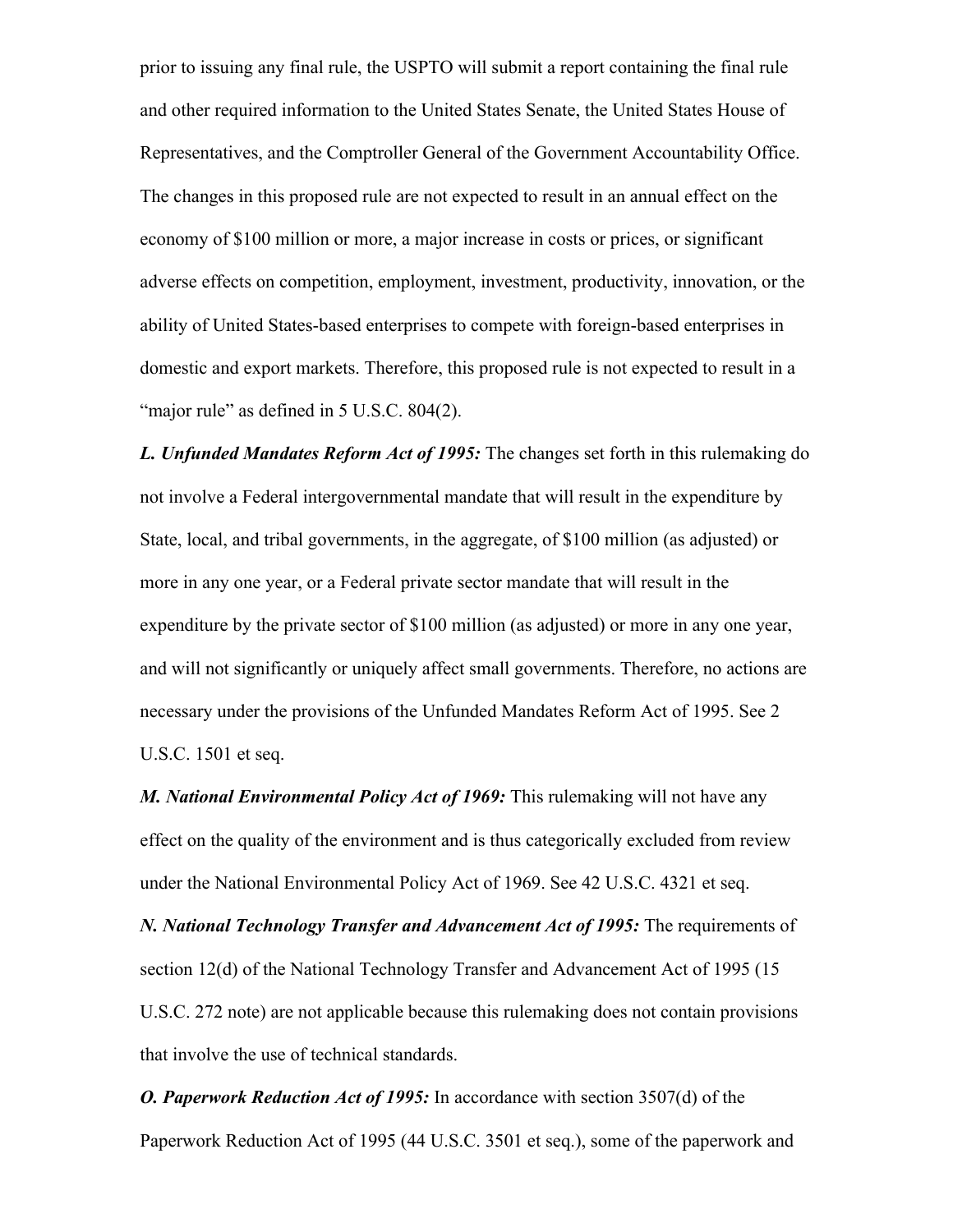prior to issuing any final rule, the USPTO will submit a report containing the final rule and other required information to the United States Senate, the United States House of Representatives, and the Comptroller General of the Government Accountability Office. The changes in this proposed rule are not expected to result in an annual effect on the economy of $100 million or more, a major increase in costs or prices, or significant adverse effects on competition, employment, investment, productivity, innovation, or the ability of United States-based enterprises to compete with foreign-based enterprises in domestic and export markets. Therefore, this proposed rule is not expected to result in a "major rule" as defined in 5 U.S.C. 804(2).

***L. Unfunded Mandates Reform Act of 1995:*** The changes set forth in this rulemaking do not involve a Federal intergovernmental mandate that will result in the expenditure by State, local, and tribal governments, in the aggregate, of $100 million (as adjusted) or more in any one year, or a Federal private sector mandate that will result in the expenditure by the private sector of $100 million (as adjusted) or more in any one year, and will not significantly or uniquely affect small governments. Therefore, no actions are necessary under the provisions of the Unfunded Mandates Reform Act of 1995. See 2 U.S.C. 1501 et seq.

***M. National Environmental Policy Act of 1969:*** This rulemaking will not have any effect on the quality of the environment and is thus categorically excluded from review under the National Environmental Policy Act of 1969. See 42 U.S.C. 4321 et seq.

***N. National Technology Transfer and Advancement Act of 1995:*** The requirements of section 12(d) of the National Technology Transfer and Advancement Act of 1995 (15 U.S.C. 272 note) are not applicable because this rulemaking does not contain provisions that involve the use of technical standards.

***O. Paperwork Reduction Act of 1995:*** In accordance with section 3507(d) of the Paperwork Reduction Act of 1995 (44 U.S.C. 3501 et seq.), some of the paperwork and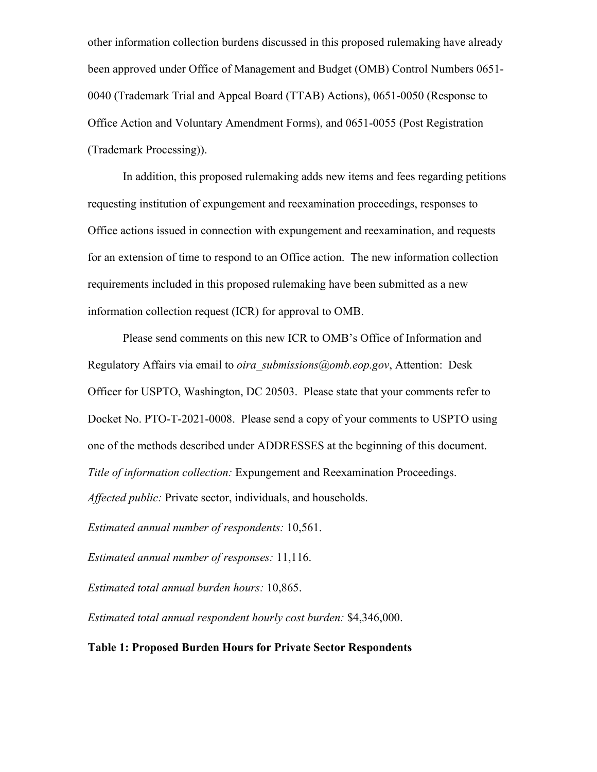other information collection burdens discussed in this proposed rulemaking have already been approved under Office of Management and Budget (OMB) Control Numbers 0651-0040 (Trademark Trial and Appeal Board (TTAB) Actions), 0651-0050 (Response to Office Action and Voluntary Amendment Forms), and 0651-0055 (Post Registration (Trademark Processing)).

In addition, this proposed rulemaking adds new items and fees regarding petitions requesting institution of expungement and reexamination proceedings, responses to Office actions issued in connection with expungement and reexamination, and requests for an extension of time to respond to an Office action. The new information collection requirements included in this proposed rulemaking have been submitted as a new information collection request (ICR) for approval to OMB.

Please send comments on this new ICR to OMB's Office of Information and Regulatory Affairs via email to *oira_submissions@omb.eop.gov*, Attention: Desk Officer for USPTO, Washington, DC 20503. Please state that your comments refer to Docket No. PTO-T-2021-0008. Please send a copy of your comments to USPTO using one of the methods described under ADDRESSES at the beginning of this document.

*Title of information collection:* Expungement and Reexamination Proceedings.

*Affected public:* Private sector, individuals, and households.

*Estimated annual number of respondents:* 10,561.

*Estimated annual number of responses:* 11,116.

*Estimated total annual burden hours:* 10,865.

*Estimated total annual respondent hourly cost burden:* $4,346,000.

**Table 1: Proposed Burden Hours for Private Sector Respondents**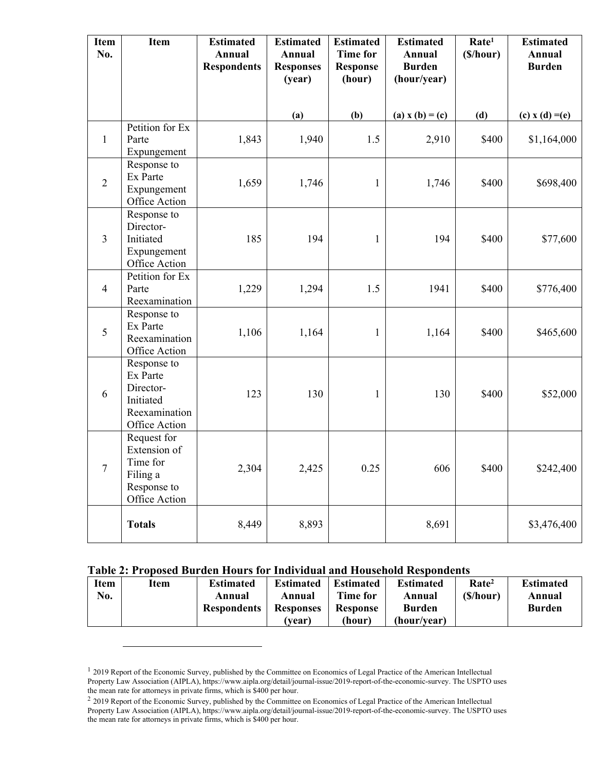| Item No. | Item | Estimated Annual Respondents | Estimated Annual Responses (year) | Estimated Time for Response (hour) | Estimated Annual Burden (hour/year) | Rate[1] ($/hour) | Estimated Annual Burden |
|---|---|---|---|---|---|---|---|
| | | | (a) | (b) | (a) x (b) = (c) | (d) | (c) x (d) =(e) |
| 1 | Petition for Ex Parte Expungement | 1,843 | 1,940 | 1.5 | 2,910 | $400 | $1,164,000 |
| 2 | Response to Ex Parte Expungement Office Action | 1,659 | 1,746 | 1 | 1,746 | $400 | $698,400 |
| 3 | Response to Director-Initiated Expungement Office Action | 185 | 194 | 1 | 194 | $400 | $77,600 |
| 4 | Petition for Ex Parte Reexamination | 1,229 | 1,294 | 1.5 | 1941 | $400 | $776,400 |
| 5 | Response to Ex Parte Reexamination Office Action | 1,106 | 1,164 | 1 | 1,164 | $400 | $465,600 |
| 6 | Response to Ex Parte Director-Initiated Reexamination Office Action | 123 | 130 | 1 | 130 | $400 | $52,000 |
| 7 | Request for Extension of Time for Filing a Response to Office Action | 2,304 | 2,425 | 0.25 | 606 | $400 | $242,400 |
| | **Totals** | 8,449 | 8,893 | | 8,691 | | $3,476,400 |

**Table 2: Proposed Burden Hours for Individual and Household Respondents**

| Item No. | Item | Estimated Annual Respondents | Estimated Annual Responses (year) | Estimated Time for Response (hour) | Estimated Annual Burden (hour/year) | Rate[2] ($/hour) | Estimated Annual Burden |
|---|---|---|---|---|---|---|---|

[1] 2019 Report of the Economic Survey, published by the Committee on Economics of Legal Practice of the American Intellectual Property Law Association (AIPLA), https://www.aipla.org/detail/journal-issue/2019-report-of-the-economic-survey. The USPTO uses the mean rate for attorneys in private firms, which is $400 per hour.

[2] 2019 Report of the Economic Survey, published by the Committee on Economics of Legal Practice of the American Intellectual Property Law Association (AIPLA), https://www.aipla.org/detail/journal-issue/2019-report-of-the-economic-survey. The USPTO uses the mean rate for attorneys in private firms, which is $400 per hour.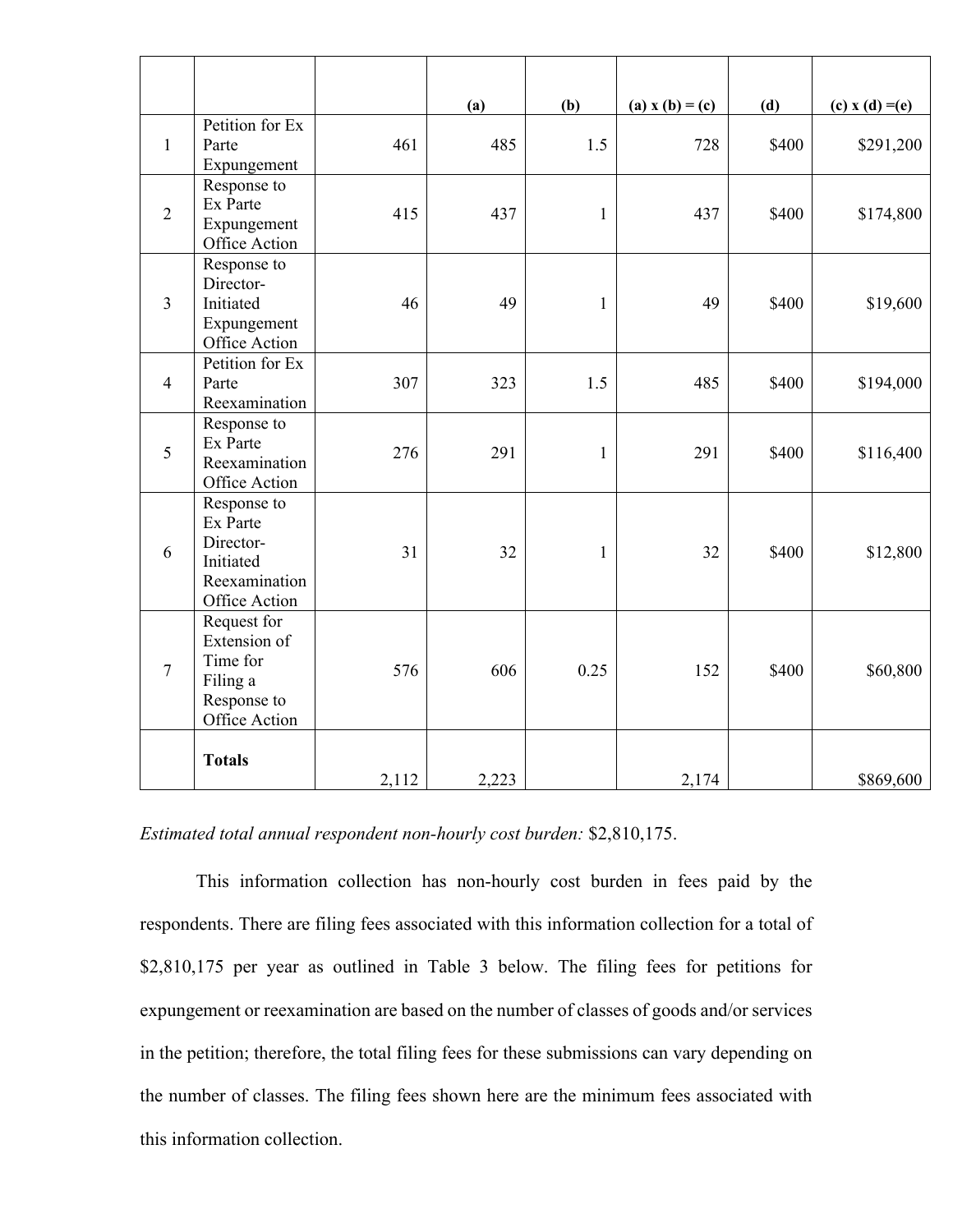| | | | (a) | (b) | (a) x (b) = (c) | (d) | (c) x (d) =(e) |
|---|---|---|---|---|---|---|---|
| 1 | Petition for Ex Parte Expungement | 461 | 485 | 1.5 | 728 | $400 | $291,200 |
| 2 | Response to Ex Parte Expungement Office Action | 415 | 437 | 1 | 437 | $400 | $174,800 |
| 3 | Response to Director-Initiated Expungement Office Action | 46 | 49 | 1 | 49 | $400 | $19,600 |
| 4 | Petition for Ex Parte Reexamination | 307 | 323 | 1.5 | 485 | $400 | $194,000 |
| 5 | Response to Ex Parte Reexamination Office Action | 276 | 291 | 1 | 291 | $400 | $116,400 |
| 6 | Response to Ex Parte Director-Initiated Reexamination Office Action | 31 | 32 | 1 | 32 | $400 | $12,800 |
| 7 | Request for Extension of Time for Filing a Response to Office Action | 576 | 606 | 0.25 | 152 | $400 | $60,800 |
| | **Totals** | 2,112 | 2,223 | | 2,174 | | $869,600 |

*Estimated total annual respondent non-hourly cost burden:* $2,810,175.

This information collection has non-hourly cost burden in fees paid by the respondents. There are filing fees associated with this information collection for a total of $2,810,175 per year as outlined in Table 3 below. The filing fees for petitions for expungement or reexamination are based on the number of classes of goods and/or services in the petition; therefore, the total filing fees for these submissions can vary depending on the number of classes. The filing fees shown here are the minimum fees associated with this information collection.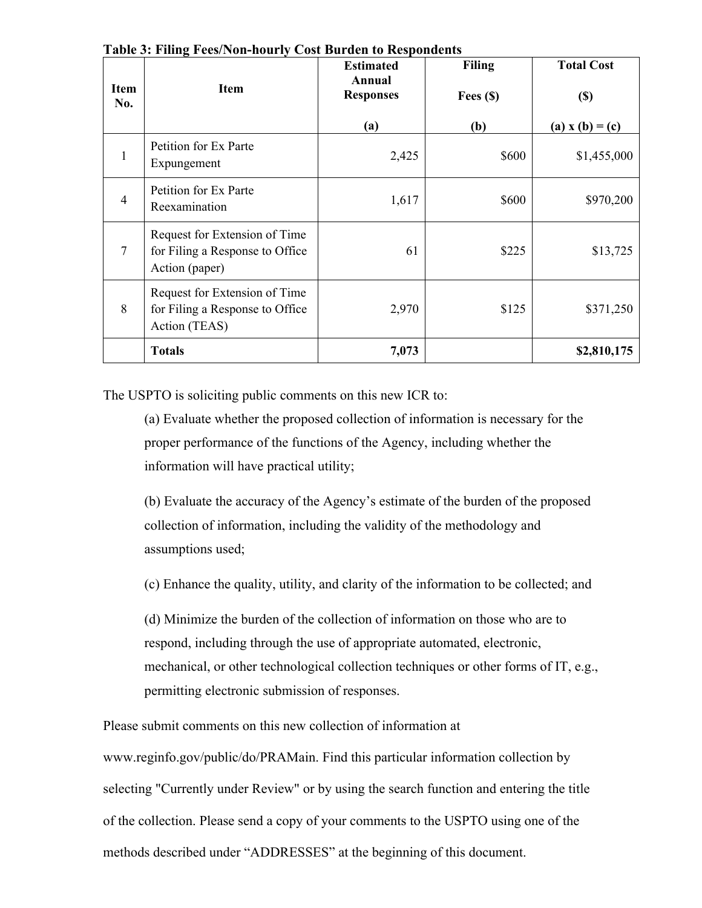**Table 3: Filing Fees/Non-hourly Cost Burden to Respondents**

| Item No. | Item | Estimated Annual Responses (a) | Filing Fees ($) (b) | Total Cost ($) (a) x (b) = (c) |
|---|---|---|---|---|
| 1 | Petition for Ex Parte Expungement | 2,425 | $600 | $1,455,000 |
| 4 | Petition for Ex Parte Reexamination | 1,617 | $600 | $970,200 |
| 7 | Request for Extension of Time for Filing a Response to Office Action (paper) | 61 | $225 | $13,725 |
| 8 | Request for Extension of Time for Filing a Response to Office Action (TEAS) | 2,970 | $125 | $371,250 |
| | **Totals** | **7,073** | | **$2,810,175** |

The USPTO is soliciting public comments on this new ICR to:

(a) Evaluate whether the proposed collection of information is necessary for the proper performance of the functions of the Agency, including whether the information will have practical utility;

(b) Evaluate the accuracy of the Agency's estimate of the burden of the proposed collection of information, including the validity of the methodology and assumptions used;

(c) Enhance the quality, utility, and clarity of the information to be collected; and

(d) Minimize the burden of the collection of information on those who are to respond, including through the use of appropriate automated, electronic, mechanical, or other technological collection techniques or other forms of IT, e.g., permitting electronic submission of responses.

Please submit comments on this new collection of information at www.reginfo.gov/public/do/PRAMain. Find this particular information collection by selecting "Currently under Review" or by using the search function and entering the title of the collection. Please send a copy of your comments to the USPTO using one of the methods described under "ADDRESSES" at the beginning of this document.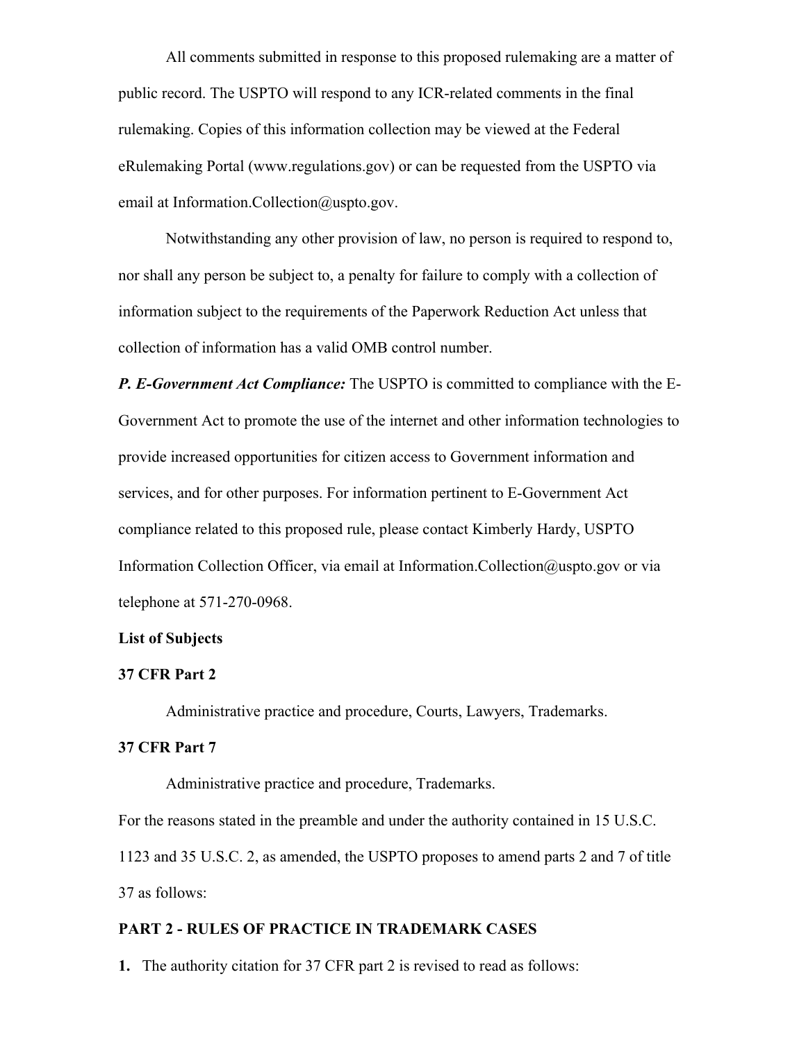All comments submitted in response to this proposed rulemaking are a matter of public record. The USPTO will respond to any ICR-related comments in the final rulemaking. Copies of this information collection may be viewed at the Federal eRulemaking Portal (www.regulations.gov) or can be requested from the USPTO via email at Information.Collection@uspto.gov.

Notwithstanding any other provision of law, no person is required to respond to, nor shall any person be subject to, a penalty for failure to comply with a collection of information subject to the requirements of the Paperwork Reduction Act unless that collection of information has a valid OMB control number.

***P. E-Government Act Compliance:*** The USPTO is committed to compliance with the E-Government Act to promote the use of the internet and other information technologies to provide increased opportunities for citizen access to Government information and services, and for other purposes. For information pertinent to E-Government Act compliance related to this proposed rule, please contact Kimberly Hardy, USPTO Information Collection Officer, via email at Information.Collection@uspto.gov or via telephone at 571-270-0968.

**List of Subjects**

**37 CFR Part 2**

Administrative practice and procedure, Courts, Lawyers, Trademarks.

**37 CFR Part 7**

Administrative practice and procedure, Trademarks.

For the reasons stated in the preamble and under the authority contained in 15 U.S.C. 1123 and 35 U.S.C. 2, as amended, the USPTO proposes to amend parts 2 and 7 of title 37 as follows:

**PART 2 - RULES OF PRACTICE IN TRADEMARK CASES**

**1.** The authority citation for 37 CFR part 2 is revised to read as follows: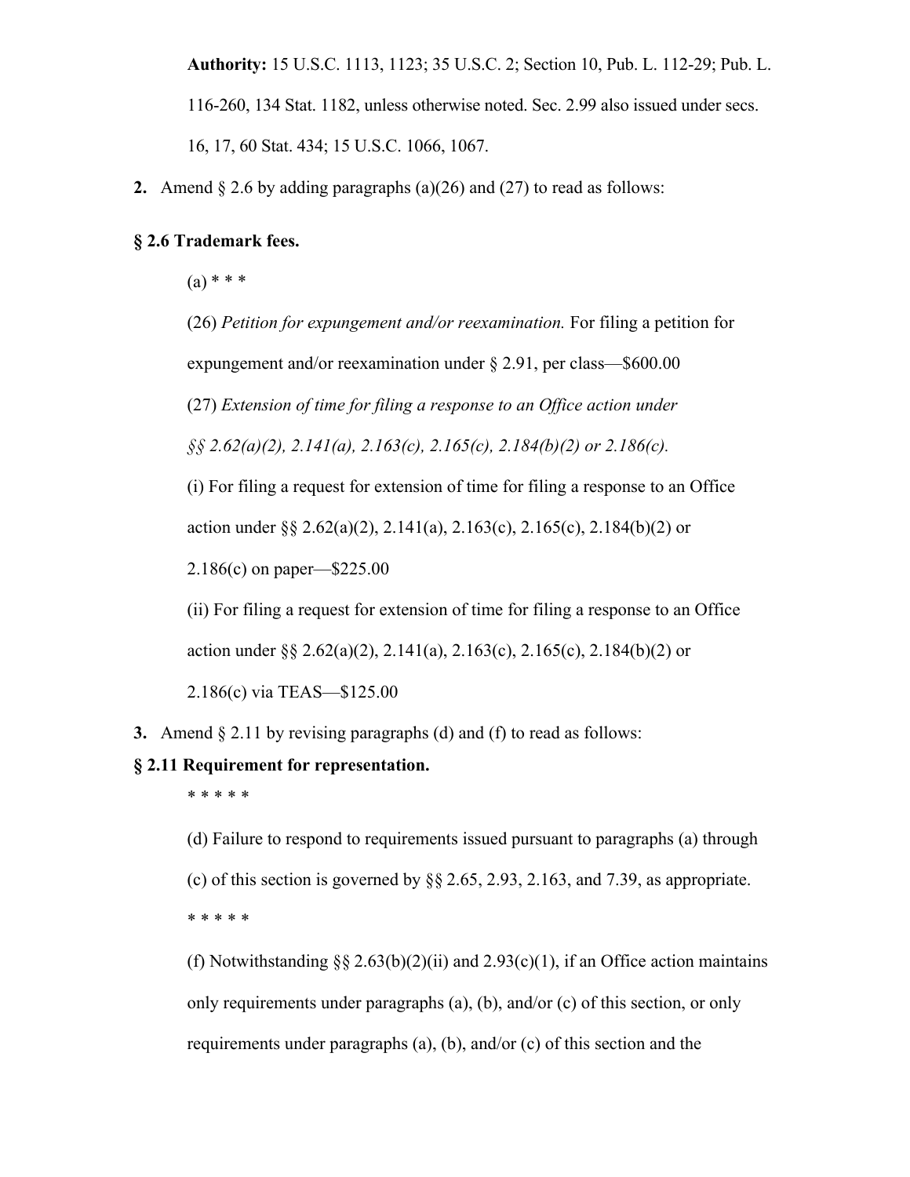**Authority:** 15 U.S.C. 1113, 1123; 35 U.S.C. 2; Section 10, Pub. L. 112-29; Pub. L. 116-260, 134 Stat. 1182, unless otherwise noted. Sec. 2.99 also issued under secs. 16, 17, 60 Stat. 434; 15 U.S.C. 1066, 1067.

**2.** Amend § 2.6 by adding paragraphs (a)(26) and (27) to read as follows:

**§ 2.6 Trademark fees.**

(a) * * *

(26) *Petition for expungement and/or reexamination.* For filing a petition for expungement and/or reexamination under § 2.91, per class—$600.00

(27) *Extension of time for filing a response to an Office action under §§ 2.62(a)(2), 2.141(a), 2.163(c), 2.165(c), 2.184(b)(2) or 2.186(c).*

(i) For filing a request for extension of time for filing a response to an Office action under §§ 2.62(a)(2), 2.141(a), 2.163(c), 2.165(c), 2.184(b)(2) or 2.186(c) on paper—$225.00

(ii) For filing a request for extension of time for filing a response to an Office action under §§ 2.62(a)(2), 2.141(a), 2.163(c), 2.165(c), 2.184(b)(2) or 2.186(c) via TEAS—$125.00

**3.** Amend § 2.11 by revising paragraphs (d) and (f) to read as follows:

**§ 2.11 Requirement for representation.**

* * * * *

(d) Failure to respond to requirements issued pursuant to paragraphs (a) through (c) of this section is governed by §§ 2.65, 2.93, 2.163, and 7.39, as appropriate.

* * * * *

(f) Notwithstanding §§ 2.63(b)(2)(ii) and 2.93(c)(1), if an Office action maintains only requirements under paragraphs (a), (b), and/or (c) of this section, or only requirements under paragraphs (a), (b), and/or (c) of this section and the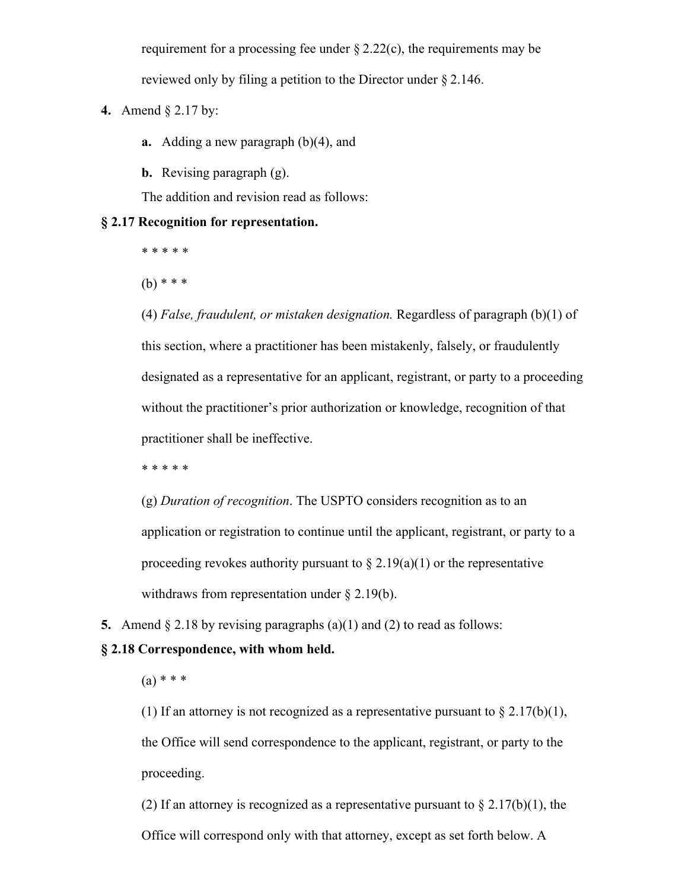requirement for a processing fee under § 2.22(c), the requirements may be reviewed only by filing a petition to the Director under § 2.146.

**4.** Amend § 2.17 by:

**a.** Adding a new paragraph (b)(4), and

**b.** Revising paragraph (g).

The addition and revision read as follows:

**§ 2.17 Recognition for representation.**

* * * * *

(b) * * *

(4) *False, fraudulent, or mistaken designation.* Regardless of paragraph (b)(1) of this section, where a practitioner has been mistakenly, falsely, or fraudulently designated as a representative for an applicant, registrant, or party to a proceeding without the practitioner's prior authorization or knowledge, recognition of that practitioner shall be ineffective.

* * * * *

(g) *Duration of recognition*. The USPTO considers recognition as to an application or registration to continue until the applicant, registrant, or party to a proceeding revokes authority pursuant to § 2.19(a)(1) or the representative withdraws from representation under § 2.19(b).

**5.** Amend § 2.18 by revising paragraphs (a)(1) and (2) to read as follows:

**§ 2.18 Correspondence, with whom held.**

(a) * * *

(1) If an attorney is not recognized as a representative pursuant to § 2.17(b)(1), the Office will send correspondence to the applicant, registrant, or party to the proceeding.

(2) If an attorney is recognized as a representative pursuant to § 2.17(b)(1), the Office will correspond only with that attorney, except as set forth below. A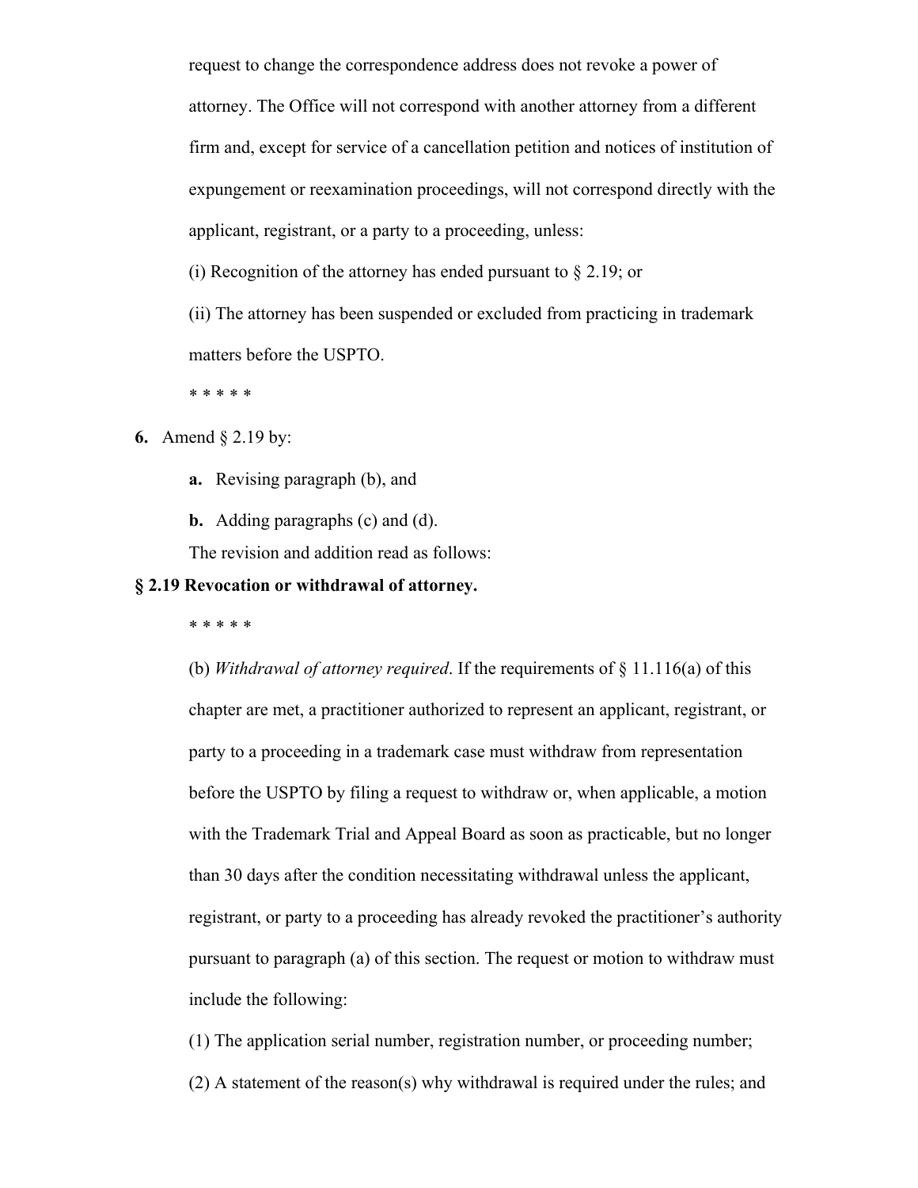request to change the correspondence address does not revoke a power of attorney. The Office will not correspond with another attorney from a different firm and, except for service of a cancellation petition and notices of institution of expungement or reexamination proceedings, will not correspond directly with the applicant, registrant, or a party to a proceeding, unless:

(i) Recognition of the attorney has ended pursuant to § 2.19; or

(ii) The attorney has been suspended or excluded from practicing in trademark matters before the USPTO.

* * * * *

**6.** Amend § 2.19 by:

**a.** Revising paragraph (b), and

**b.** Adding paragraphs (c) and (d).

The revision and addition read as follows:

**§ 2.19 Revocation or withdrawal of attorney.**

* * * * *

(b) *Withdrawal of attorney required*. If the requirements of § 11.116(a) of this chapter are met, a practitioner authorized to represent an applicant, registrant, or party to a proceeding in a trademark case must withdraw from representation before the USPTO by filing a request to withdraw or, when applicable, a motion with the Trademark Trial and Appeal Board as soon as practicable, but no longer than 30 days after the condition necessitating withdrawal unless the applicant, registrant, or party to a proceeding has already revoked the practitioner's authority pursuant to paragraph (a) of this section. The request or motion to withdraw must include the following:

(1) The application serial number, registration number, or proceeding number;

(2) A statement of the reason(s) why withdrawal is required under the rules; and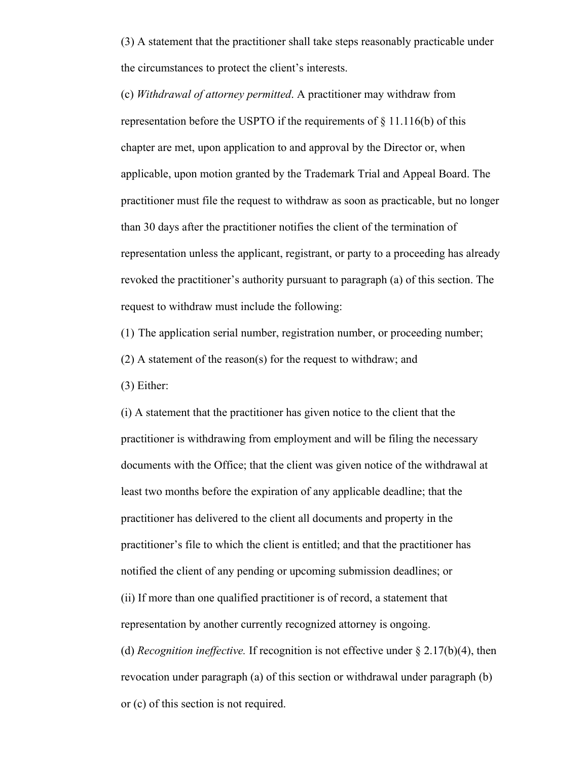(3) A statement that the practitioner shall take steps reasonably practicable under the circumstances to protect the client's interests.

(c) *Withdrawal of attorney permitted*. A practitioner may withdraw from representation before the USPTO if the requirements of § 11.116(b) of this chapter are met, upon application to and approval by the Director or, when applicable, upon motion granted by the Trademark Trial and Appeal Board. The practitioner must file the request to withdraw as soon as practicable, but no longer than 30 days after the practitioner notifies the client of the termination of representation unless the applicant, registrant, or party to a proceeding has already revoked the practitioner's authority pursuant to paragraph (a) of this section. The request to withdraw must include the following:

(1) The application serial number, registration number, or proceeding number;

(2) A statement of the reason(s) for the request to withdraw; and

(3) Either:

(i) A statement that the practitioner has given notice to the client that the practitioner is withdrawing from employment and will be filing the necessary documents with the Office; that the client was given notice of the withdrawal at least two months before the expiration of any applicable deadline; that the practitioner has delivered to the client all documents and property in the practitioner's file to which the client is entitled; and that the practitioner has notified the client of any pending or upcoming submission deadlines; or

(ii) If more than one qualified practitioner is of record, a statement that representation by another currently recognized attorney is ongoing.

(d) *Recognition ineffective.* If recognition is not effective under § 2.17(b)(4), then revocation under paragraph (a) of this section or withdrawal under paragraph (b) or (c) of this section is not required.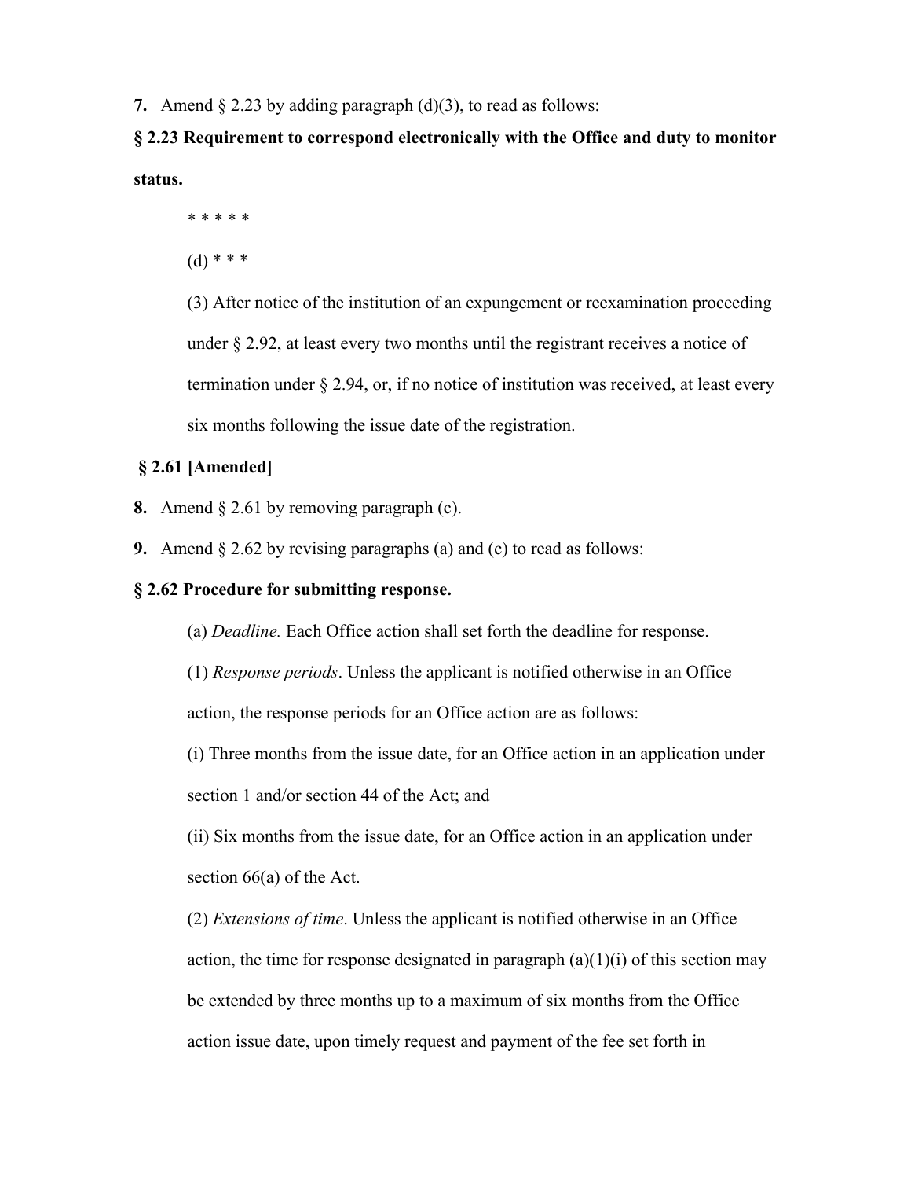**7.** Amend § 2.23 by adding paragraph (d)(3), to read as follows:

**§ 2.23 Requirement to correspond electronically with the Office and duty to monitor status.**

* * * * *

(d) * * *

(3) After notice of the institution of an expungement or reexamination proceeding under § 2.92, at least every two months until the registrant receives a notice of termination under § 2.94, or, if no notice of institution was received, at least every six months following the issue date of the registration.

**§ 2.61 [Amended]**

**8.** Amend § 2.61 by removing paragraph (c).

**9.** Amend § 2.62 by revising paragraphs (a) and (c) to read as follows:

**§ 2.62 Procedure for submitting response.**

(a) *Deadline.* Each Office action shall set forth the deadline for response.

(1) *Response periods*. Unless the applicant is notified otherwise in an Office action, the response periods for an Office action are as follows:

(i) Three months from the issue date, for an Office action in an application under section 1 and/or section 44 of the Act; and

(ii) Six months from the issue date, for an Office action in an application under section 66(a) of the Act.

(2) *Extensions of time*. Unless the applicant is notified otherwise in an Office action, the time for response designated in paragraph (a)(1)(i) of this section may be extended by three months up to a maximum of six months from the Office action issue date, upon timely request and payment of the fee set forth in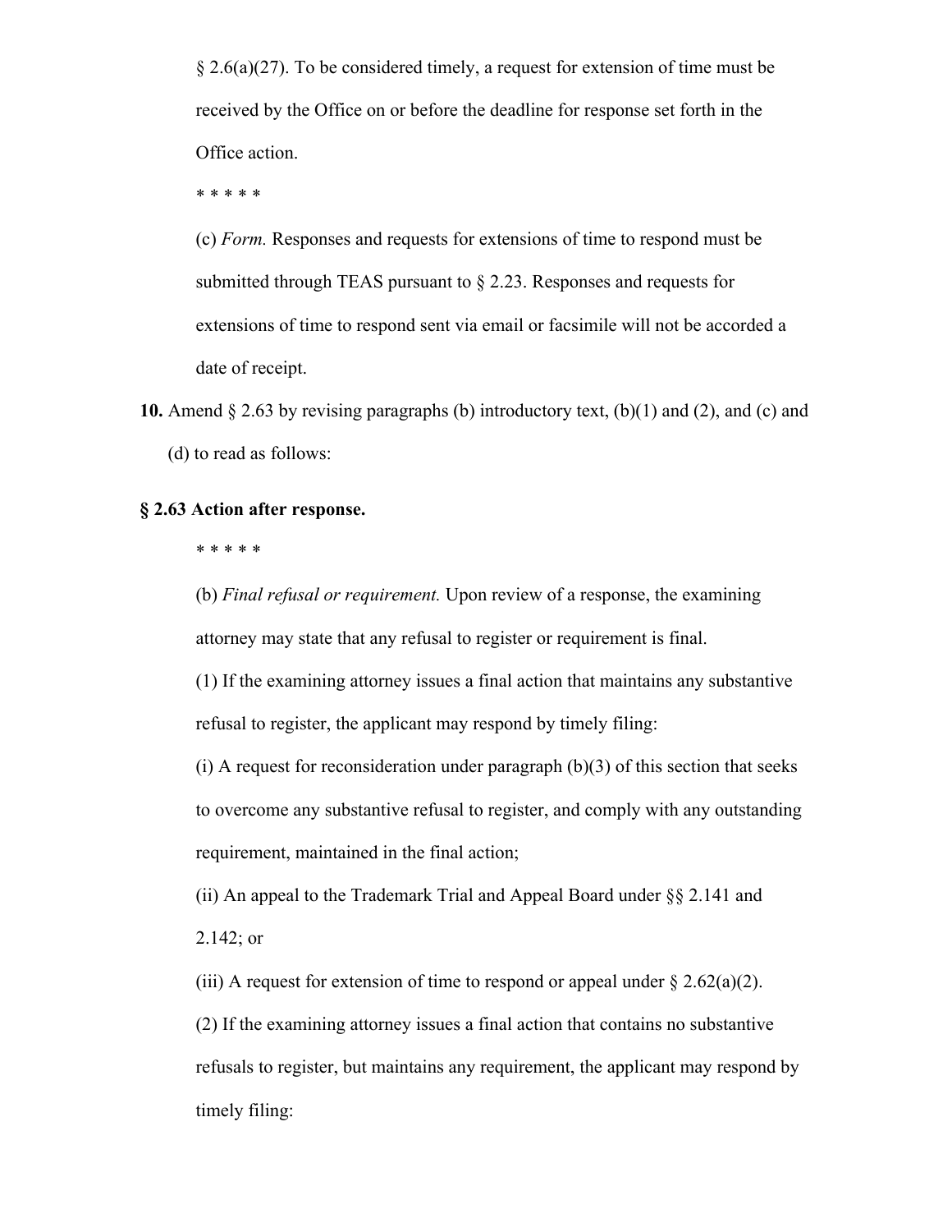§ 2.6(a)(27). To be considered timely, a request for extension of time must be received by the Office on or before the deadline for response set forth in the Office action.

* * * * *

(c) *Form.* Responses and requests for extensions of time to respond must be submitted through TEAS pursuant to § 2.23. Responses and requests for extensions of time to respond sent via email or facsimile will not be accorded a date of receipt.

**10.** Amend § 2.63 by revising paragraphs (b) introductory text, (b)(1) and (2), and (c) and (d) to read as follows:

**§ 2.63 Action after response.**

* * * * *

(b) *Final refusal or requirement.* Upon review of a response, the examining attorney may state that any refusal to register or requirement is final.

(1) If the examining attorney issues a final action that maintains any substantive refusal to register, the applicant may respond by timely filing:

(i) A request for reconsideration under paragraph (b)(3) of this section that seeks to overcome any substantive refusal to register, and comply with any outstanding requirement, maintained in the final action;

(ii) An appeal to the Trademark Trial and Appeal Board under §§ 2.141 and 2.142; or

(iii) A request for extension of time to respond or appeal under § 2.62(a)(2).

(2) If the examining attorney issues a final action that contains no substantive refusals to register, but maintains any requirement, the applicant may respond by timely filing: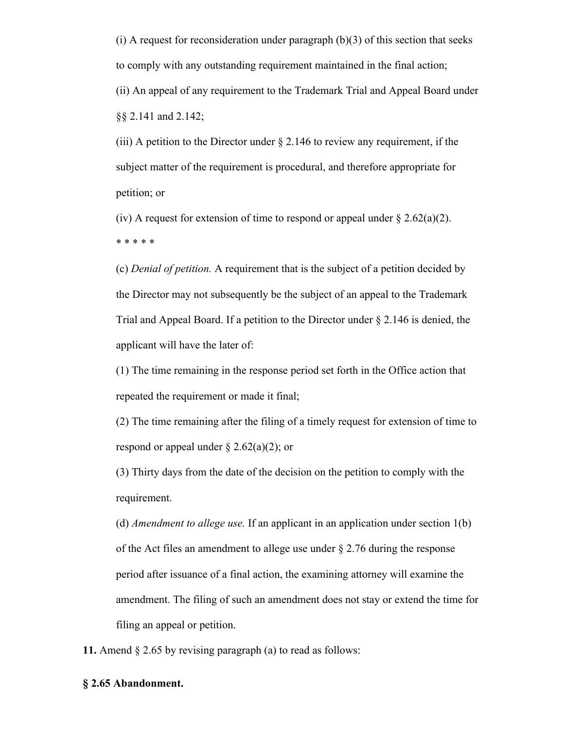(i) A request for reconsideration under paragraph (b)(3) of this section that seeks to comply with any outstanding requirement maintained in the final action;

(ii) An appeal of any requirement to the Trademark Trial and Appeal Board under §§ 2.141 and 2.142;

(iii) A petition to the Director under § 2.146 to review any requirement, if the subject matter of the requirement is procedural, and therefore appropriate for petition; or

(iv) A request for extension of time to respond or appeal under § 2.62(a)(2).

\* \* \* \* \*

(c) *Denial of petition.* A requirement that is the subject of a petition decided by the Director may not subsequently be the subject of an appeal to the Trademark Trial and Appeal Board. If a petition to the Director under § 2.146 is denied, the applicant will have the later of:

(1) The time remaining in the response period set forth in the Office action that repeated the requirement or made it final;

(2) The time remaining after the filing of a timely request for extension of time to respond or appeal under § 2.62(a)(2); or

(3) Thirty days from the date of the decision on the petition to comply with the requirement.

(d) *Amendment to allege use.* If an applicant in an application under section 1(b) of the Act files an amendment to allege use under § 2.76 during the response period after issuance of a final action, the examining attorney will examine the amendment. The filing of such an amendment does not stay or extend the time for filing an appeal or petition.

**11.** Amend § 2.65 by revising paragraph (a) to read as follows:

**§ 2.65 Abandonment.**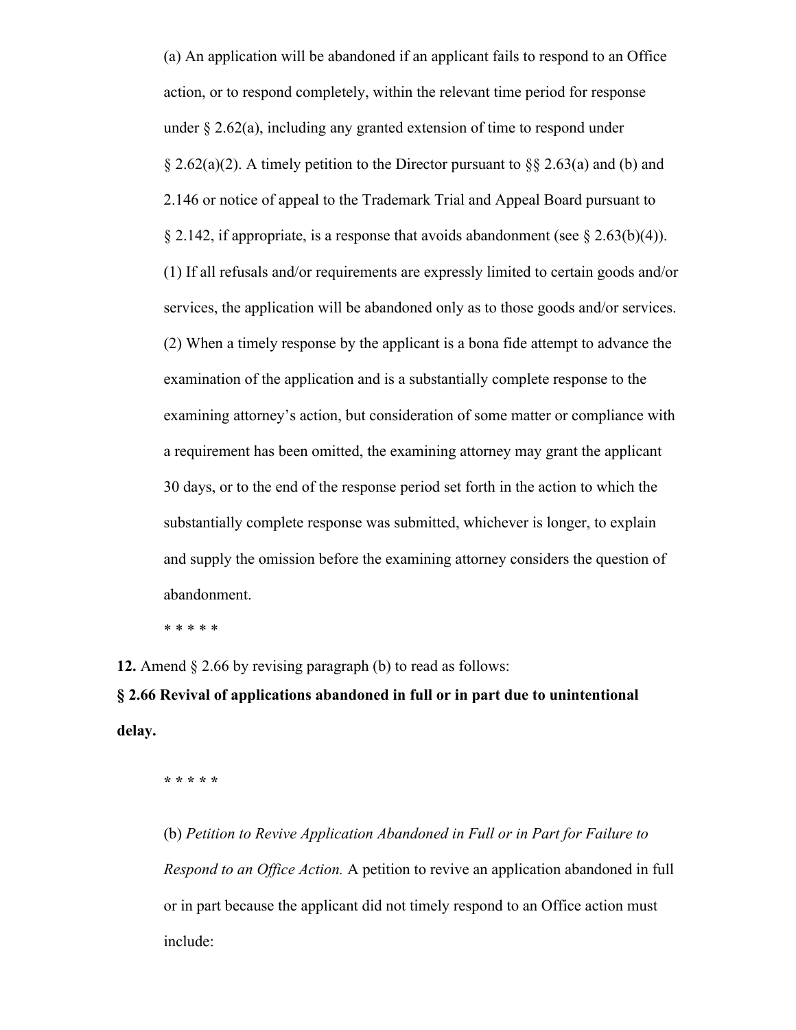(a) An application will be abandoned if an applicant fails to respond to an Office action, or to respond completely, within the relevant time period for response under § 2.62(a), including any granted extension of time to respond under § 2.62(a)(2). A timely petition to the Director pursuant to §§ 2.63(a) and (b) and 2.146 or notice of appeal to the Trademark Trial and Appeal Board pursuant to § 2.142, if appropriate, is a response that avoids abandonment (see § 2.63(b)(4)).

(1) If all refusals and/or requirements are expressly limited to certain goods and/or services, the application will be abandoned only as to those goods and/or services.

(2) When a timely response by the applicant is a bona fide attempt to advance the examination of the application and is a substantially complete response to the examining attorney's action, but consideration of some matter or compliance with a requirement has been omitted, the examining attorney may grant the applicant 30 days, or to the end of the response period set forth in the action to which the substantially complete response was submitted, whichever is longer, to explain and supply the omission before the examining attorney considers the question of abandonment.

* * * * *

**12.** Amend § 2.66 by revising paragraph (b) to read as follows:

**§ 2.66 Revival of applications abandoned in full or in part due to unintentional delay.**

**\* \* \* \* \***

(b) *Petition to Revive Application Abandoned in Full or in Part for Failure to Respond to an Office Action.* A petition to revive an application abandoned in full or in part because the applicant did not timely respond to an Office action must include: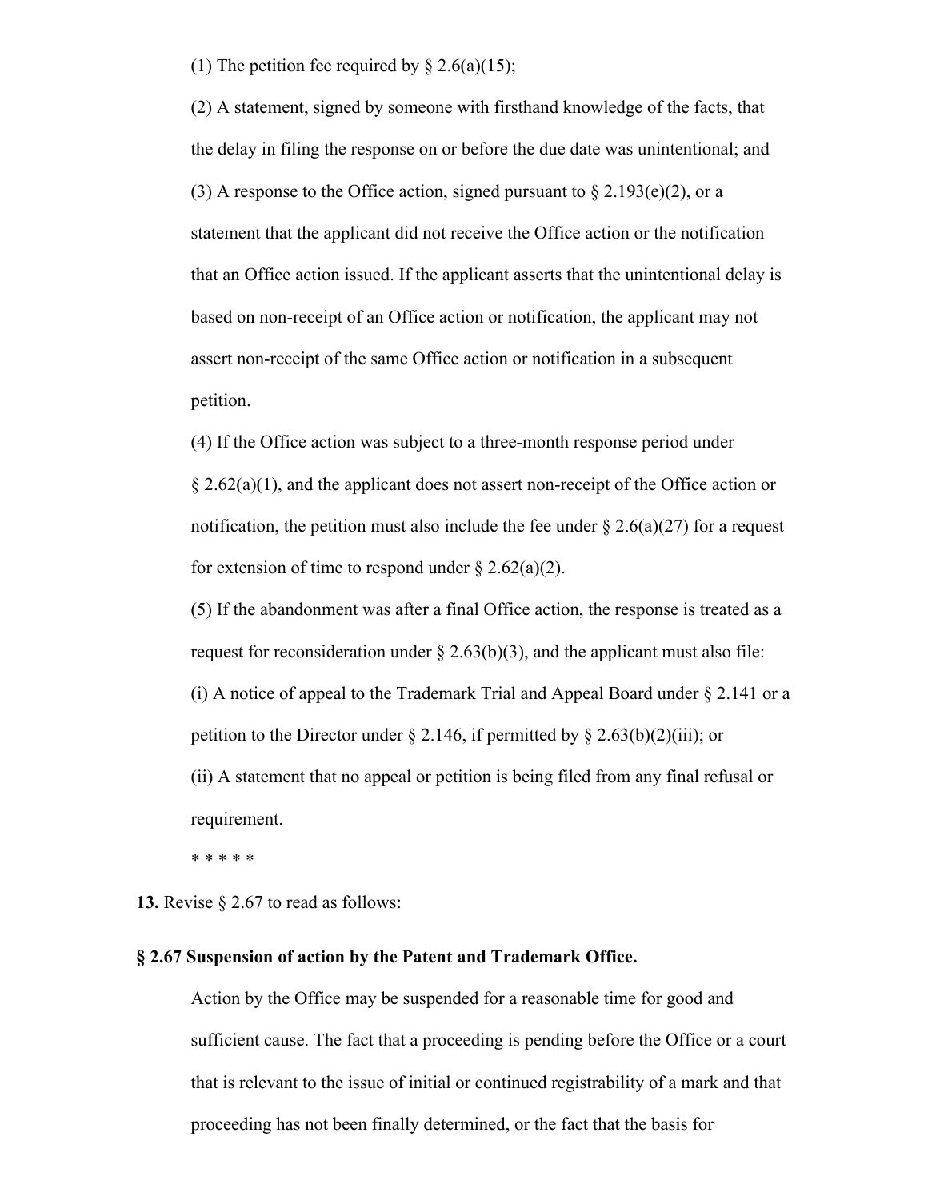(1) The petition fee required by § 2.6(a)(15);

(2) A statement, signed by someone with firsthand knowledge of the facts, that the delay in filing the response on or before the due date was unintentional; and

(3) A response to the Office action, signed pursuant to § 2.193(e)(2), or a statement that the applicant did not receive the Office action or the notification that an Office action issued. If the applicant asserts that the unintentional delay is based on non-receipt of an Office action or notification, the applicant may not assert non-receipt of the same Office action or notification in a subsequent petition.

(4) If the Office action was subject to a three-month response period under § 2.62(a)(1), and the applicant does not assert non-receipt of the Office action or notification, the petition must also include the fee under § 2.6(a)(27) for a request for extension of time to respond under § 2.62(a)(2).

(5) If the abandonment was after a final Office action, the response is treated as a request for reconsideration under § 2.63(b)(3), and the applicant must also file:

(i) A notice of appeal to the Trademark Trial and Appeal Board under § 2.141 or a petition to the Director under § 2.146, if permitted by § 2.63(b)(2)(iii); or

(ii) A statement that no appeal or petition is being filed from any final refusal or requirement.

* * * * *

**13.** Revise § 2.67 to read as follows:

**§ 2.67 Suspension of action by the Patent and Trademark Office.**

Action by the Office may be suspended for a reasonable time for good and sufficient cause. The fact that a proceeding is pending before the Office or a court that is relevant to the issue of initial or continued registrability of a mark and that proceeding has not been finally determined, or the fact that the basis for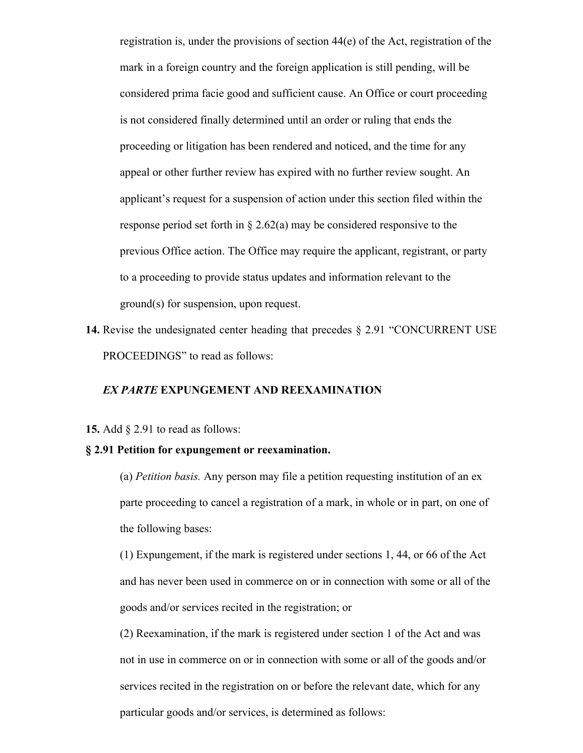registration is, under the provisions of section 44(e) of the Act, registration of the mark in a foreign country and the foreign application is still pending, will be considered prima facie good and sufficient cause. An Office or court proceeding is not considered finally determined until an order or ruling that ends the proceeding or litigation has been rendered and noticed, and the time for any appeal or other further review has expired with no further review sought. An applicant's request for a suspension of action under this section filed within the response period set forth in § 2.62(a) may be considered responsive to the previous Office action. The Office may require the applicant, registrant, or party to a proceeding to provide status updates and information relevant to the ground(s) for suspension, upon request.

**14.** Revise the undesignated center heading that precedes § 2.91 "CONCURRENT USE PROCEEDINGS" to read as follows:

***EX PARTE* EXPUNGEMENT AND REEXAMINATION**

**15.** Add § 2.91 to read as follows:

**§ 2.91 Petition for expungement or reexamination.**

(a) *Petition basis.* Any person may file a petition requesting institution of an ex parte proceeding to cancel a registration of a mark, in whole or in part, on one of the following bases:

(1) Expungement, if the mark is registered under sections 1, 44, or 66 of the Act and has never been used in commerce on or in connection with some or all of the goods and/or services recited in the registration; or

(2) Reexamination, if the mark is registered under section 1 of the Act and was not in use in commerce on or in connection with some or all of the goods and/or services recited in the registration on or before the relevant date, which for any particular goods and/or services, is determined as follows: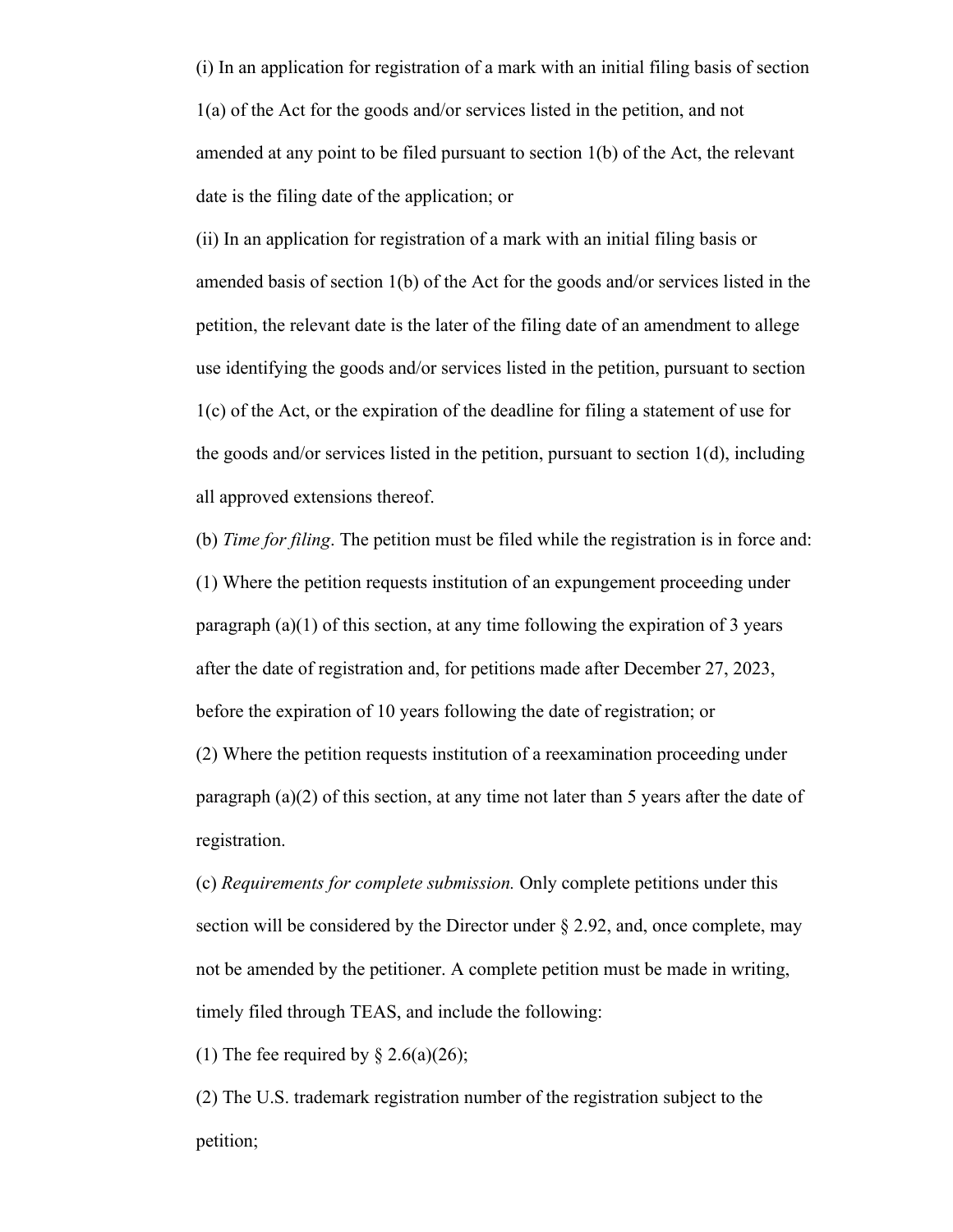(i) In an application for registration of a mark with an initial filing basis of section 1(a) of the Act for the goods and/or services listed in the petition, and not amended at any point to be filed pursuant to section 1(b) of the Act, the relevant date is the filing date of the application; or

(ii) In an application for registration of a mark with an initial filing basis or amended basis of section 1(b) of the Act for the goods and/or services listed in the petition, the relevant date is the later of the filing date of an amendment to allege use identifying the goods and/or services listed in the petition, pursuant to section 1(c) of the Act, or the expiration of the deadline for filing a statement of use for the goods and/or services listed in the petition, pursuant to section 1(d), including all approved extensions thereof.

(b) *Time for filing*. The petition must be filed while the registration is in force and:

(1) Where the petition requests institution of an expungement proceeding under paragraph (a)(1) of this section, at any time following the expiration of 3 years after the date of registration and, for petitions made after December 27, 2023, before the expiration of 10 years following the date of registration; or

(2) Where the petition requests institution of a reexamination proceeding under paragraph (a)(2) of this section, at any time not later than 5 years after the date of registration.

(c) *Requirements for complete submission.* Only complete petitions under this section will be considered by the Director under § 2.92, and, once complete, may not be amended by the petitioner. A complete petition must be made in writing, timely filed through TEAS, and include the following:

(1) The fee required by § 2.6(a)(26);

(2) The U.S. trademark registration number of the registration subject to the petition;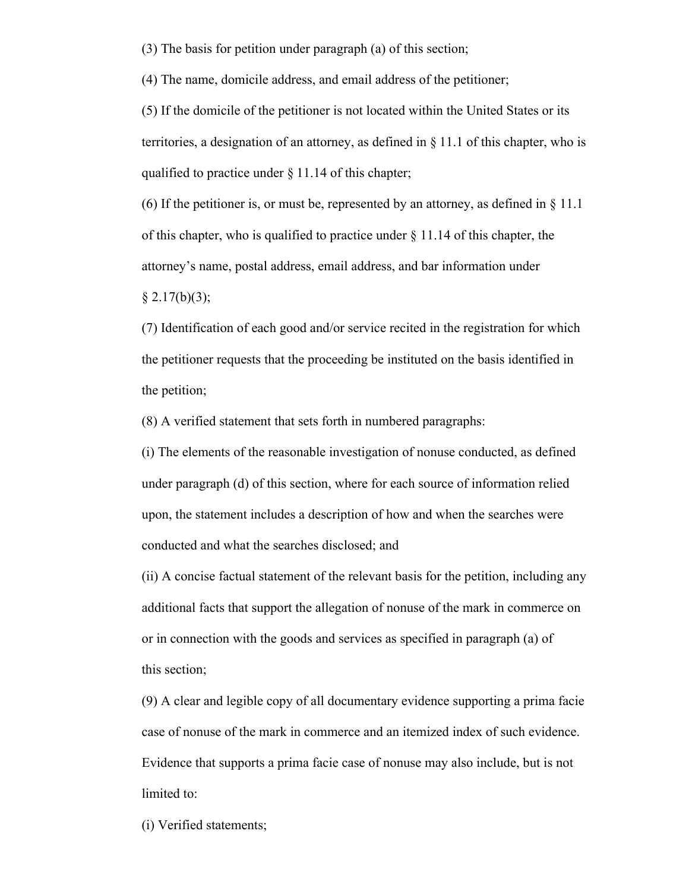(3) The basis for petition under paragraph (a) of this section;

(4) The name, domicile address, and email address of the petitioner;

(5) If the domicile of the petitioner is not located within the United States or its territories, a designation of an attorney, as defined in § 11.1 of this chapter, who is qualified to practice under § 11.14 of this chapter;

(6) If the petitioner is, or must be, represented by an attorney, as defined in § 11.1 of this chapter, who is qualified to practice under § 11.14 of this chapter, the attorney's name, postal address, email address, and bar information under § 2.17(b)(3);

(7) Identification of each good and/or service recited in the registration for which the petitioner requests that the proceeding be instituted on the basis identified in the petition;

(8) A verified statement that sets forth in numbered paragraphs:

(i) The elements of the reasonable investigation of nonuse conducted, as defined under paragraph (d) of this section, where for each source of information relied upon, the statement includes a description of how and when the searches were conducted and what the searches disclosed; and

(ii) A concise factual statement of the relevant basis for the petition, including any additional facts that support the allegation of nonuse of the mark in commerce on or in connection with the goods and services as specified in paragraph (a) of this section;

(9) A clear and legible copy of all documentary evidence supporting a prima facie case of nonuse of the mark in commerce and an itemized index of such evidence. Evidence that supports a prima facie case of nonuse may also include, but is not limited to:

(i) Verified statements;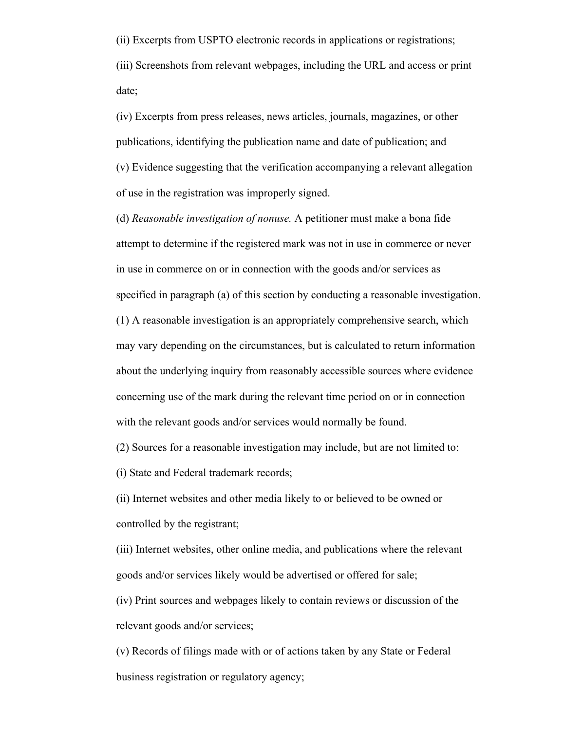(ii) Excerpts from USPTO electronic records in applications or registrations;

(iii) Screenshots from relevant webpages, including the URL and access or print date;

(iv) Excerpts from press releases, news articles, journals, magazines, or other publications, identifying the publication name and date of publication; and

(v) Evidence suggesting that the verification accompanying a relevant allegation of use in the registration was improperly signed.

(d) *Reasonable investigation of nonuse.* A petitioner must make a bona fide attempt to determine if the registered mark was not in use in commerce or never in use in commerce on or in connection with the goods and/or services as specified in paragraph (a) of this section by conducting a reasonable investigation.

(1) A reasonable investigation is an appropriately comprehensive search, which may vary depending on the circumstances, but is calculated to return information about the underlying inquiry from reasonably accessible sources where evidence concerning use of the mark during the relevant time period on or in connection with the relevant goods and/or services would normally be found.

(2) Sources for a reasonable investigation may include, but are not limited to:

(i) State and Federal trademark records;

(ii) Internet websites and other media likely to or believed to be owned or controlled by the registrant;

(iii) Internet websites, other online media, and publications where the relevant goods and/or services likely would be advertised or offered for sale;

(iv) Print sources and webpages likely to contain reviews or discussion of the relevant goods and/or services;

(v) Records of filings made with or of actions taken by any State or Federal business registration or regulatory agency;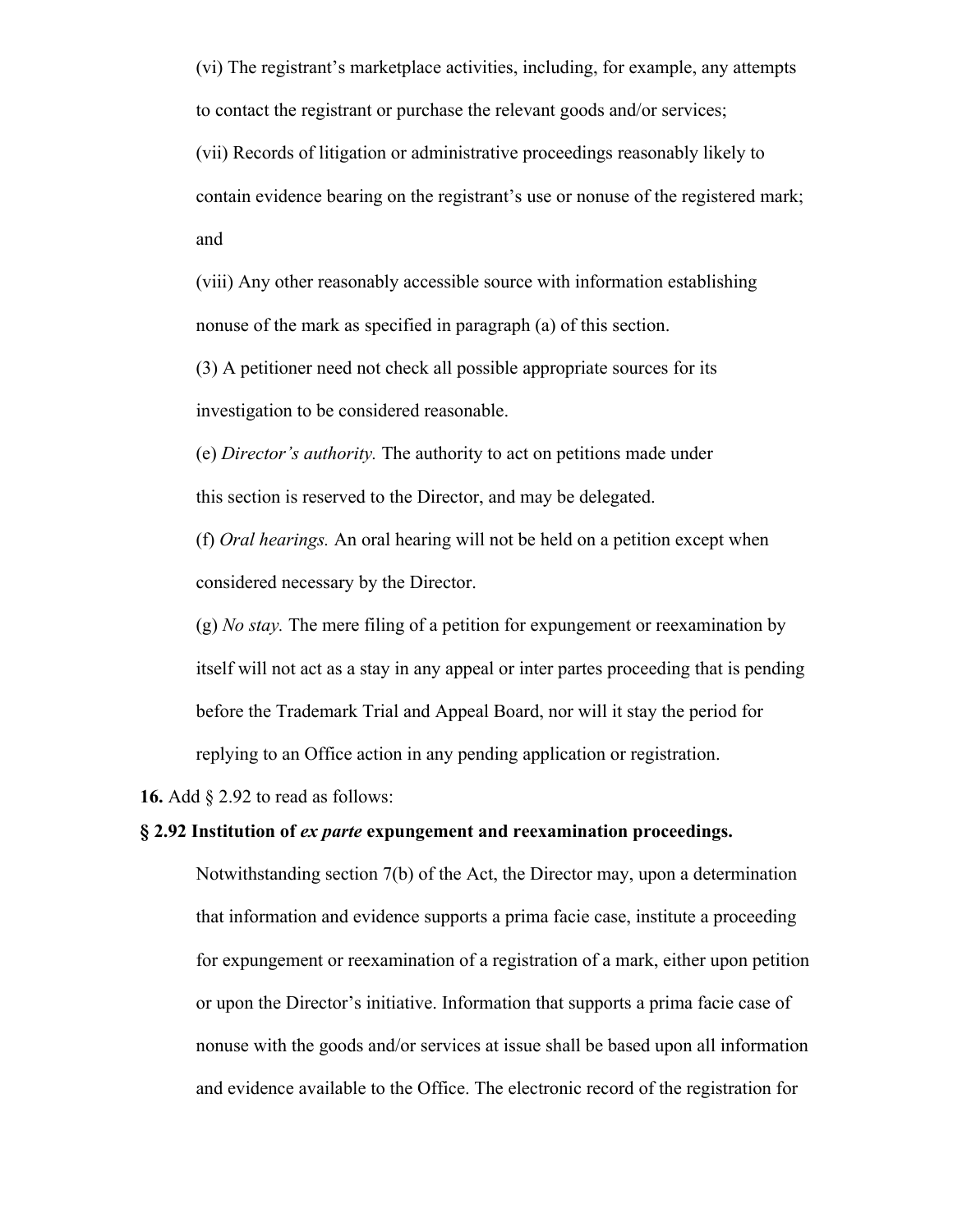(vi) The registrant's marketplace activities, including, for example, any attempts to contact the registrant or purchase the relevant goods and/or services;

(vii) Records of litigation or administrative proceedings reasonably likely to contain evidence bearing on the registrant's use or nonuse of the registered mark; and

(viii) Any other reasonably accessible source with information establishing nonuse of the mark as specified in paragraph (a) of this section.

(3) A petitioner need not check all possible appropriate sources for its investigation to be considered reasonable.

(e) *Director's authority.* The authority to act on petitions made under this section is reserved to the Director, and may be delegated.

(f) *Oral hearings.* An oral hearing will not be held on a petition except when considered necessary by the Director.

(g) *No stay.* The mere filing of a petition for expungement or reexamination by itself will not act as a stay in any appeal or inter partes proceeding that is pending before the Trademark Trial and Appeal Board, nor will it stay the period for replying to an Office action in any pending application or registration.

**16.** Add § 2.92 to read as follows:

**§ 2.92 Institution of *ex parte* expungement and reexamination proceedings.**

Notwithstanding section 7(b) of the Act, the Director may, upon a determination that information and evidence supports a prima facie case, institute a proceeding for expungement or reexamination of a registration of a mark, either upon petition or upon the Director's initiative. Information that supports a prima facie case of nonuse with the goods and/or services at issue shall be based upon all information and evidence available to the Office. The electronic record of the registration for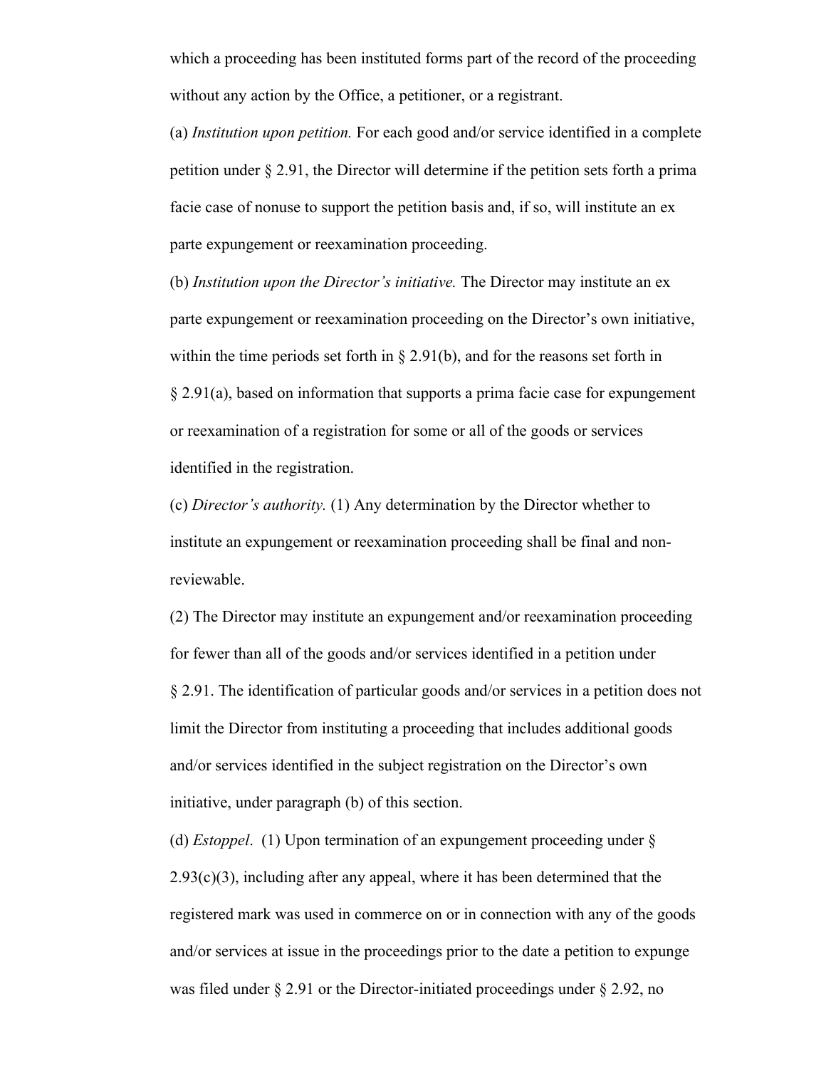which a proceeding has been instituted forms part of the record of the proceeding without any action by the Office, a petitioner, or a registrant.

(a) *Institution upon petition.* For each good and/or service identified in a complete petition under § 2.91, the Director will determine if the petition sets forth a prima facie case of nonuse to support the petition basis and, if so, will institute an ex parte expungement or reexamination proceeding.

(b) *Institution upon the Director's initiative.* The Director may institute an ex parte expungement or reexamination proceeding on the Director's own initiative, within the time periods set forth in § 2.91(b), and for the reasons set forth in § 2.91(a), based on information that supports a prima facie case for expungement or reexamination of a registration for some or all of the goods or services identified in the registration.

(c) *Director's authority.* (1) Any determination by the Director whether to institute an expungement or reexamination proceeding shall be final and non-reviewable.

(2) The Director may institute an expungement and/or reexamination proceeding for fewer than all of the goods and/or services identified in a petition under § 2.91. The identification of particular goods and/or services in a petition does not limit the Director from instituting a proceeding that includes additional goods and/or services identified in the subject registration on the Director's own initiative, under paragraph (b) of this section.

(d) *Estoppel*. (1) Upon termination of an expungement proceeding under § 2.93(c)(3), including after any appeal, where it has been determined that the registered mark was used in commerce on or in connection with any of the goods and/or services at issue in the proceedings prior to the date a petition to expunge was filed under § 2.91 or the Director-initiated proceedings under § 2.92, no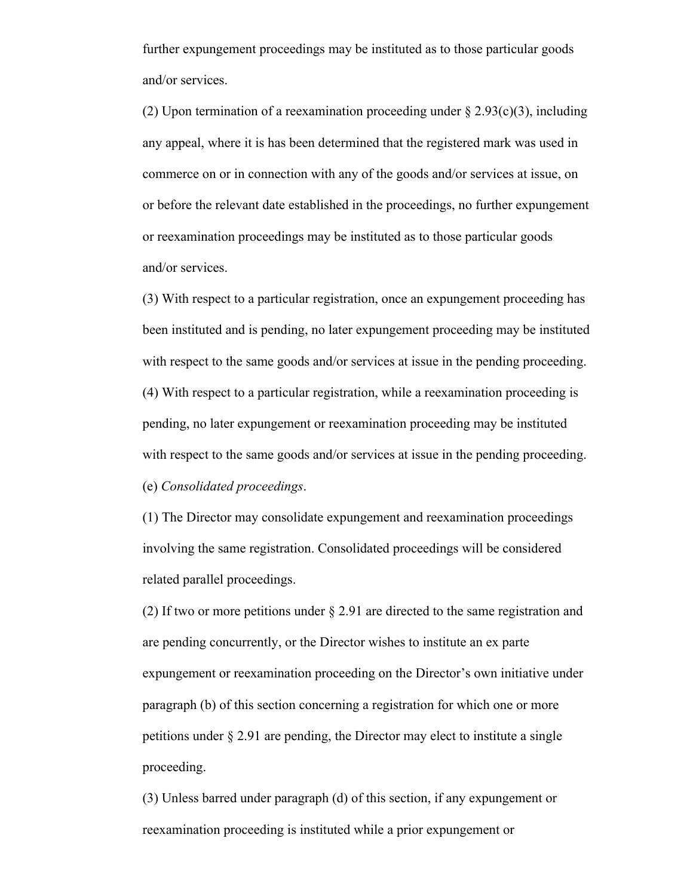further expungement proceedings may be instituted as to those particular goods and/or services.

(2) Upon termination of a reexamination proceeding under § 2.93(c)(3), including any appeal, where it is has been determined that the registered mark was used in commerce on or in connection with any of the goods and/or services at issue, on or before the relevant date established in the proceedings, no further expungement or reexamination proceedings may be instituted as to those particular goods and/or services.

(3) With respect to a particular registration, once an expungement proceeding has been instituted and is pending, no later expungement proceeding may be instituted with respect to the same goods and/or services at issue in the pending proceeding.

(4) With respect to a particular registration, while a reexamination proceeding is pending, no later expungement or reexamination proceeding may be instituted with respect to the same goods and/or services at issue in the pending proceeding.

(e) *Consolidated proceedings*.

(1) The Director may consolidate expungement and reexamination proceedings involving the same registration. Consolidated proceedings will be considered related parallel proceedings.

(2) If two or more petitions under § 2.91 are directed to the same registration and are pending concurrently, or the Director wishes to institute an ex parte expungement or reexamination proceeding on the Director's own initiative under paragraph (b) of this section concerning a registration for which one or more petitions under § 2.91 are pending, the Director may elect to institute a single proceeding.

(3) Unless barred under paragraph (d) of this section, if any expungement or reexamination proceeding is instituted while a prior expungement or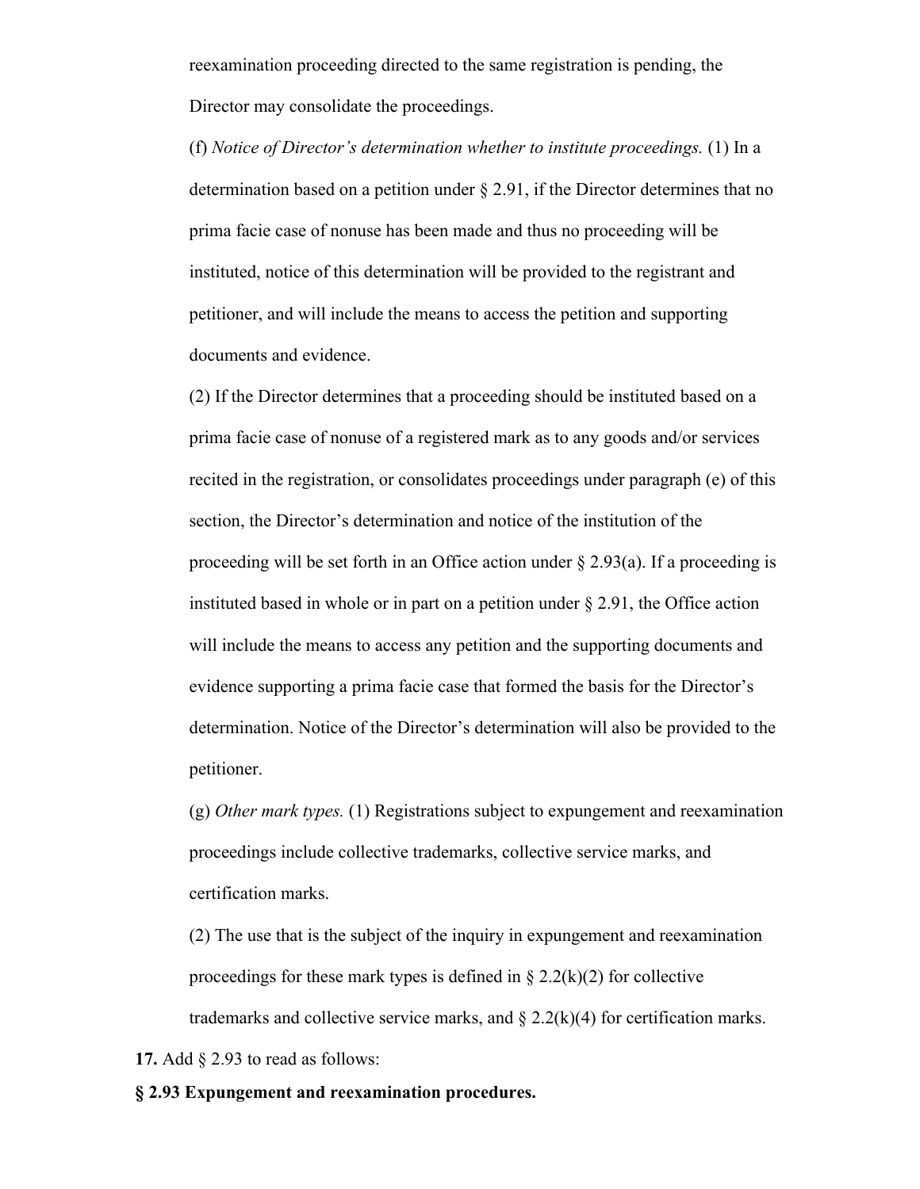reexamination proceeding directed to the same registration is pending, the Director may consolidate the proceedings.

(f) *Notice of Director's determination whether to institute proceedings.* (1) In a determination based on a petition under § 2.91, if the Director determines that no prima facie case of nonuse has been made and thus no proceeding will be instituted, notice of this determination will be provided to the registrant and petitioner, and will include the means to access the petition and supporting documents and evidence.

(2) If the Director determines that a proceeding should be instituted based on a prima facie case of nonuse of a registered mark as to any goods and/or services recited in the registration, or consolidates proceedings under paragraph (e) of this section, the Director's determination and notice of the institution of the proceeding will be set forth in an Office action under § 2.93(a). If a proceeding is instituted based in whole or in part on a petition under § 2.91, the Office action will include the means to access any petition and the supporting documents and evidence supporting a prima facie case that formed the basis for the Director's determination. Notice of the Director's determination will also be provided to the petitioner.

(g) *Other mark types.* (1) Registrations subject to expungement and reexamination proceedings include collective trademarks, collective service marks, and certification marks.

(2) The use that is the subject of the inquiry in expungement and reexamination proceedings for these mark types is defined in § 2.2(k)(2) for collective trademarks and collective service marks, and § 2.2(k)(4) for certification marks.

**17.** Add § 2.93 to read as follows:

**§ 2.93 Expungement and reexamination procedures.**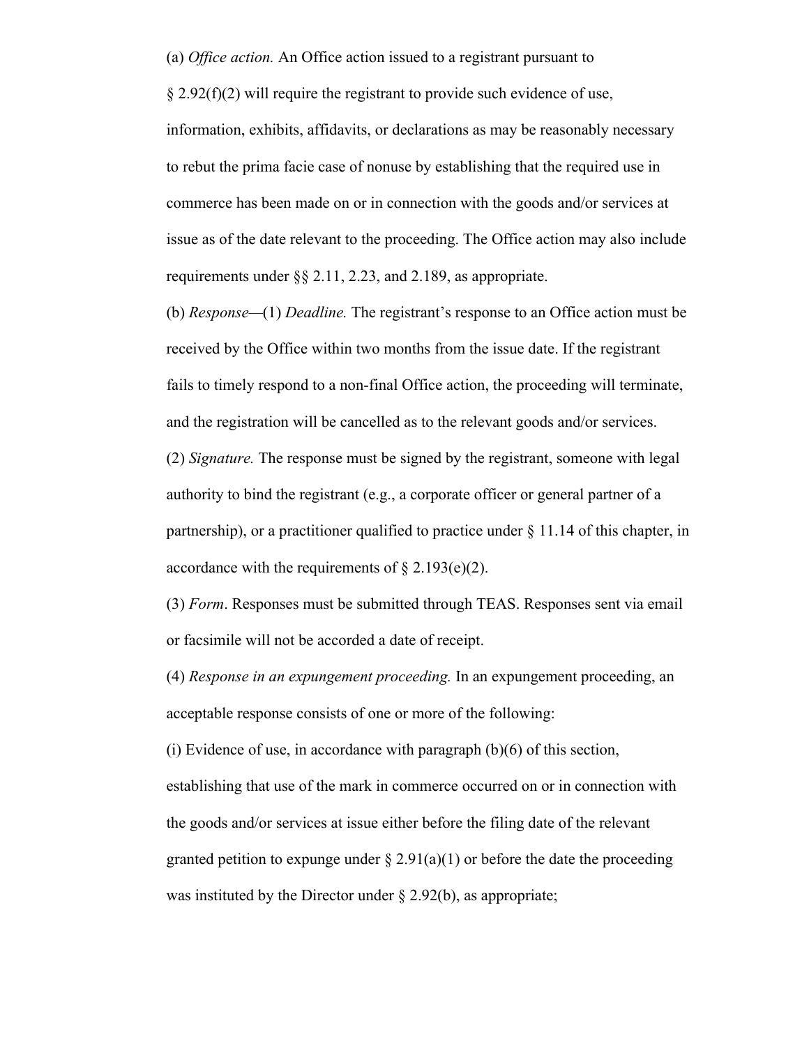(a) *Office action.* An Office action issued to a registrant pursuant to § 2.92(f)(2) will require the registrant to provide such evidence of use, information, exhibits, affidavits, or declarations as may be reasonably necessary to rebut the prima facie case of nonuse by establishing that the required use in commerce has been made on or in connection with the goods and/or services at issue as of the date relevant to the proceeding. The Office action may also include requirements under §§ 2.11, 2.23, and 2.189, as appropriate.

(b) *Response*—(1) *Deadline.* The registrant's response to an Office action must be received by the Office within two months from the issue date. If the registrant fails to timely respond to a non-final Office action, the proceeding will terminate, and the registration will be cancelled as to the relevant goods and/or services.

(2) *Signature.* The response must be signed by the registrant, someone with legal authority to bind the registrant (e.g., a corporate officer or general partner of a partnership), or a practitioner qualified to practice under § 11.14 of this chapter, in accordance with the requirements of § 2.193(e)(2).

(3) *Form*. Responses must be submitted through TEAS. Responses sent via email or facsimile will not be accorded a date of receipt.

(4) *Response in an expungement proceeding.* In an expungement proceeding, an acceptable response consists of one or more of the following:

(i) Evidence of use, in accordance with paragraph (b)(6) of this section, establishing that use of the mark in commerce occurred on or in connection with the goods and/or services at issue either before the filing date of the relevant granted petition to expunge under § 2.91(a)(1) or before the date the proceeding was instituted by the Director under § 2.92(b), as appropriate;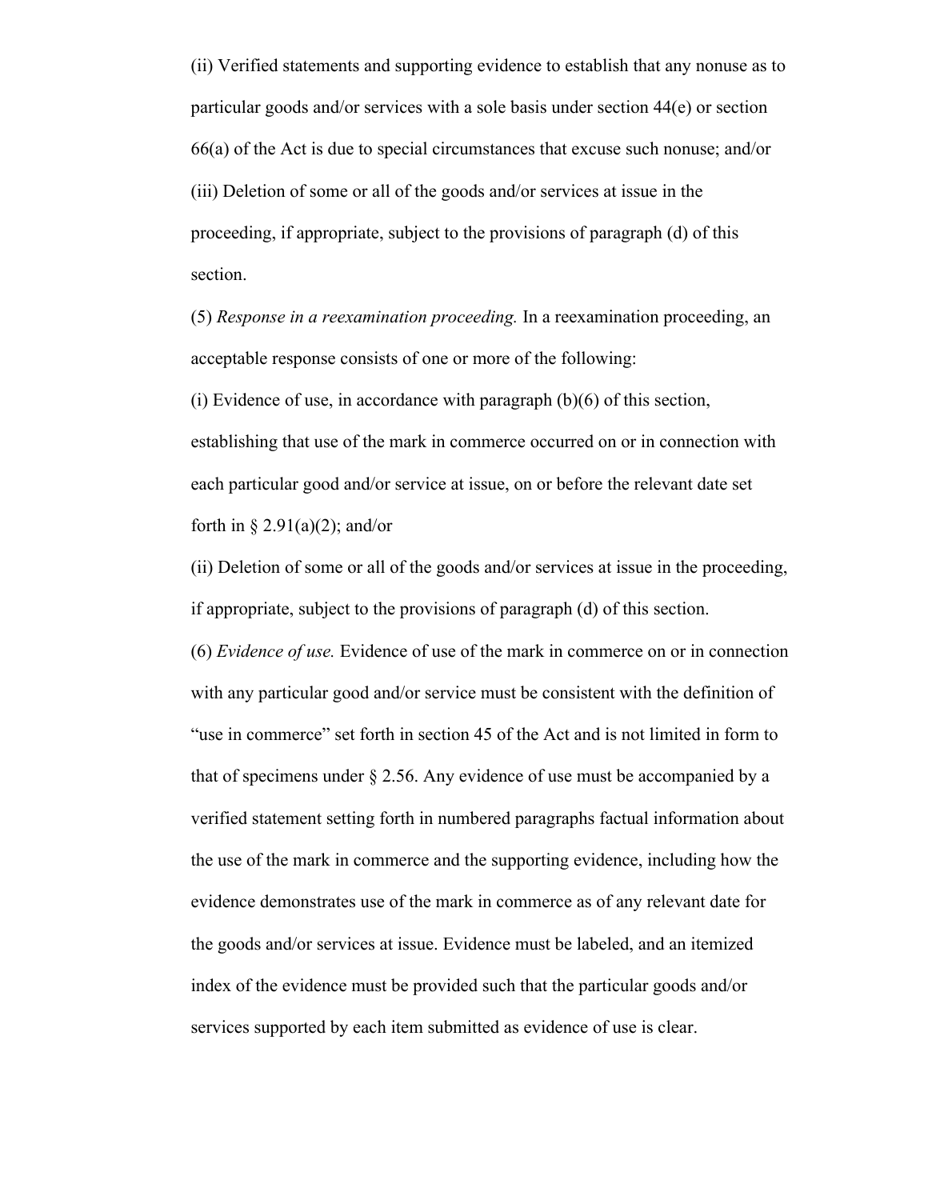(ii) Verified statements and supporting evidence to establish that any nonuse as to particular goods and/or services with a sole basis under section 44(e) or section 66(a) of the Act is due to special circumstances that excuse such nonuse; and/or

(iii) Deletion of some or all of the goods and/or services at issue in the proceeding, if appropriate, subject to the provisions of paragraph (d) of this section.

(5) *Response in a reexamination proceeding.* In a reexamination proceeding, an acceptable response consists of one or more of the following:

(i) Evidence of use, in accordance with paragraph (b)(6) of this section, establishing that use of the mark in commerce occurred on or in connection with each particular good and/or service at issue, on or before the relevant date set forth in § 2.91(a)(2); and/or

(ii) Deletion of some or all of the goods and/or services at issue in the proceeding, if appropriate, subject to the provisions of paragraph (d) of this section.

(6) *Evidence of use.* Evidence of use of the mark in commerce on or in connection with any particular good and/or service must be consistent with the definition of "use in commerce" set forth in section 45 of the Act and is not limited in form to that of specimens under § 2.56. Any evidence of use must be accompanied by a verified statement setting forth in numbered paragraphs factual information about the use of the mark in commerce and the supporting evidence, including how the evidence demonstrates use of the mark in commerce as of any relevant date for the goods and/or services at issue. Evidence must be labeled, and an itemized index of the evidence must be provided such that the particular goods and/or services supported by each item submitted as evidence of use is clear.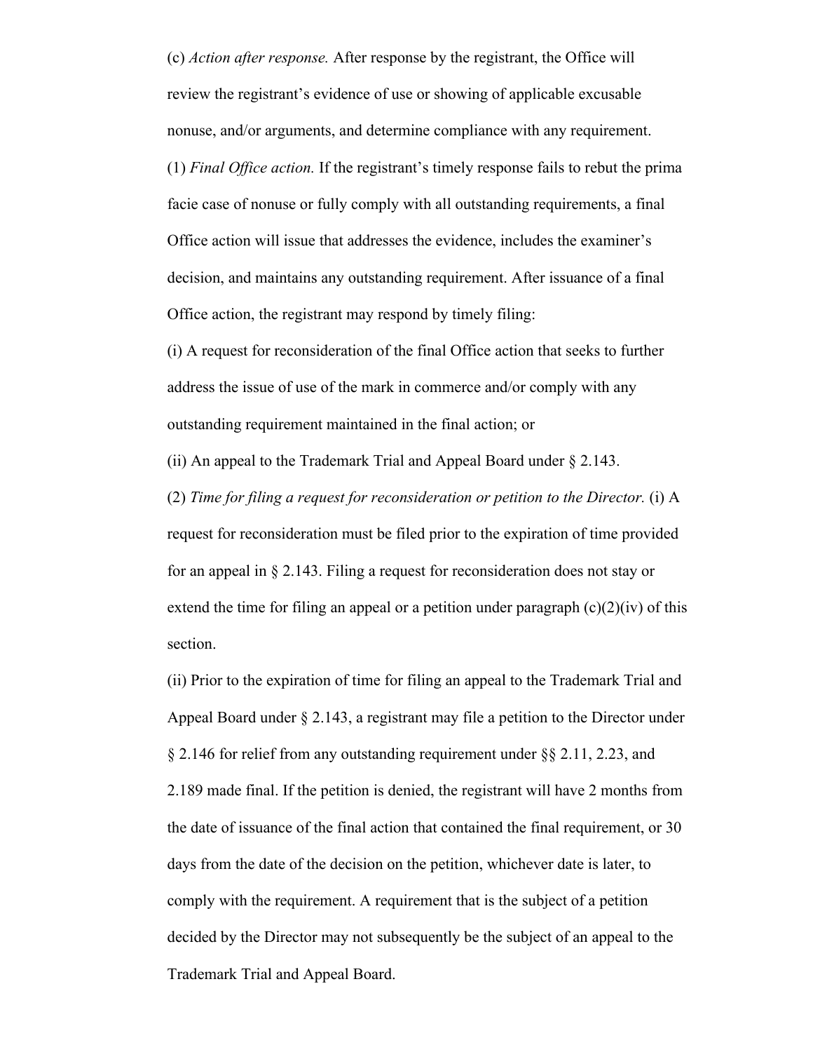(c) *Action after response.* After response by the registrant, the Office will review the registrant's evidence of use or showing of applicable excusable nonuse, and/or arguments, and determine compliance with any requirement.

(1) *Final Office action.* If the registrant's timely response fails to rebut the prima facie case of nonuse or fully comply with all outstanding requirements, a final Office action will issue that addresses the evidence, includes the examiner's decision, and maintains any outstanding requirement. After issuance of a final Office action, the registrant may respond by timely filing:

(i) A request for reconsideration of the final Office action that seeks to further address the issue of use of the mark in commerce and/or comply with any outstanding requirement maintained in the final action; or

(ii) An appeal to the Trademark Trial and Appeal Board under § 2.143.

(2) *Time for filing a request for reconsideration or petition to the Director.* (i) A request for reconsideration must be filed prior to the expiration of time provided for an appeal in § 2.143. Filing a request for reconsideration does not stay or extend the time for filing an appeal or a petition under paragraph (c)(2)(iv) of this section.

(ii) Prior to the expiration of time for filing an appeal to the Trademark Trial and Appeal Board under § 2.143, a registrant may file a petition to the Director under § 2.146 for relief from any outstanding requirement under §§ 2.11, 2.23, and 2.189 made final. If the petition is denied, the registrant will have 2 months from the date of issuance of the final action that contained the final requirement, or 30 days from the date of the decision on the petition, whichever date is later, to comply with the requirement. A requirement that is the subject of a petition decided by the Director may not subsequently be the subject of an appeal to the Trademark Trial and Appeal Board.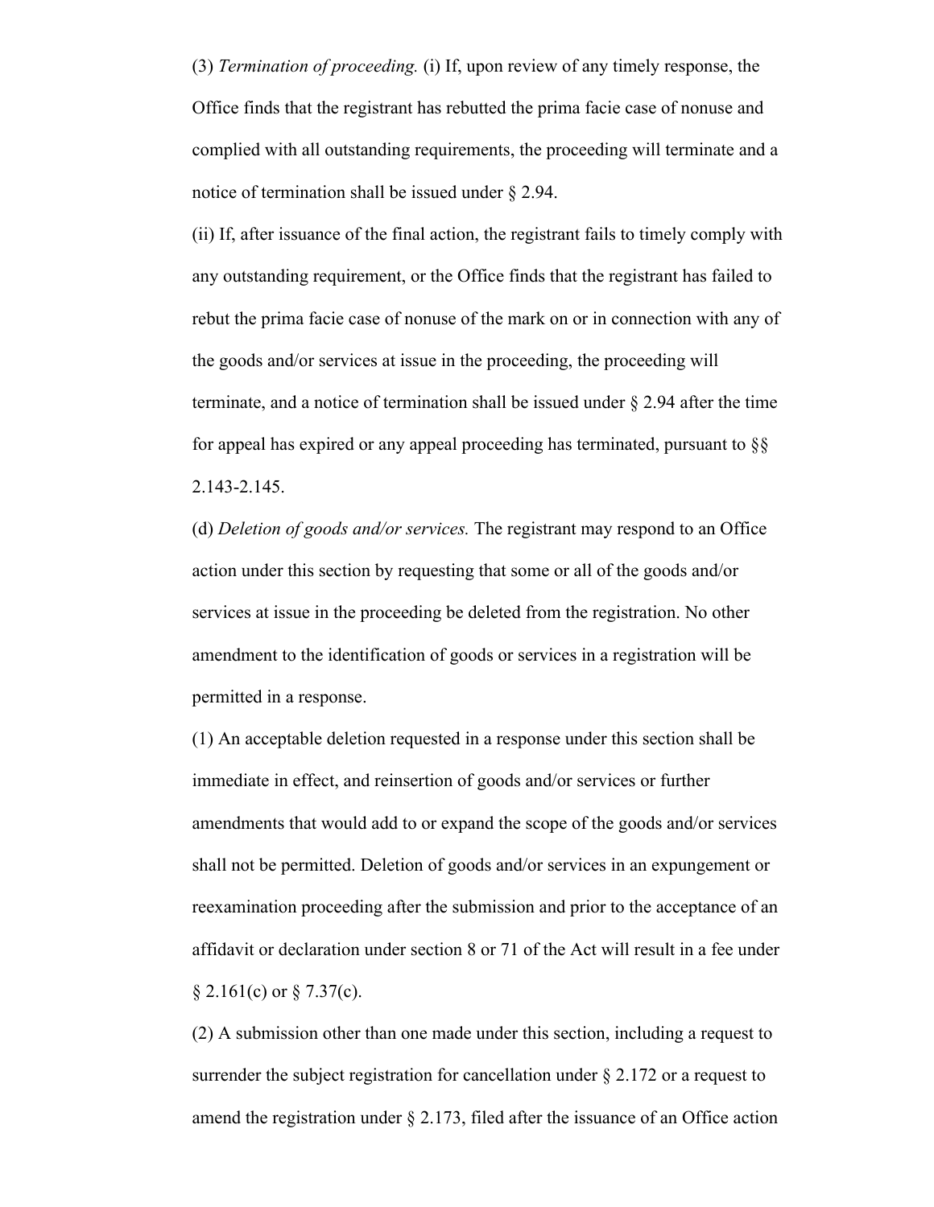(3) *Termination of proceeding.* (i) If, upon review of any timely response, the Office finds that the registrant has rebutted the prima facie case of nonuse and complied with all outstanding requirements, the proceeding will terminate and a notice of termination shall be issued under § 2.94.

(ii) If, after issuance of the final action, the registrant fails to timely comply with any outstanding requirement, or the Office finds that the registrant has failed to rebut the prima facie case of nonuse of the mark on or in connection with any of the goods and/or services at issue in the proceeding, the proceeding will terminate, and a notice of termination shall be issued under § 2.94 after the time for appeal has expired or any appeal proceeding has terminated, pursuant to §§ 2.143-2.145.

(d) *Deletion of goods and/or services.* The registrant may respond to an Office action under this section by requesting that some or all of the goods and/or services at issue in the proceeding be deleted from the registration. No other amendment to the identification of goods or services in a registration will be permitted in a response.

(1) An acceptable deletion requested in a response under this section shall be immediate in effect, and reinsertion of goods and/or services or further amendments that would add to or expand the scope of the goods and/or services shall not be permitted. Deletion of goods and/or services in an expungement or reexamination proceeding after the submission and prior to the acceptance of an affidavit or declaration under section 8 or 71 of the Act will result in a fee under § 2.161(c) or § 7.37(c).

(2) A submission other than one made under this section, including a request to surrender the subject registration for cancellation under § 2.172 or a request to amend the registration under § 2.173, filed after the issuance of an Office action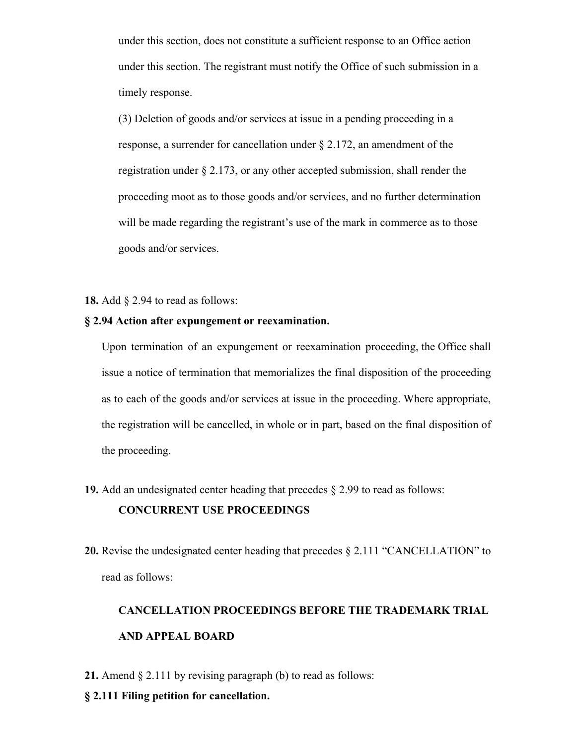under this section, does not constitute a sufficient response to an Office action under this section. The registrant must notify the Office of such submission in a timely response.

(3) Deletion of goods and/or services at issue in a pending proceeding in a response, a surrender for cancellation under § 2.172, an amendment of the registration under § 2.173, or any other accepted submission, shall render the proceeding moot as to those goods and/or services, and no further determination will be made regarding the registrant's use of the mark in commerce as to those goods and/or services.

**18.** Add § 2.94 to read as follows:

**§ 2.94 Action after expungement or reexamination.**

Upon termination of an expungement or reexamination proceeding, the Office shall issue a notice of termination that memorializes the final disposition of the proceeding as to each of the goods and/or services at issue in the proceeding. Where appropriate, the registration will be cancelled, in whole or in part, based on the final disposition of the proceeding.

**19.** Add an undesignated center heading that precedes § 2.99 to read as follows:

**CONCURRENT USE PROCEEDINGS**

**20.** Revise the undesignated center heading that precedes § 2.111 "CANCELLATION" to read as follows:

**CANCELLATION PROCEEDINGS BEFORE THE TRADEMARK TRIAL AND APPEAL BOARD**

**21.** Amend § 2.111 by revising paragraph (b) to read as follows:

**§ 2.111 Filing petition for cancellation.**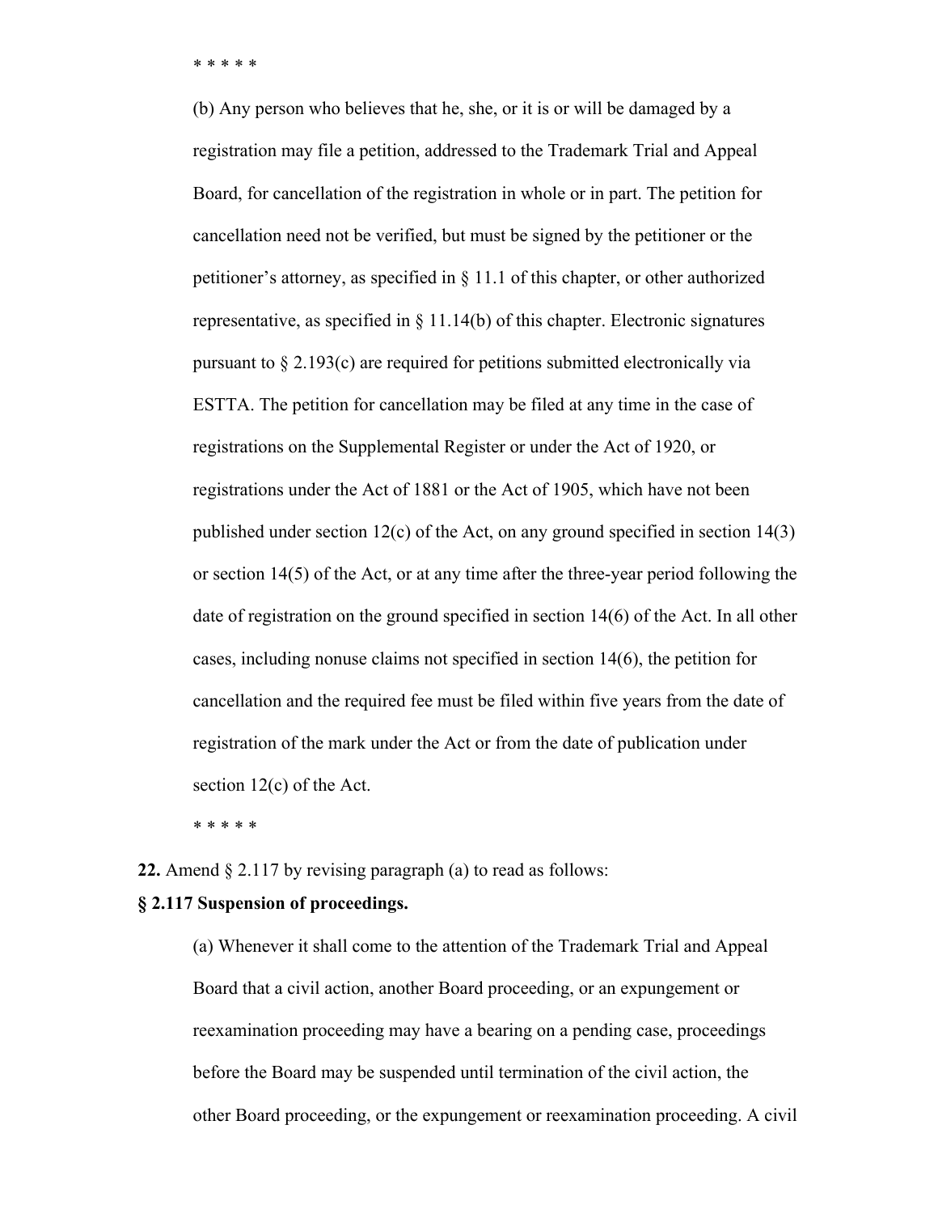* * * * *

(b) Any person who believes that he, she, or it is or will be damaged by a registration may file a petition, addressed to the Trademark Trial and Appeal Board, for cancellation of the registration in whole or in part. The petition for cancellation need not be verified, but must be signed by the petitioner or the petitioner's attorney, as specified in § 11.1 of this chapter, or other authorized representative, as specified in § 11.14(b) of this chapter. Electronic signatures pursuant to § 2.193(c) are required for petitions submitted electronically via ESTTA. The petition for cancellation may be filed at any time in the case of registrations on the Supplemental Register or under the Act of 1920, or registrations under the Act of 1881 or the Act of 1905, which have not been published under section 12(c) of the Act, on any ground specified in section 14(3) or section 14(5) of the Act, or at any time after the three-year period following the date of registration on the ground specified in section 14(6) of the Act. In all other cases, including nonuse claims not specified in section 14(6), the petition for cancellation and the required fee must be filed within five years from the date of registration of the mark under the Act or from the date of publication under section 12(c) of the Act.

* * * * *

**22.** Amend § 2.117 by revising paragraph (a) to read as follows:

**§ 2.117 Suspension of proceedings.**

(a) Whenever it shall come to the attention of the Trademark Trial and Appeal Board that a civil action, another Board proceeding, or an expungement or reexamination proceeding may have a bearing on a pending case, proceedings before the Board may be suspended until termination of the civil action, the other Board proceeding, or the expungement or reexamination proceeding. A civil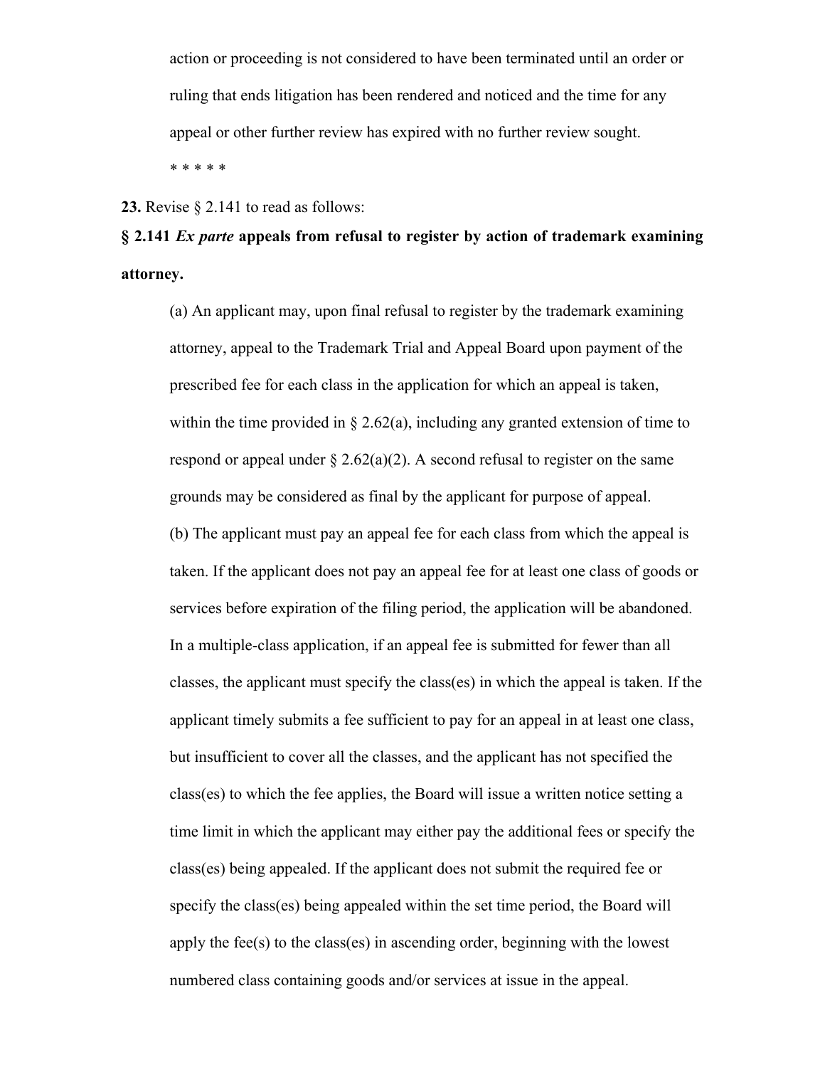action or proceeding is not considered to have been terminated until an order or ruling that ends litigation has been rendered and noticed and the time for any appeal or other further review has expired with no further review sought.

* * * * *

**23.** Revise § 2.141 to read as follows:

**§ 2.141 *Ex parte* appeals from refusal to register by action of trademark examining attorney.**

(a) An applicant may, upon final refusal to register by the trademark examining attorney, appeal to the Trademark Trial and Appeal Board upon payment of the prescribed fee for each class in the application for which an appeal is taken, within the time provided in § 2.62(a), including any granted extension of time to respond or appeal under § 2.62(a)(2). A second refusal to register on the same grounds may be considered as final by the applicant for purpose of appeal.

(b) The applicant must pay an appeal fee for each class from which the appeal is taken. If the applicant does not pay an appeal fee for at least one class of goods or services before expiration of the filing period, the application will be abandoned. In a multiple-class application, if an appeal fee is submitted for fewer than all classes, the applicant must specify the class(es) in which the appeal is taken. If the applicant timely submits a fee sufficient to pay for an appeal in at least one class, but insufficient to cover all the classes, and the applicant has not specified the class(es) to which the fee applies, the Board will issue a written notice setting a time limit in which the applicant may either pay the additional fees or specify the class(es) being appealed. If the applicant does not submit the required fee or specify the class(es) being appealed within the set time period, the Board will apply the fee(s) to the class(es) in ascending order, beginning with the lowest numbered class containing goods and/or services at issue in the appeal.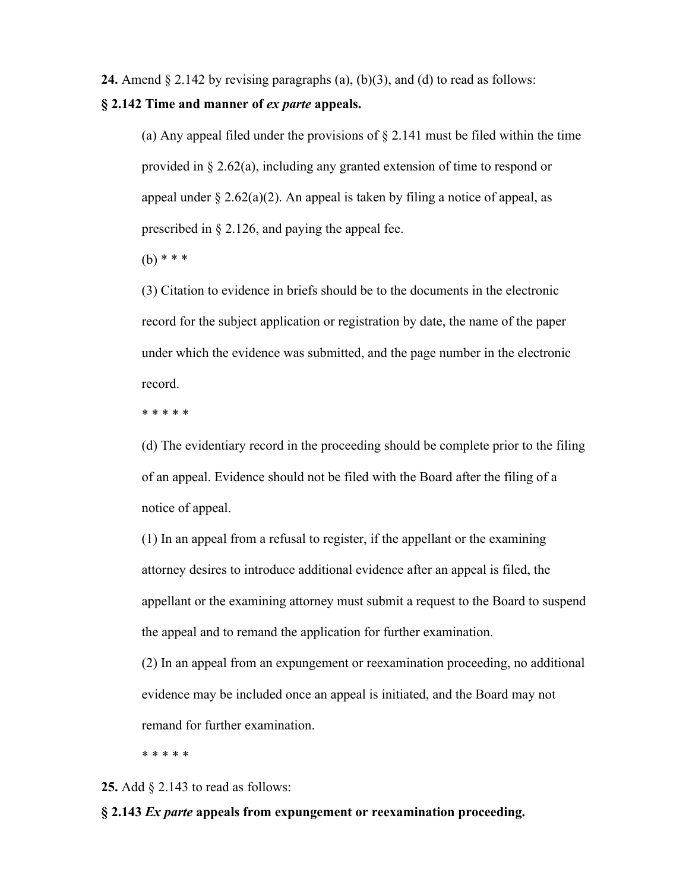**24.** Amend § 2.142 by revising paragraphs (a), (b)(3), and (d) to read as follows:

**§ 2.142 Time and manner of *ex parte* appeals.**

(a) Any appeal filed under the provisions of § 2.141 must be filed within the time provided in § 2.62(a), including any granted extension of time to respond or appeal under § 2.62(a)(2). An appeal is taken by filing a notice of appeal, as prescribed in § 2.126, and paying the appeal fee.

(b) * * *

(3) Citation to evidence in briefs should be to the documents in the electronic record for the subject application or registration by date, the name of the paper under which the evidence was submitted, and the page number in the electronic record.

* * * * *

(d) The evidentiary record in the proceeding should be complete prior to the filing of an appeal. Evidence should not be filed with the Board after the filing of a notice of appeal.

(1) In an appeal from a refusal to register, if the appellant or the examining attorney desires to introduce additional evidence after an appeal is filed, the appellant or the examining attorney must submit a request to the Board to suspend the appeal and to remand the application for further examination.

(2) In an appeal from an expungement or reexamination proceeding, no additional evidence may be included once an appeal is initiated, and the Board may not remand for further examination.

* * * * *

**25.** Add § 2.143 to read as follows:

**§ 2.143 *Ex parte* appeals from expungement or reexamination proceeding.**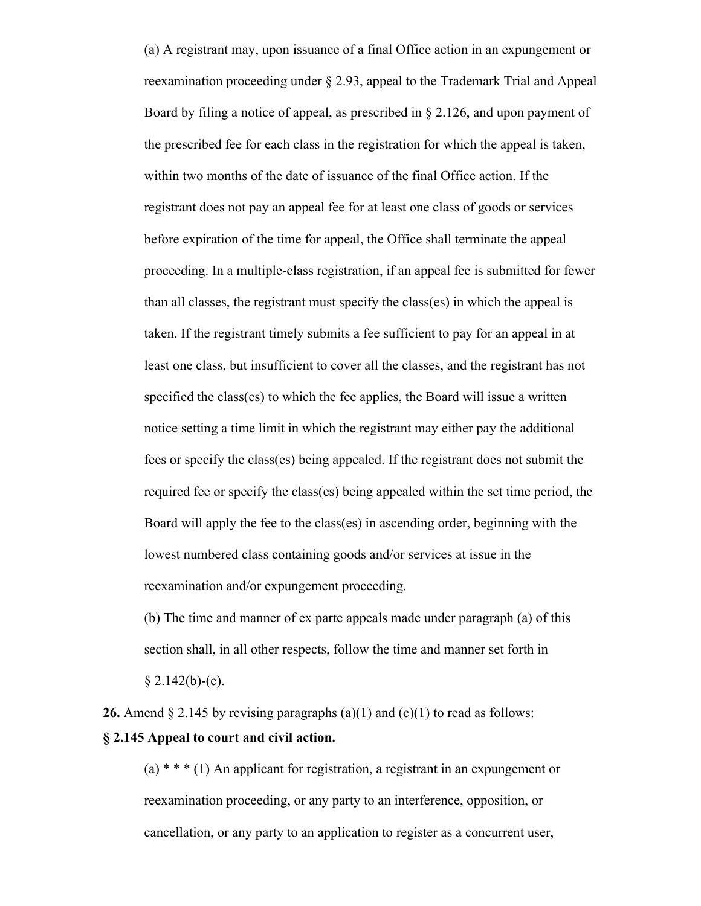(a) A registrant may, upon issuance of a final Office action in an expungement or reexamination proceeding under § 2.93, appeal to the Trademark Trial and Appeal Board by filing a notice of appeal, as prescribed in § 2.126, and upon payment of the prescribed fee for each class in the registration for which the appeal is taken, within two months of the date of issuance of the final Office action. If the registrant does not pay an appeal fee for at least one class of goods or services before expiration of the time for appeal, the Office shall terminate the appeal proceeding. In a multiple-class registration, if an appeal fee is submitted for fewer than all classes, the registrant must specify the class(es) in which the appeal is taken. If the registrant timely submits a fee sufficient to pay for an appeal in at least one class, but insufficient to cover all the classes, and the registrant has not specified the class(es) to which the fee applies, the Board will issue a written notice setting a time limit in which the registrant may either pay the additional fees or specify the class(es) being appealed. If the registrant does not submit the required fee or specify the class(es) being appealed within the set time period, the Board will apply the fee to the class(es) in ascending order, beginning with the lowest numbered class containing goods and/or services at issue in the reexamination and/or expungement proceeding.

(b) The time and manner of ex parte appeals made under paragraph (a) of this section shall, in all other respects, follow the time and manner set forth in § 2.142(b)-(e).

**26.** Amend § 2.145 by revising paragraphs (a)(1) and (c)(1) to read as follows:

**§ 2.145 Appeal to court and civil action.**

(a) * * * (1) An applicant for registration, a registrant in an expungement or reexamination proceeding, or any party to an interference, opposition, or cancellation, or any party to an application to register as a concurrent user,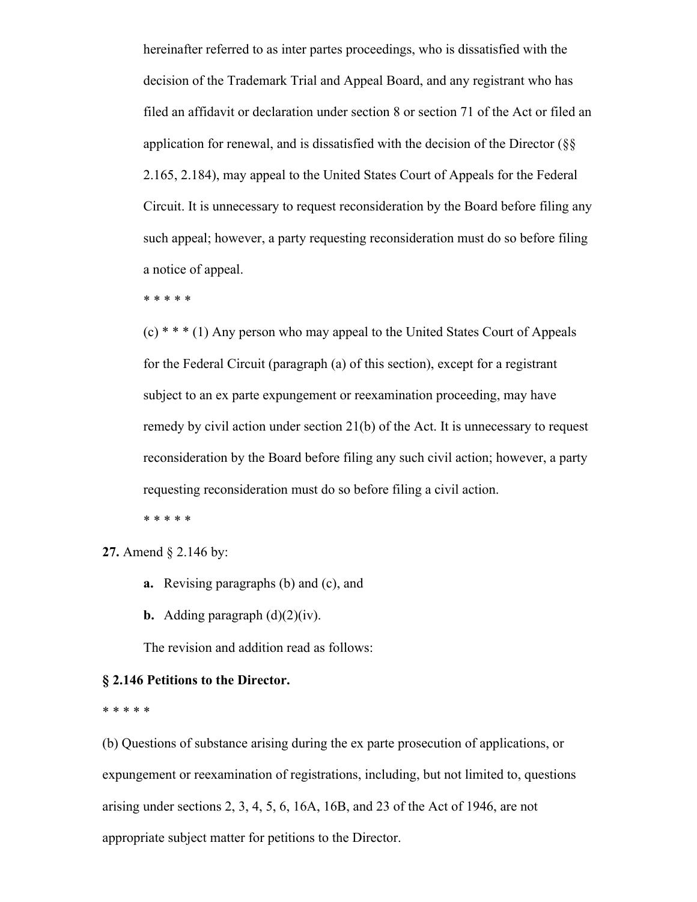hereinafter referred to as inter partes proceedings, who is dissatisfied with the decision of the Trademark Trial and Appeal Board, and any registrant who has filed an affidavit or declaration under section 8 or section 71 of the Act or filed an application for renewal, and is dissatisfied with the decision of the Director (§§ 2.165, 2.184), may appeal to the United States Court of Appeals for the Federal Circuit. It is unnecessary to request reconsideration by the Board before filing any such appeal; however, a party requesting reconsideration must do so before filing a notice of appeal.

* * * * *

(c) * * * (1) Any person who may appeal to the United States Court of Appeals for the Federal Circuit (paragraph (a) of this section), except for a registrant subject to an ex parte expungement or reexamination proceeding, may have remedy by civil action under section 21(b) of the Act. It is unnecessary to request reconsideration by the Board before filing any such civil action; however, a party requesting reconsideration must do so before filing a civil action.

* * * * *

**27.** Amend § 2.146 by:

**a.** Revising paragraphs (b) and (c), and

**b.** Adding paragraph (d)(2)(iv).

The revision and addition read as follows:

**§ 2.146 Petitions to the Director.**

* * * * *

(b) Questions of substance arising during the ex parte prosecution of applications, or expungement or reexamination of registrations, including, but not limited to, questions arising under sections 2, 3, 4, 5, 6, 16A, 16B, and 23 of the Act of 1946, are not appropriate subject matter for petitions to the Director.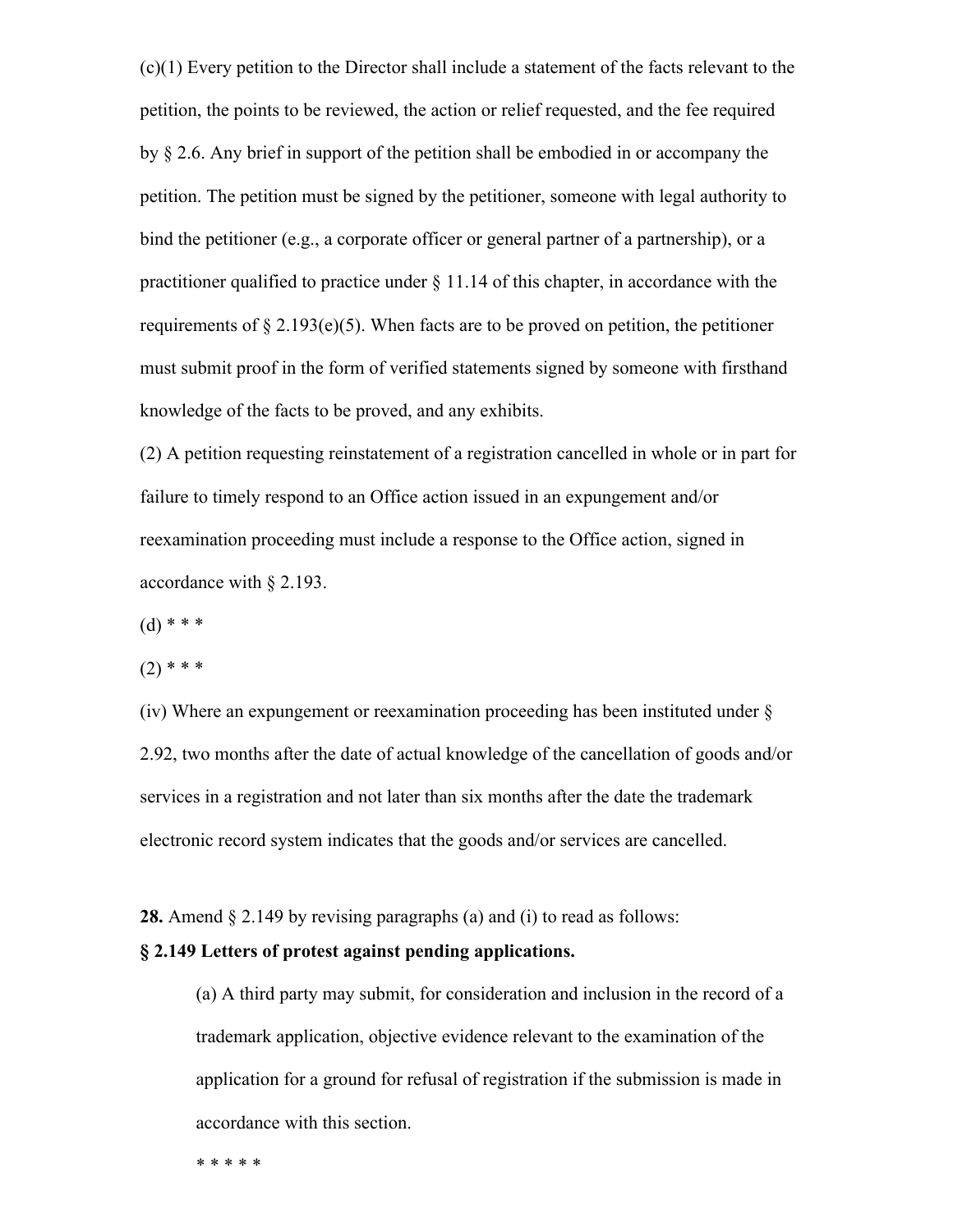(c)(1) Every petition to the Director shall include a statement of the facts relevant to the petition, the points to be reviewed, the action or relief requested, and the fee required by § 2.6. Any brief in support of the petition shall be embodied in or accompany the petition. The petition must be signed by the petitioner, someone with legal authority to bind the petitioner (e.g., a corporate officer or general partner of a partnership), or a practitioner qualified to practice under § 11.14 of this chapter, in accordance with the requirements of § 2.193(e)(5). When facts are to be proved on petition, the petitioner must submit proof in the form of verified statements signed by someone with firsthand knowledge of the facts to be proved, and any exhibits.

(2) A petition requesting reinstatement of a registration cancelled in whole or in part for failure to timely respond to an Office action issued in an expungement and/or reexamination proceeding must include a response to the Office action, signed in accordance with § 2.193.

(d) * * *

(2) * * *

(iv) Where an expungement or reexamination proceeding has been instituted under § 2.92, two months after the date of actual knowledge of the cancellation of goods and/or services in a registration and not later than six months after the date the trademark electronic record system indicates that the goods and/or services are cancelled.

**28.** Amend § 2.149 by revising paragraphs (a) and (i) to read as follows:

**§ 2.149 Letters of protest against pending applications.**

(a) A third party may submit, for consideration and inclusion in the record of a trademark application, objective evidence relevant to the examination of the application for a ground for refusal of registration if the submission is made in accordance with this section.

* * * * *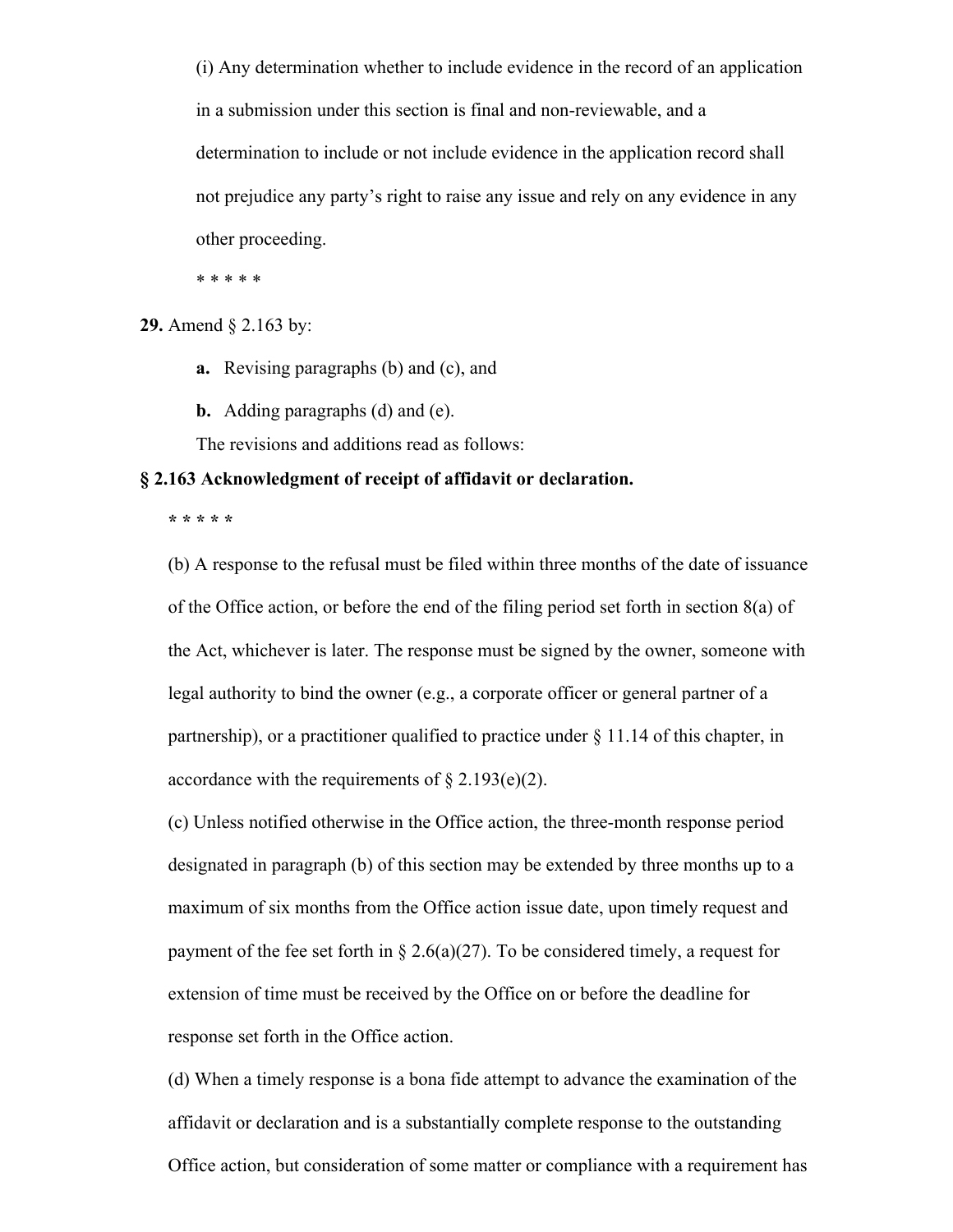(i) Any determination whether to include evidence in the record of an application in a submission under this section is final and non-reviewable, and a determination to include or not include evidence in the application record shall not prejudice any party's right to raise any issue and rely on any evidence in any other proceeding.

* * * * *

**29.** Amend § 2.163 by:

**a.** Revising paragraphs (b) and (c), and

**b.** Adding paragraphs (d) and (e).

The revisions and additions read as follows:

**§ 2.163 Acknowledgment of receipt of affidavit or declaration.**

**\* \* \* \* \***

(b) A response to the refusal must be filed within three months of the date of issuance of the Office action, or before the end of the filing period set forth in section 8(a) of the Act, whichever is later. The response must be signed by the owner, someone with legal authority to bind the owner (e.g., a corporate officer or general partner of a partnership), or a practitioner qualified to practice under § 11.14 of this chapter, in accordance with the requirements of § 2.193(e)(2).

(c) Unless notified otherwise in the Office action, the three-month response period designated in paragraph (b) of this section may be extended by three months up to a maximum of six months from the Office action issue date, upon timely request and payment of the fee set forth in § 2.6(a)(27). To be considered timely, a request for extension of time must be received by the Office on or before the deadline for response set forth in the Office action.

(d) When a timely response is a bona fide attempt to advance the examination of the affidavit or declaration and is a substantially complete response to the outstanding Office action, but consideration of some matter or compliance with a requirement has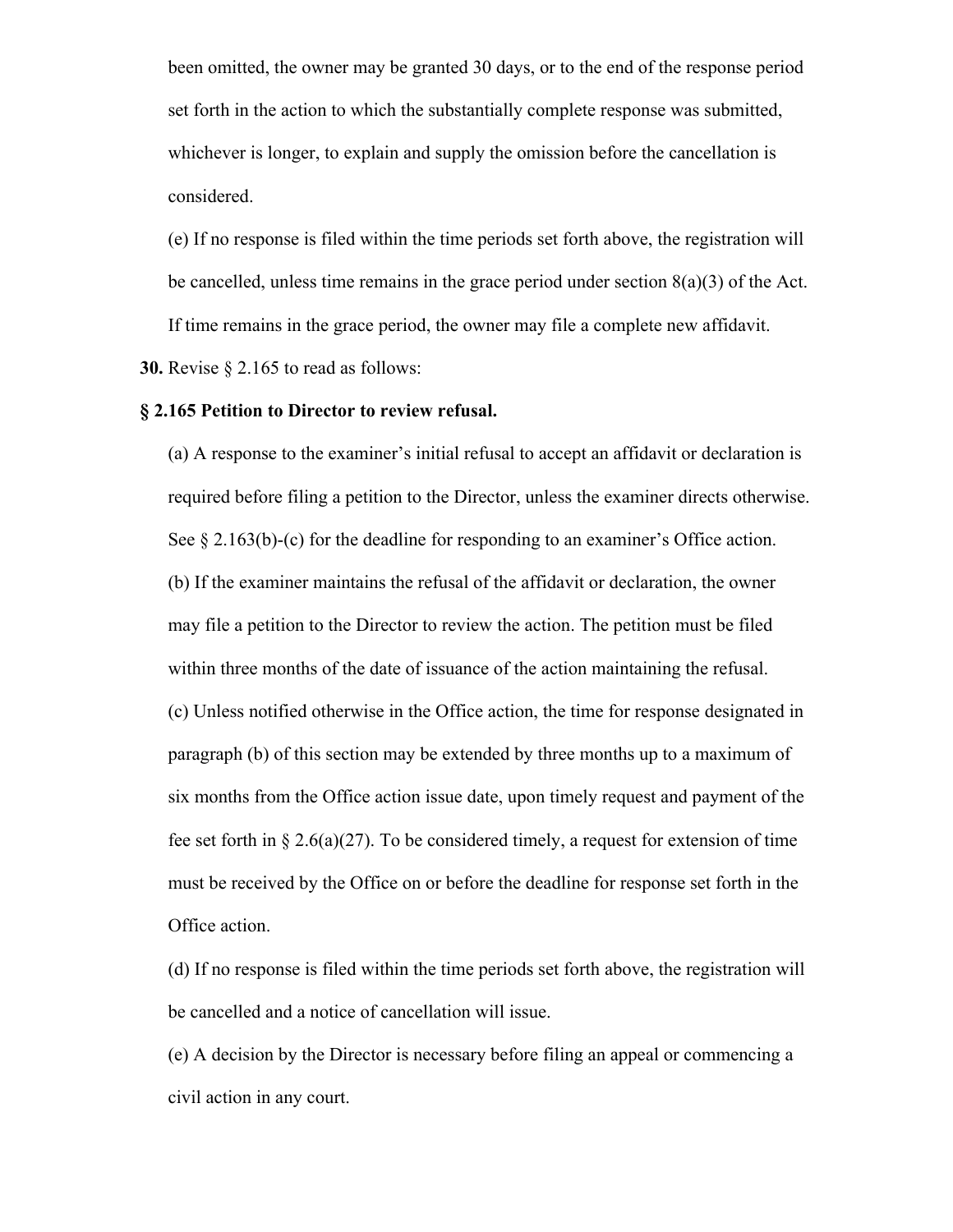been omitted, the owner may be granted 30 days, or to the end of the response period set forth in the action to which the substantially complete response was submitted, whichever is longer, to explain and supply the omission before the cancellation is considered.

(e) If no response is filed within the time periods set forth above, the registration will be cancelled, unless time remains in the grace period under section 8(a)(3) of the Act. If time remains in the grace period, the owner may file a complete new affidavit.

**30.** Revise § 2.165 to read as follows:

**§ 2.165 Petition to Director to review refusal.**

(a) A response to the examiner's initial refusal to accept an affidavit or declaration is required before filing a petition to the Director, unless the examiner directs otherwise. See § 2.163(b)-(c) for the deadline for responding to an examiner's Office action.

(b) If the examiner maintains the refusal of the affidavit or declaration, the owner may file a petition to the Director to review the action. The petition must be filed within three months of the date of issuance of the action maintaining the refusal.

(c) Unless notified otherwise in the Office action, the time for response designated in paragraph (b) of this section may be extended by three months up to a maximum of six months from the Office action issue date, upon timely request and payment of the fee set forth in § 2.6(a)(27). To be considered timely, a request for extension of time must be received by the Office on or before the deadline for response set forth in the Office action.

(d) If no response is filed within the time periods set forth above, the registration will be cancelled and a notice of cancellation will issue.

(e) A decision by the Director is necessary before filing an appeal or commencing a civil action in any court.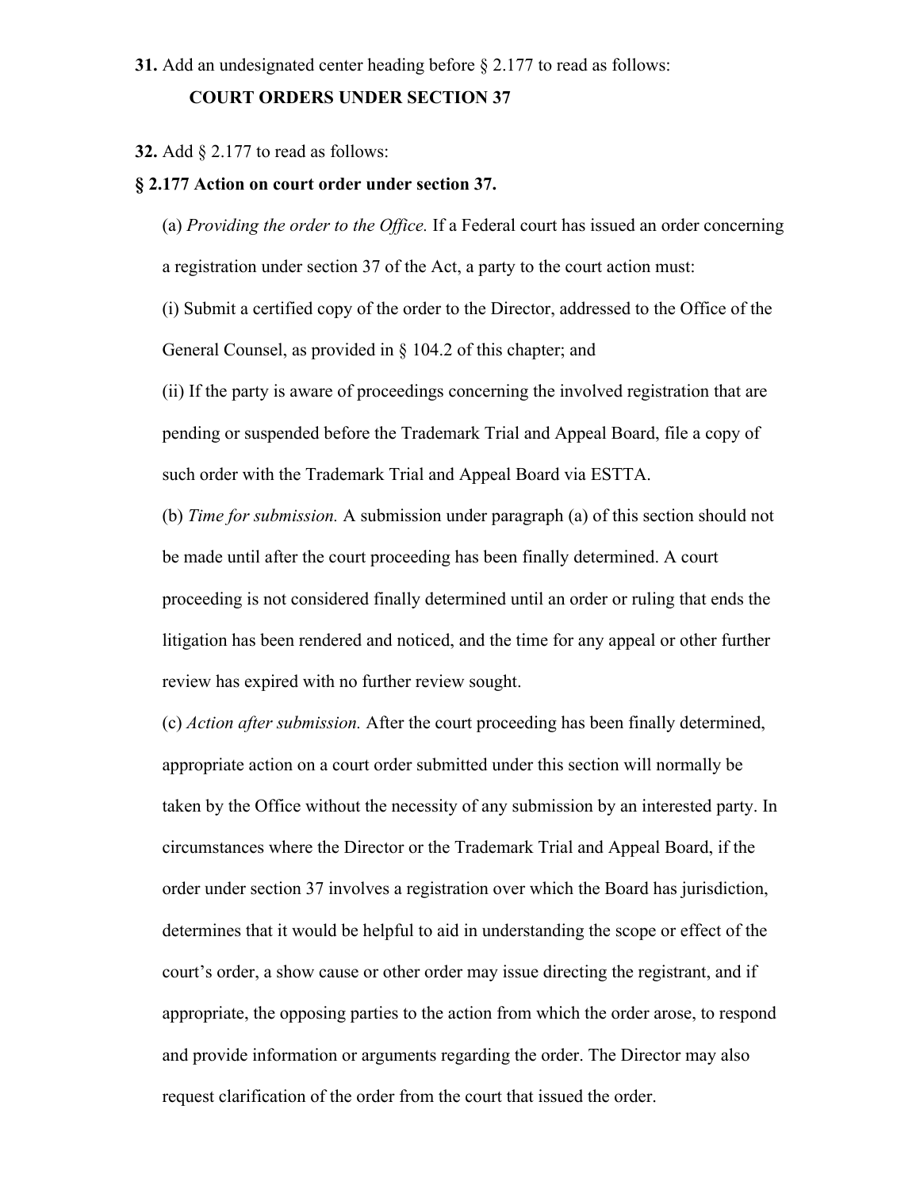**31.** Add an undesignated center heading before § 2.177 to read as follows:

**COURT ORDERS UNDER SECTION 37**

**32.** Add § 2.177 to read as follows:

**§ 2.177 Action on court order under section 37.**

(a) *Providing the order to the Office.* If a Federal court has issued an order concerning a registration under section 37 of the Act, a party to the court action must:

(i) Submit a certified copy of the order to the Director, addressed to the Office of the General Counsel, as provided in § 104.2 of this chapter; and

(ii) If the party is aware of proceedings concerning the involved registration that are pending or suspended before the Trademark Trial and Appeal Board, file a copy of such order with the Trademark Trial and Appeal Board via ESTTA.

(b) *Time for submission.* A submission under paragraph (a) of this section should not be made until after the court proceeding has been finally determined. A court proceeding is not considered finally determined until an order or ruling that ends the litigation has been rendered and noticed, and the time for any appeal or other further review has expired with no further review sought.

(c) *Action after submission.* After the court proceeding has been finally determined, appropriate action on a court order submitted under this section will normally be taken by the Office without the necessity of any submission by an interested party. In circumstances where the Director or the Trademark Trial and Appeal Board, if the order under section 37 involves a registration over which the Board has jurisdiction, determines that it would be helpful to aid in understanding the scope or effect of the court's order, a show cause or other order may issue directing the registrant, and if appropriate, the opposing parties to the action from which the order arose, to respond and provide information or arguments regarding the order. The Director may also request clarification of the order from the court that issued the order.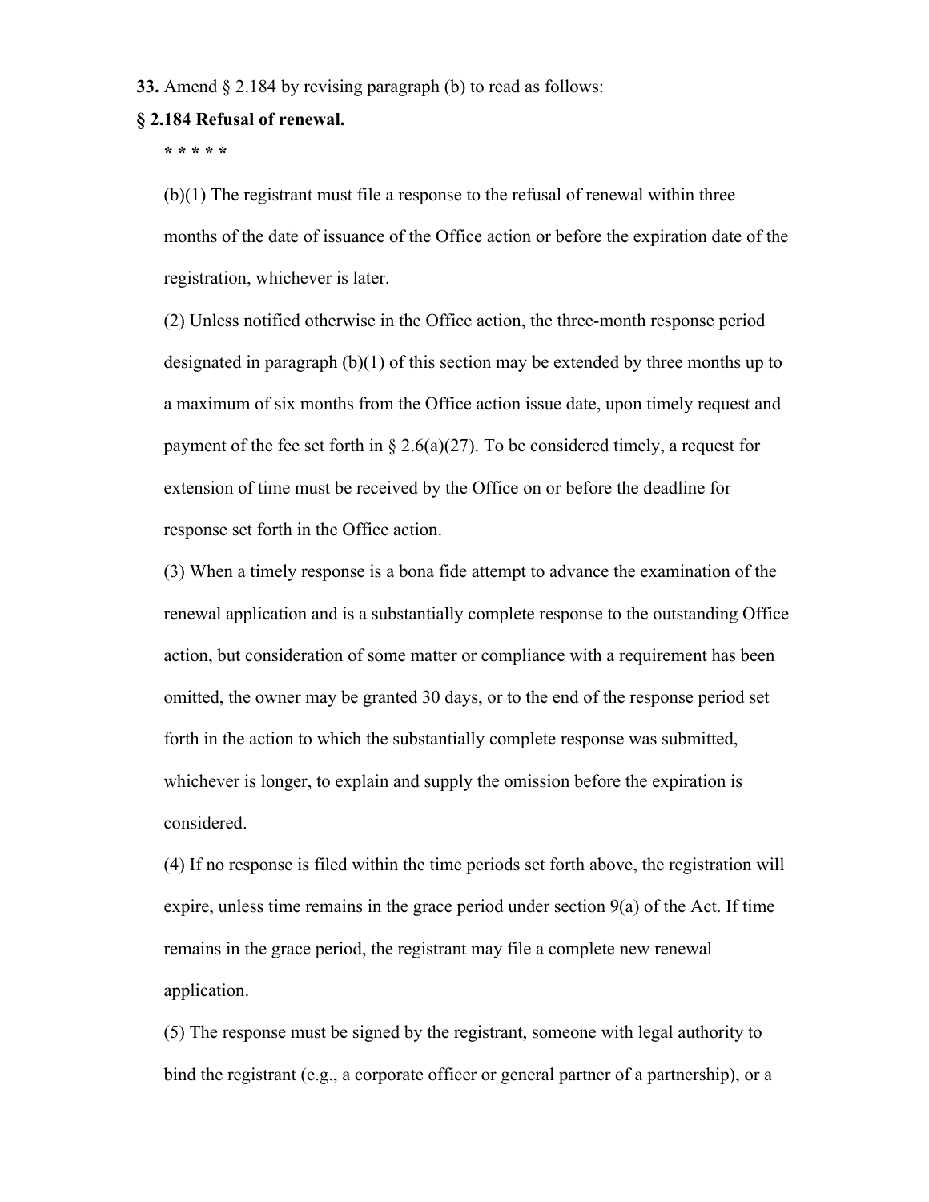**33.** Amend § 2.184 by revising paragraph (b) to read as follows:

**§ 2.184 Refusal of renewal.**

**\* \* \* \* \***

(b)(1) The registrant must file a response to the refusal of renewal within three months of the date of issuance of the Office action or before the expiration date of the registration, whichever is later.

(2) Unless notified otherwise in the Office action, the three-month response period designated in paragraph (b)(1) of this section may be extended by three months up to a maximum of six months from the Office action issue date, upon timely request and payment of the fee set forth in § 2.6(a)(27). To be considered timely, a request for extension of time must be received by the Office on or before the deadline for response set forth in the Office action.

(3) When a timely response is a bona fide attempt to advance the examination of the renewal application and is a substantially complete response to the outstanding Office action, but consideration of some matter or compliance with a requirement has been omitted, the owner may be granted 30 days, or to the end of the response period set forth in the action to which the substantially complete response was submitted, whichever is longer, to explain and supply the omission before the expiration is considered.

(4) If no response is filed within the time periods set forth above, the registration will expire, unless time remains in the grace period under section 9(a) of the Act. If time remains in the grace period, the registrant may file a complete new renewal application.

(5) The response must be signed by the registrant, someone with legal authority to bind the registrant (e.g., a corporate officer or general partner of a partnership), or a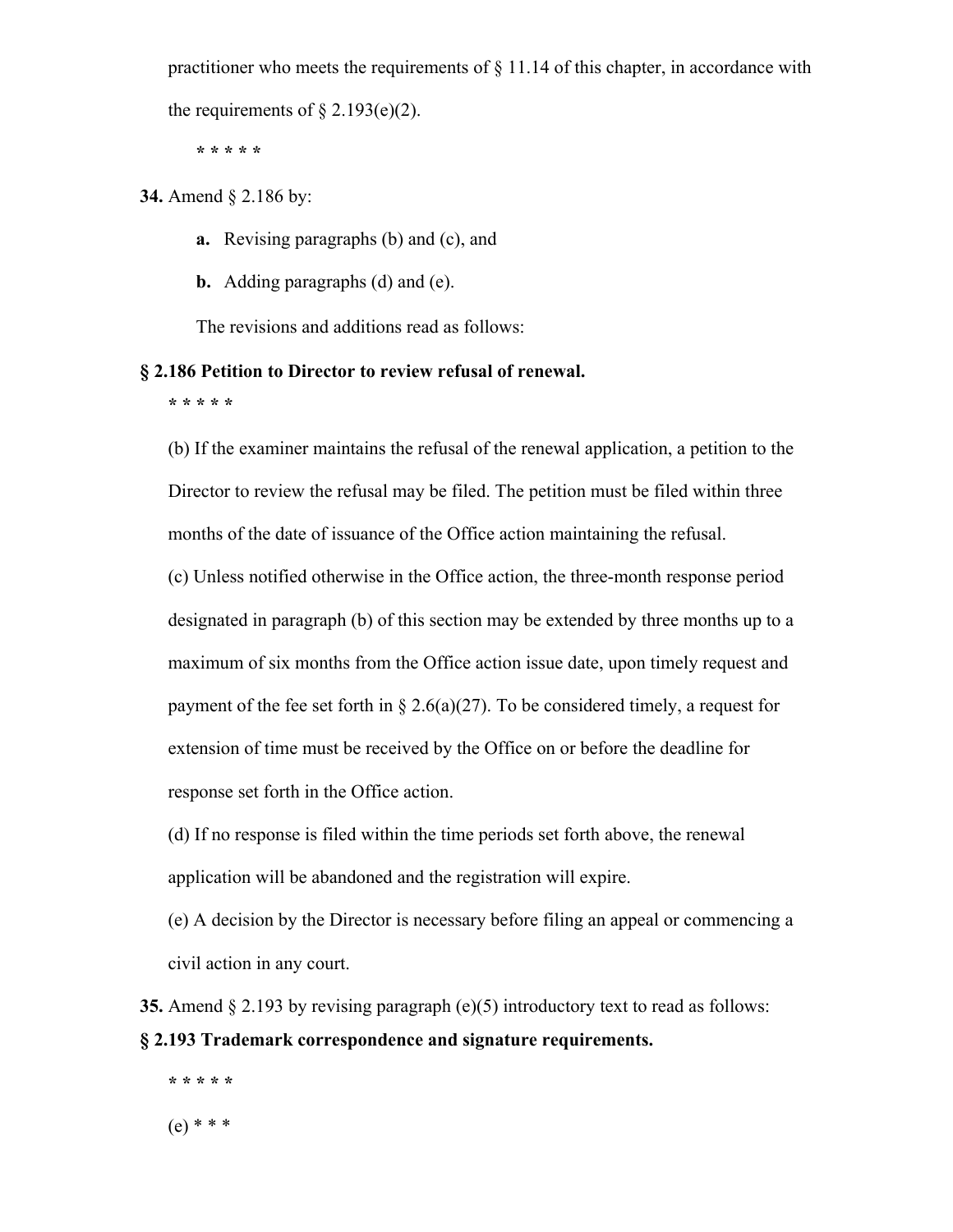practitioner who meets the requirements of § 11.14 of this chapter, in accordance with the requirements of § 2.193(e)(2).

* * * * *

**34.** Amend § 2.186 by:

**a.** Revising paragraphs (b) and (c), and

**b.** Adding paragraphs (d) and (e).

The revisions and additions read as follows:

**§ 2.186 Petition to Director to review refusal of renewal.**

* * * * *

(b) If the examiner maintains the refusal of the renewal application, a petition to the Director to review the refusal may be filed. The petition must be filed within three months of the date of issuance of the Office action maintaining the refusal.

(c) Unless notified otherwise in the Office action, the three-month response period designated in paragraph (b) of this section may be extended by three months up to a maximum of six months from the Office action issue date, upon timely request and payment of the fee set forth in § 2.6(a)(27). To be considered timely, a request for extension of time must be received by the Office on or before the deadline for response set forth in the Office action.

(d) If no response is filed within the time periods set forth above, the renewal application will be abandoned and the registration will expire.

(e) A decision by the Director is necessary before filing an appeal or commencing a civil action in any court.

**35.** Amend § 2.193 by revising paragraph (e)(5) introductory text to read as follows:

**§ 2.193 Trademark correspondence and signature requirements.**

* * * * *

(e) * * *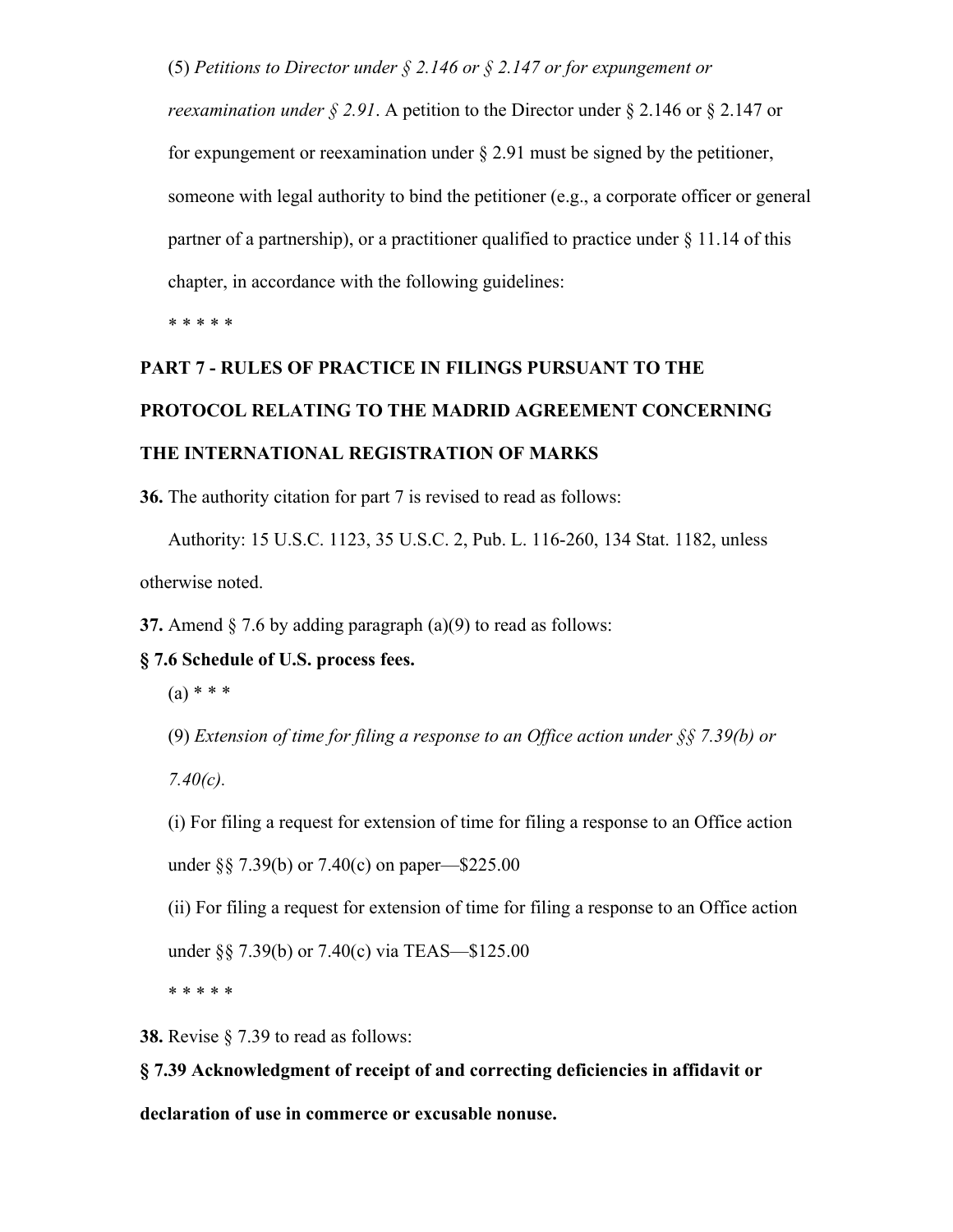(5) *Petitions to Director under § 2.146 or § 2.147 or for expungement or reexamination under § 2.91*. A petition to the Director under § 2.146 or § 2.147 or for expungement or reexamination under § 2.91 must be signed by the petitioner, someone with legal authority to bind the petitioner (e.g., a corporate officer or general partner of a partnership), or a practitioner qualified to practice under § 11.14 of this chapter, in accordance with the following guidelines:

* * * * *

**PART 7 - RULES OF PRACTICE IN FILINGS PURSUANT TO THE PROTOCOL RELATING TO THE MADRID AGREEMENT CONCERNING THE INTERNATIONAL REGISTRATION OF MARKS**

**36.** The authority citation for part 7 is revised to read as follows:

Authority: 15 U.S.C. 1123, 35 U.S.C. 2, Pub. L. 116-260, 134 Stat. 1182, unless otherwise noted.

**37.** Amend § 7.6 by adding paragraph (a)(9) to read as follows:

**§ 7.6 Schedule of U.S. process fees.**

(a) * * *

(9) *Extension of time for filing a response to an Office action under §§ 7.39(b) or 7.40(c).*

(i) For filing a request for extension of time for filing a response to an Office action under §§ 7.39(b) or 7.40(c) on paper—$225.00

(ii) For filing a request for extension of time for filing a response to an Office action under §§ 7.39(b) or 7.40(c) via TEAS—$125.00

* * * * *

**38.** Revise § 7.39 to read as follows:

**§ 7.39 Acknowledgment of receipt of and correcting deficiencies in affidavit or declaration of use in commerce or excusable nonuse.**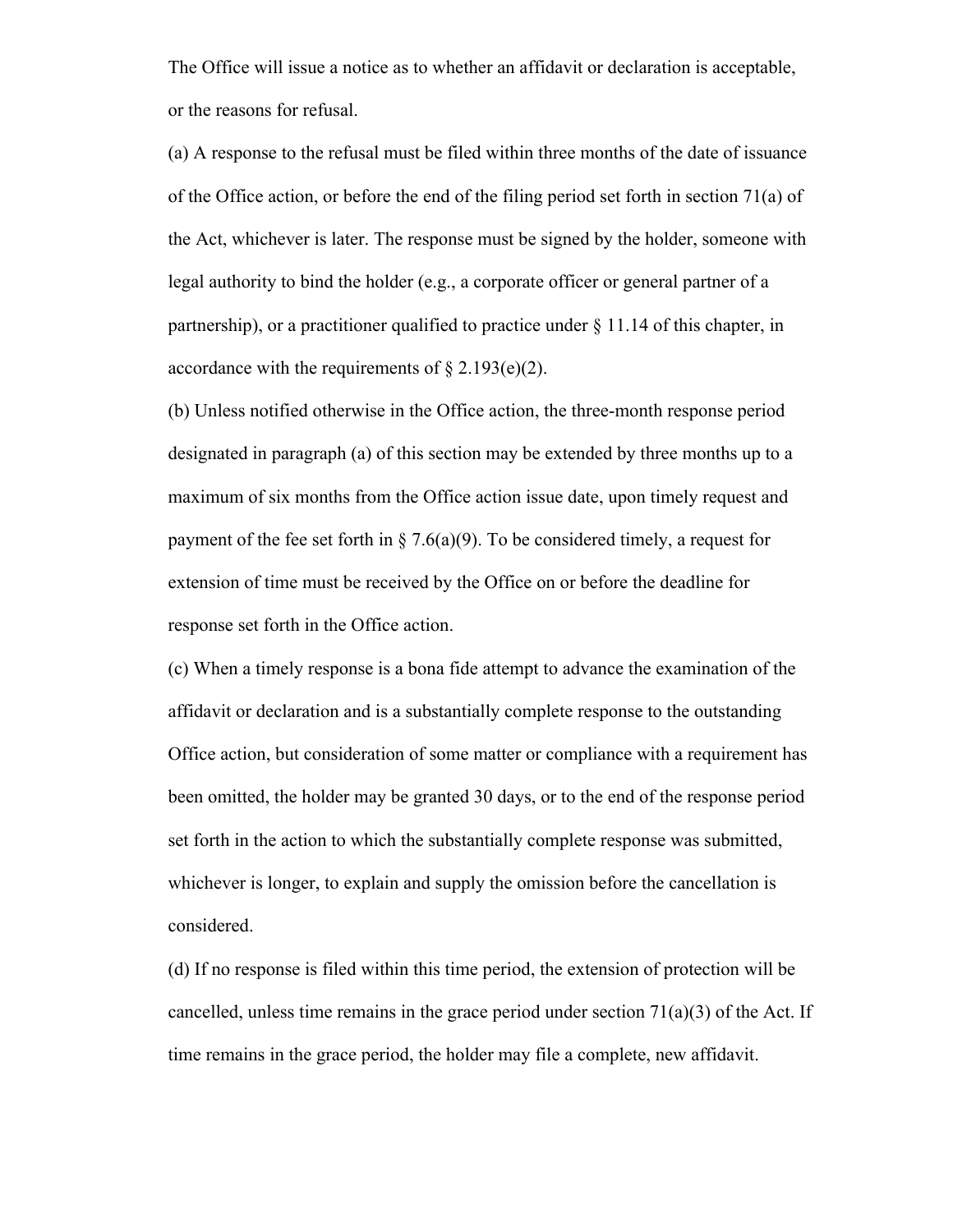The Office will issue a notice as to whether an affidavit or declaration is acceptable, or the reasons for refusal.

(a) A response to the refusal must be filed within three months of the date of issuance of the Office action, or before the end of the filing period set forth in section 71(a) of the Act, whichever is later. The response must be signed by the holder, someone with legal authority to bind the holder (e.g., a corporate officer or general partner of a partnership), or a practitioner qualified to practice under § 11.14 of this chapter, in accordance with the requirements of § 2.193(e)(2).

(b) Unless notified otherwise in the Office action, the three-month response period designated in paragraph (a) of this section may be extended by three months up to a maximum of six months from the Office action issue date, upon timely request and payment of the fee set forth in § 7.6(a)(9). To be considered timely, a request for extension of time must be received by the Office on or before the deadline for response set forth in the Office action.

(c) When a timely response is a bona fide attempt to advance the examination of the affidavit or declaration and is a substantially complete response to the outstanding Office action, but consideration of some matter or compliance with a requirement has been omitted, the holder may be granted 30 days, or to the end of the response period set forth in the action to which the substantially complete response was submitted, whichever is longer, to explain and supply the omission before the cancellation is considered.

(d) If no response is filed within this time period, the extension of protection will be cancelled, unless time remains in the grace period under section 71(a)(3) of the Act. If time remains in the grace period, the holder may file a complete, new affidavit.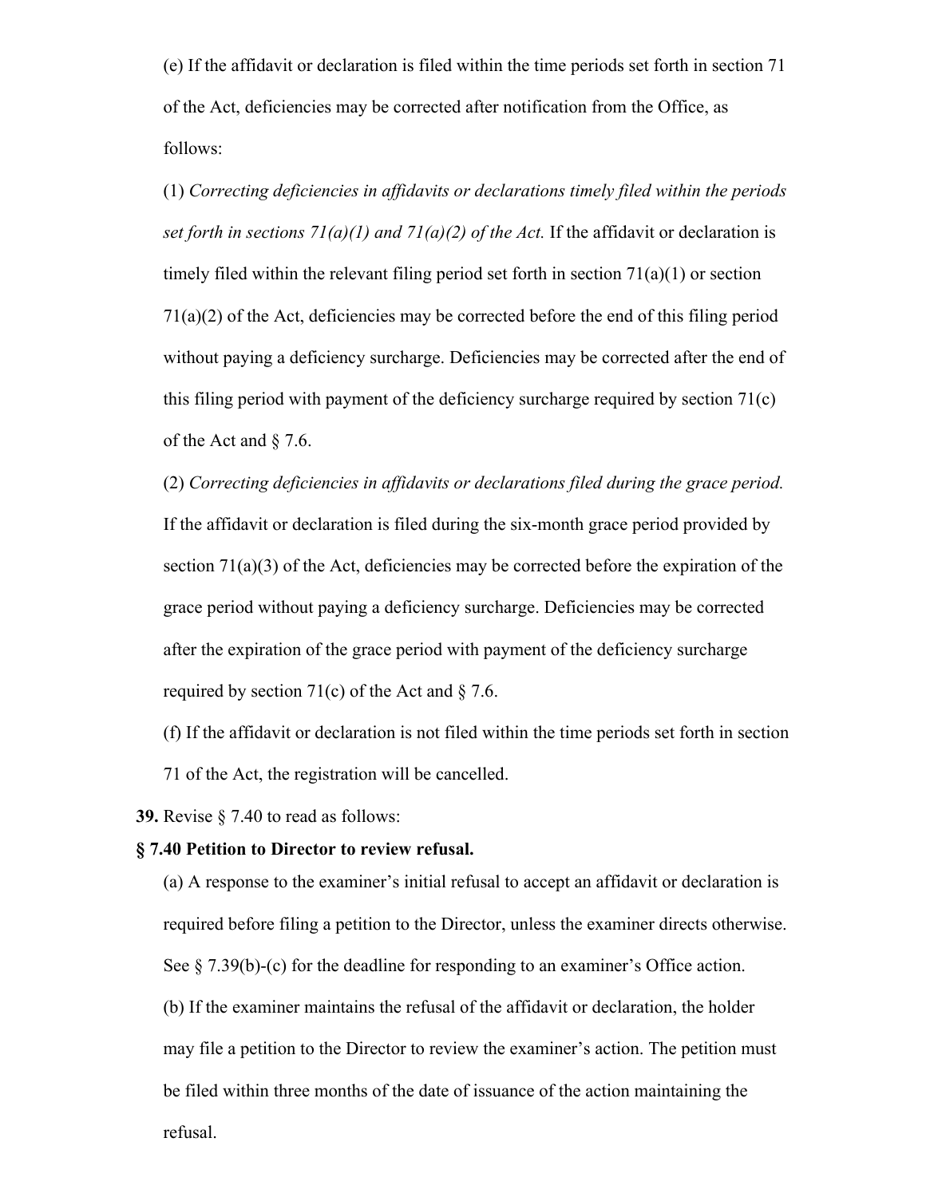(e) If the affidavit or declaration is filed within the time periods set forth in section 71 of the Act, deficiencies may be corrected after notification from the Office, as follows:

(1) *Correcting deficiencies in affidavits or declarations timely filed within the periods set forth in sections 71(a)(1) and 71(a)(2) of the Act.* If the affidavit or declaration is timely filed within the relevant filing period set forth in section 71(a)(1) or section 71(a)(2) of the Act, deficiencies may be corrected before the end of this filing period without paying a deficiency surcharge. Deficiencies may be corrected after the end of this filing period with payment of the deficiency surcharge required by section 71(c) of the Act and § 7.6.

(2) *Correcting deficiencies in affidavits or declarations filed during the grace period.* If the affidavit or declaration is filed during the six-month grace period provided by section 71(a)(3) of the Act, deficiencies may be corrected before the expiration of the grace period without paying a deficiency surcharge. Deficiencies may be corrected after the expiration of the grace period with payment of the deficiency surcharge required by section 71(c) of the Act and § 7.6.

(f) If the affidavit or declaration is not filed within the time periods set forth in section 71 of the Act, the registration will be cancelled.

**39.** Revise § 7.40 to read as follows:

**§ 7.40 Petition to Director to review refusal.**

(a) A response to the examiner's initial refusal to accept an affidavit or declaration is required before filing a petition to the Director, unless the examiner directs otherwise. See § 7.39(b)-(c) for the deadline for responding to an examiner's Office action.

(b) If the examiner maintains the refusal of the affidavit or declaration, the holder may file a petition to the Director to review the examiner's action. The petition must be filed within three months of the date of issuance of the action maintaining the refusal.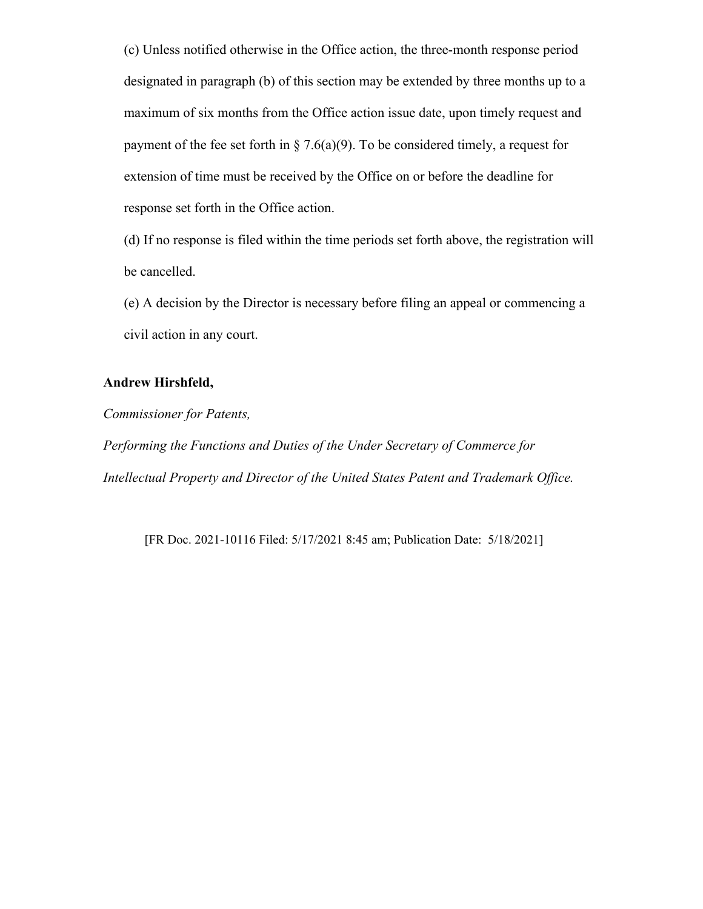(c) Unless notified otherwise in the Office action, the three-month response period designated in paragraph (b) of this section may be extended by three months up to a maximum of six months from the Office action issue date, upon timely request and payment of the fee set forth in § 7.6(a)(9). To be considered timely, a request for extension of time must be received by the Office on or before the deadline for response set forth in the Office action.

(d) If no response is filed within the time periods set forth above, the registration will be cancelled.

(e) A decision by the Director is necessary before filing an appeal or commencing a civil action in any court.

**Andrew Hirshfeld,**

*Commissioner for Patents,*

*Performing the Functions and Duties of the Under Secretary of Commerce for Intellectual Property and Director of the United States Patent and Trademark Office.*

[FR Doc. 2021-10116 Filed: 5/17/2021 8:45 am; Publication Date: 5/18/2021]